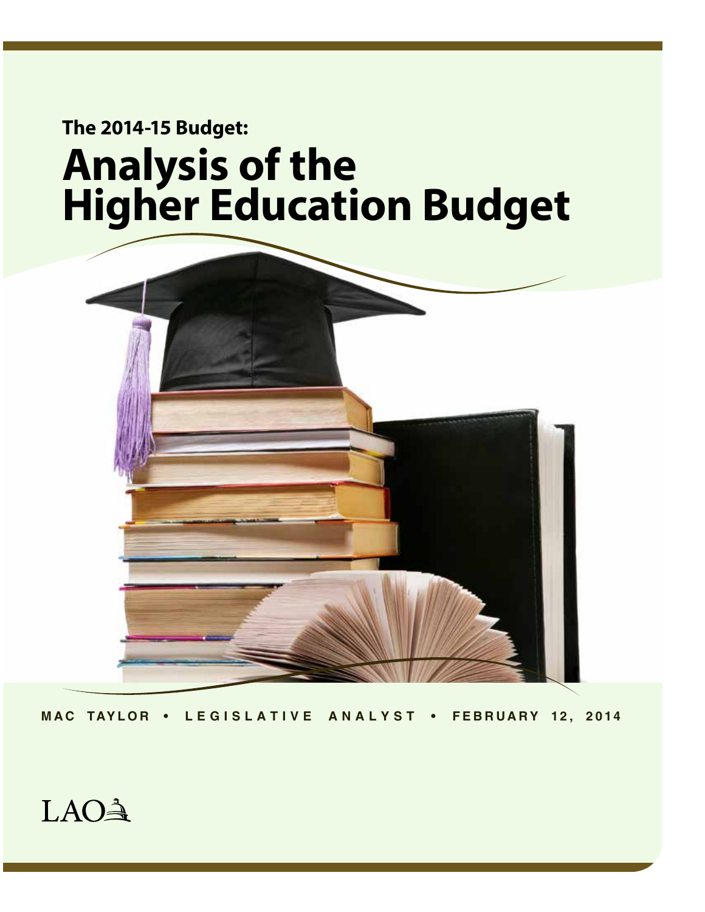**The 2014-15 Budget:**

# Analysis of the Higher Education Budget

MAC TAYLOR • LEGISLATIVE ANALYST • FEBRUARY 12, 2014

LAO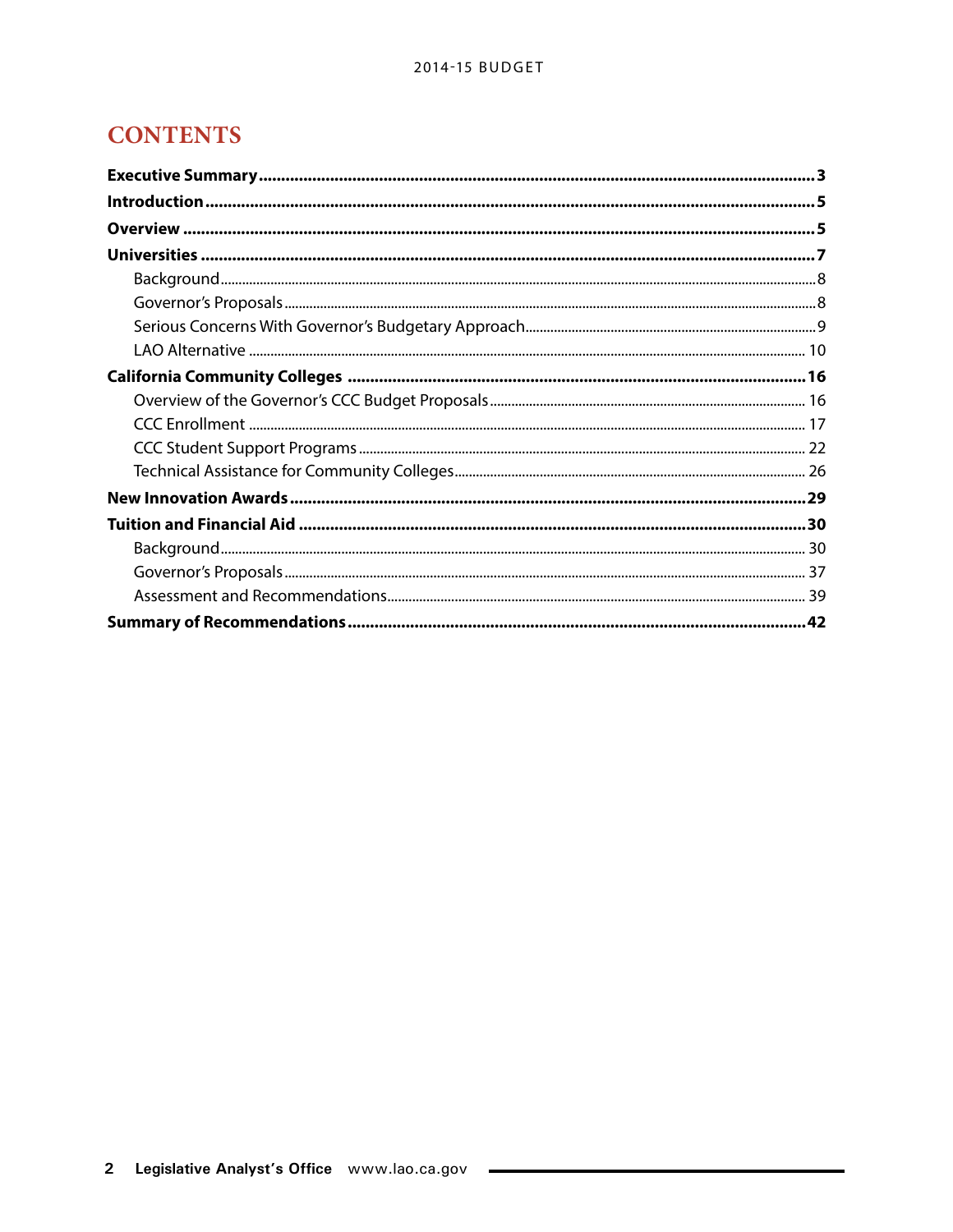# CONTENTS

**Executive Summary** ...... **3**

**Introduction** ...... **5**

**Overview** ...... **5**

**Universities** ...... **7**

- Background ...... 8
- Governor's Proposals ...... 8
- Serious Concerns With Governor's Budgetary Approach ...... 9
- LAO Alternative ...... 10

**California Community Colleges** ...... **16**

- Overview of the Governor's CCC Budget Proposals ...... 16
- CCC Enrollment ...... 17
- CCC Student Support Programs ...... 22
- Technical Assistance for Community Colleges ...... 26

**New Innovation Awards** ...... **29**

**Tuition and Financial Aid** ...... **30**

- Background ...... 30
- Governor's Proposals ...... 37
- Assessment and Recommendations ...... 39

**Summary of Recommendations** ...... **42**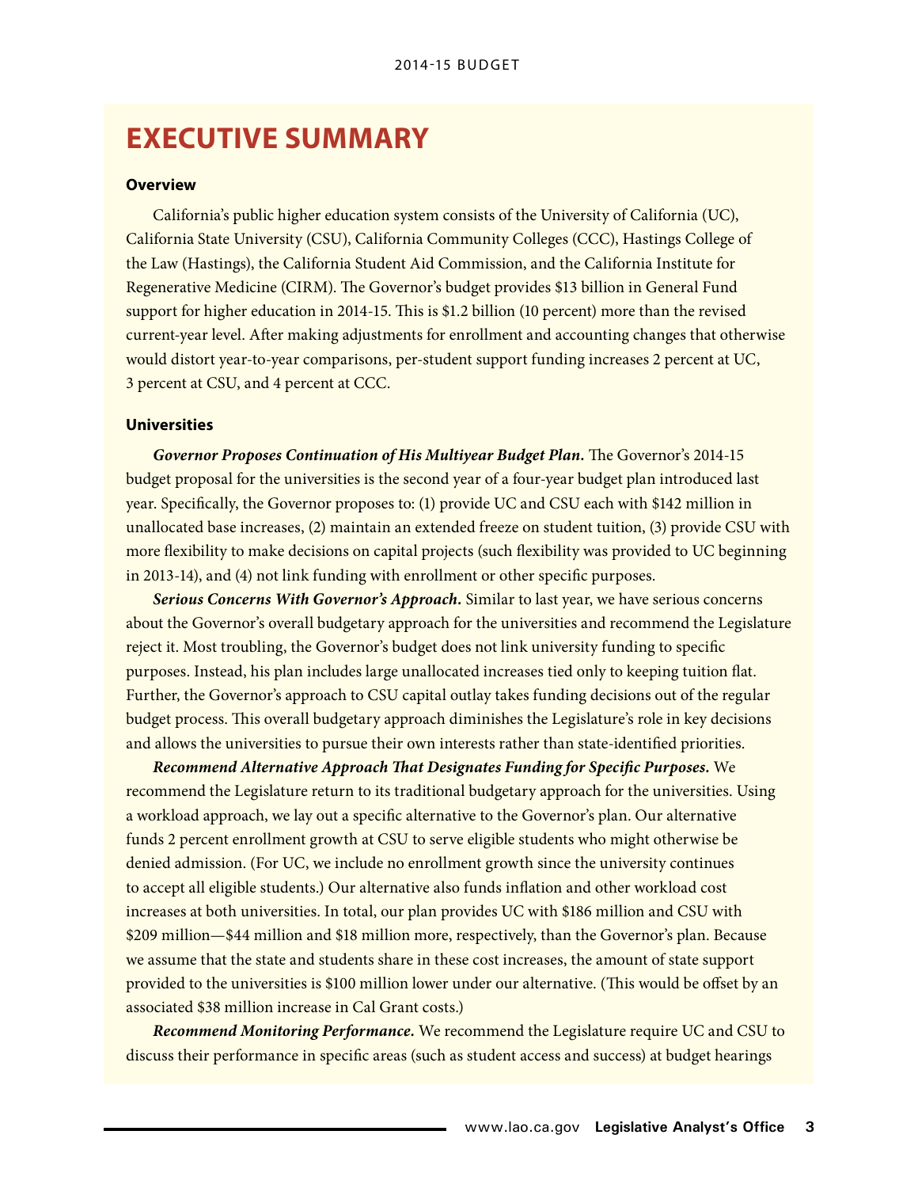# EXECUTIVE SUMMARY

### Overview

California's public higher education system consists of the University of California (UC), California State University (CSU), California Community Colleges (CCC), Hastings College of the Law (Hastings), the California Student Aid Commission, and the California Institute for Regenerative Medicine (CIRM). The Governor's budget provides $13 billion in General Fund support for higher education in 2014-15. This is $1.2 billion (10 percent) more than the revised current-year level. After making adjustments for enrollment and accounting changes that otherwise would distort year-to-year comparisons, per-student support funding increases 2 percent at UC, 3 percent at CSU, and 4 percent at CCC.

### Universities

***Governor Proposes Continuation of His Multiyear Budget Plan.*** The Governor's 2014-15 budget proposal for the universities is the second year of a four-year budget plan introduced last year. Specifically, the Governor proposes to: (1) provide UC and CSU each with $142 million in unallocated base increases, (2) maintain an extended freeze on student tuition, (3) provide CSU with more flexibility to make decisions on capital projects (such flexibility was provided to UC beginning in 2013-14), and (4) not link funding with enrollment or other specific purposes.

***Serious Concerns With Governor's Approach.*** Similar to last year, we have serious concerns about the Governor's overall budgetary approach for the universities and recommend the Legislature reject it. Most troubling, the Governor's budget does not link university funding to specific purposes. Instead, his plan includes large unallocated increases tied only to keeping tuition flat. Further, the Governor's approach to CSU capital outlay takes funding decisions out of the regular budget process. This overall budgetary approach diminishes the Legislature's role in key decisions and allows the universities to pursue their own interests rather than state-identified priorities.

***Recommend Alternative Approach That Designates Funding for Specific Purposes.*** We recommend the Legislature return to its traditional budgetary approach for the universities. Using a workload approach, we lay out a specific alternative to the Governor's plan. Our alternative funds 2 percent enrollment growth at CSU to serve eligible students who might otherwise be denied admission. (For UC, we include no enrollment growth since the university continues to accept all eligible students.) Our alternative also funds inflation and other workload cost increases at both universities. In total, our plan provides UC with $186 million and CSU with $209 million—$44 million and $18 million more, respectively, than the Governor's plan. Because we assume that the state and students share in these cost increases, the amount of state support provided to the universities is $100 million lower under our alternative. (This would be offset by an associated $38 million increase in Cal Grant costs.)

***Recommend Monitoring Performance.*** We recommend the Legislature require UC and CSU to discuss their performance in specific areas (such as student access and success) at budget hearings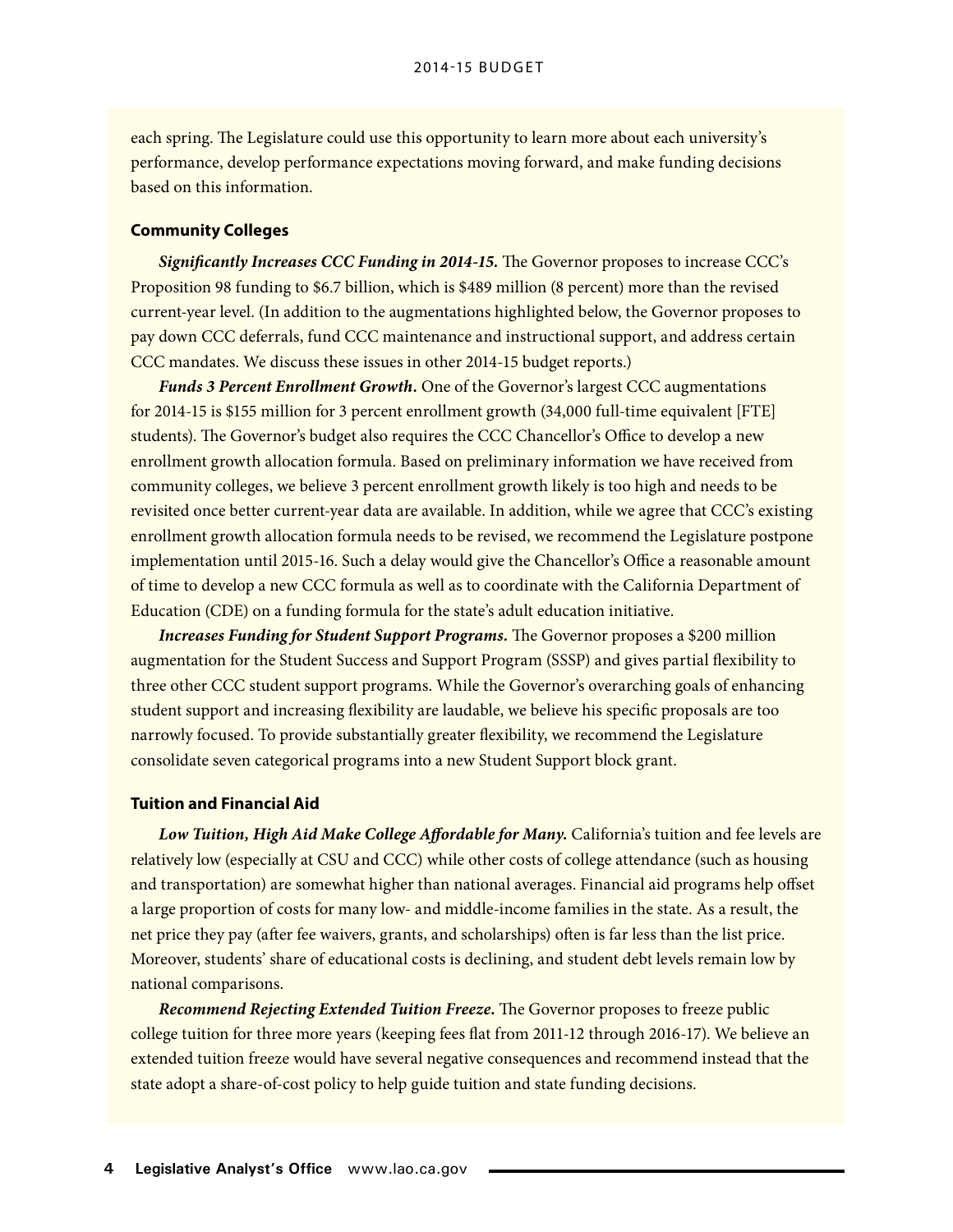each spring. The Legislature could use this opportunity to learn more about each university's performance, develop performance expectations moving forward, and make funding decisions based on this information.

### Community Colleges

***Significantly Increases CCC Funding in 2014-15.*** The Governor proposes to increase CCC's Proposition 98 funding to $6.7 billion, which is $489 million (8 percent) more than the revised current-year level. (In addition to the augmentations highlighted below, the Governor proposes to pay down CCC deferrals, fund CCC maintenance and instructional support, and address certain CCC mandates. We discuss these issues in other 2014-15 budget reports.)

***Funds 3 Percent Enrollment Growth.*** One of the Governor's largest CCC augmentations for 2014-15 is $155 million for 3 percent enrollment growth (34,000 full-time equivalent [FTE] students). The Governor's budget also requires the CCC Chancellor's Office to develop a new enrollment growth allocation formula. Based on preliminary information we have received from community colleges, we believe 3 percent enrollment growth likely is too high and needs to be revisited once better current-year data are available. In addition, while we agree that CCC's existing enrollment growth allocation formula needs to be revised, we recommend the Legislature postpone implementation until 2015-16. Such a delay would give the Chancellor's Office a reasonable amount of time to develop a new CCC formula as well as to coordinate with the California Department of Education (CDE) on a funding formula for the state's adult education initiative.

***Increases Funding for Student Support Programs.*** The Governor proposes a $200 million augmentation for the Student Success and Support Program (SSSP) and gives partial flexibility to three other CCC student support programs. While the Governor's overarching goals of enhancing student support and increasing flexibility are laudable, we believe his specific proposals are too narrowly focused. To provide substantially greater flexibility, we recommend the Legislature consolidate seven categorical programs into a new Student Support block grant.

### Tuition and Financial Aid

***Low Tuition, High Aid Make College Affordable for Many.*** California's tuition and fee levels are relatively low (especially at CSU and CCC) while other costs of college attendance (such as housing and transportation) are somewhat higher than national averages. Financial aid programs help offset a large proportion of costs for many low- and middle-income families in the state. As a result, the net price they pay (after fee waivers, grants, and scholarships) often is far less than the list price. Moreover, students' share of educational costs is declining, and student debt levels remain low by national comparisons.

***Recommend Rejecting Extended Tuition Freeze.*** The Governor proposes to freeze public college tuition for three more years (keeping fees flat from 2011-12 through 2016-17). We believe an extended tuition freeze would have several negative consequences and recommend instead that the state adopt a share-of-cost policy to help guide tuition and state funding decisions.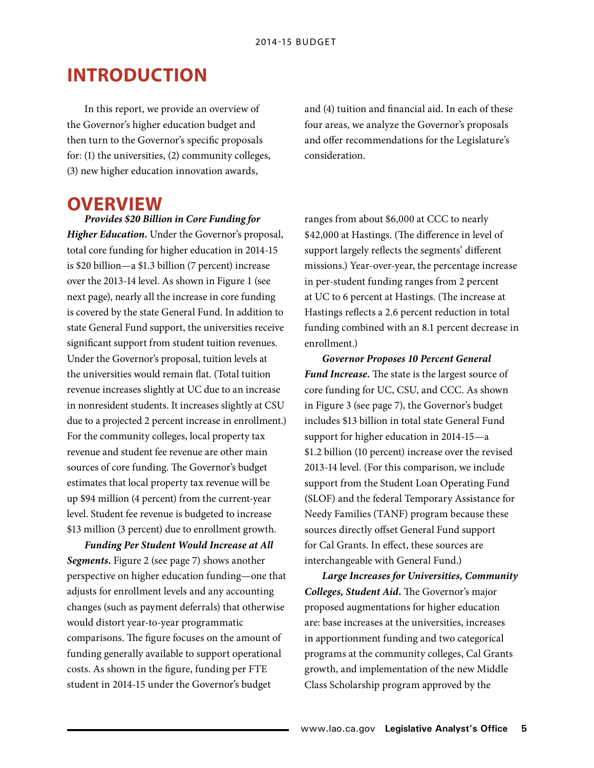# INTRODUCTION

In this report, we provide an overview of the Governor's higher education budget and then turn to the Governor's specific proposals for: (1) the universities, (2) community colleges, (3) new higher education innovation awards, and (4) tuition and financial aid. In each of these four areas, we analyze the Governor's proposals and offer recommendations for the Legislature's consideration.

# OVERVIEW

***Provides $20 Billion in Core Funding for Higher Education.*** Under the Governor's proposal, total core funding for higher education in 2014-15 is $20 billion—a $1.3 billion (7 percent) increase over the 2013-14 level. As shown in Figure 1 (see next page), nearly all the increase in core funding is covered by the state General Fund. In addition to state General Fund support, the universities receive significant support from student tuition revenues. Under the Governor's proposal, tuition levels at the universities would remain flat. (Total tuition revenue increases slightly at UC due to an increase in nonresident students. It increases slightly at CSU due to a projected 2 percent increase in enrollment.) For the community colleges, local property tax revenue and student fee revenue are other main sources of core funding. The Governor's budget estimates that local property tax revenue will be up $94 million (4 percent) from the current-year level. Student fee revenue is budgeted to increase $13 million (3 percent) due to enrollment growth.

***Funding Per Student Would Increase at All Segments.*** Figure 2 (see page 7) shows another perspective on higher education funding—one that adjusts for enrollment levels and any accounting changes (such as payment deferrals) that otherwise would distort year-to-year programmatic comparisons. The figure focuses on the amount of funding generally available to support operational costs. As shown in the figure, funding per FTE student in 2014-15 under the Governor's budget ranges from about $6,000 at CCC to nearly $42,000 at Hastings. (The difference in level of support largely reflects the segments' different missions.) Year-over-year, the percentage increase in per-student funding ranges from 2 percent at UC to 6 percent at Hastings. (The increase at Hastings reflects a 2.6 percent reduction in total funding combined with an 8.1 percent decrease in enrollment.)

***Governor Proposes 10 Percent General Fund Increase.*** The state is the largest source of core funding for UC, CSU, and CCC. As shown in Figure 3 (see page 7), the Governor's budget includes $13 billion in total state General Fund support for higher education in 2014-15—a $1.2 billion (10 percent) increase over the revised 2013-14 level. (For this comparison, we include support from the Student Loan Operating Fund (SLOF) and the federal Temporary Assistance for Needy Families (TANF) program because these sources directly offset General Fund support for Cal Grants. In effect, these sources are interchangeable with General Fund.)

***Large Increases for Universities, Community Colleges, Student Aid.*** The Governor's major proposed augmentations for higher education are: base increases at the universities, increases in apportionment funding and two categorical programs at the community colleges, Cal Grants growth, and implementation of the new Middle Class Scholarship program approved by the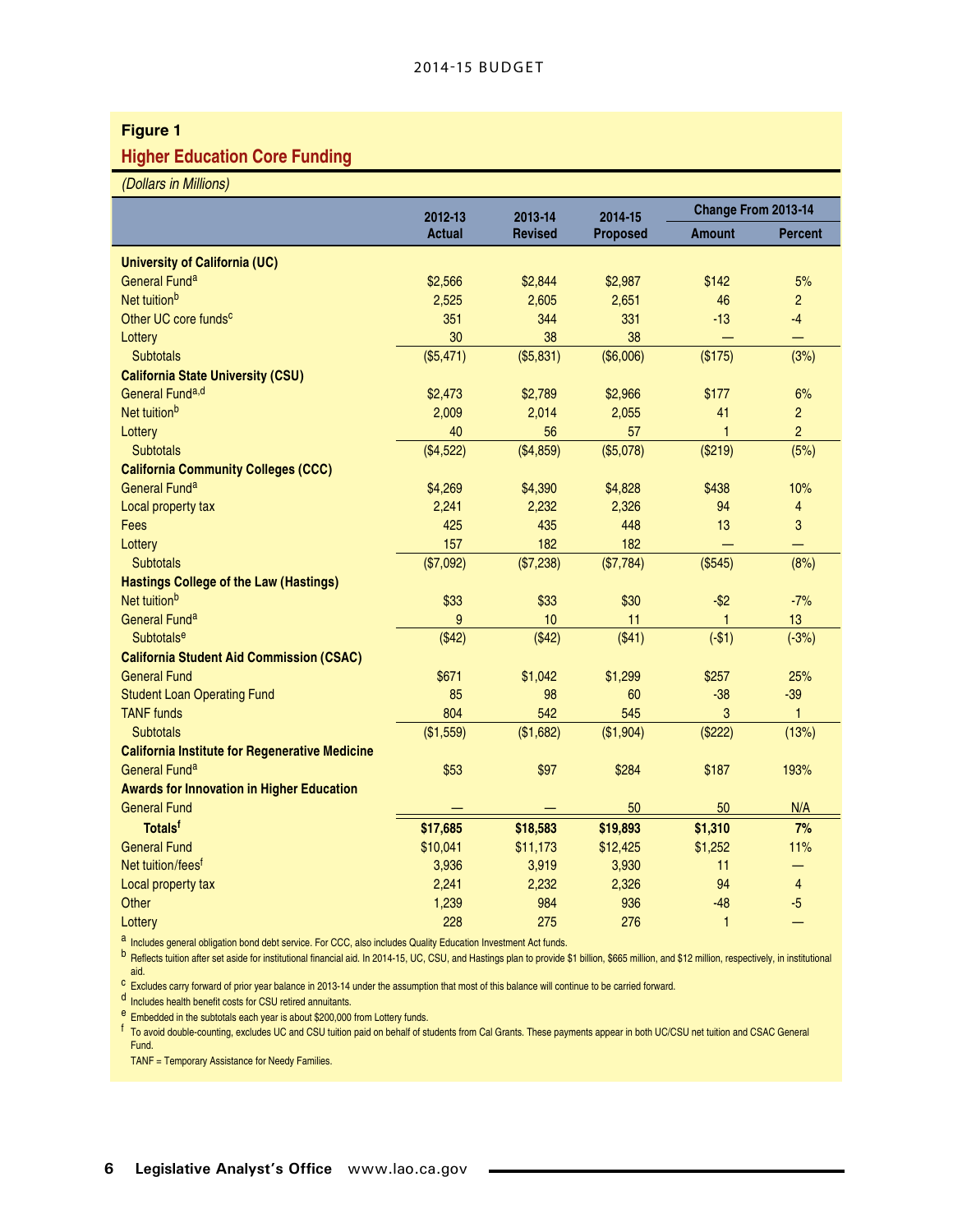**Figure 1**

## Higher Education Core Funding

*(Dollars in Millions)*

| | 2012-13 Actual | 2013-14 Revised | 2014-15 Proposed | Change From 2013-14 | |
|---|---|---|---|---|---|
| | | | | Amount | Percent |
| **University of California (UC)** | | | | | |
| General Fund[a] | $2,566 | $2,844 | $2,987 | $142 | 5% |
| Net tuition[b] | 2,525 | 2,605 | 2,651 | 46 | 2 |
| Other UC core funds[c] | 351 | 344 | 331 | -13 | -4 |
| Lottery | 30 | 38 | 38 | — | — |
| Subtotals | ($5,471) | ($5,831) | ($6,006) | ($175) | (3%) |
| **California State University (CSU)** | | | | | |
| General Fund[a,d] | $2,473 | $2,789 | $2,966 | $177 | 6% |
| Net tuition[b] | 2,009 | 2,014 | 2,055 | 41 | 2 |
| Lottery | 40 | 56 | 57 | 1 | 2 |
| Subtotals | ($4,522) | ($4,859) | ($5,078) | ($219) | (5%) |
| **California Community Colleges (CCC)** | | | | | |
| General Fund[a] | $4,269 | $4,390 | $4,828 | $438 | 10% |
| Local property tax | 2,241 | 2,232 | 2,326 | 94 | 4 |
| Fees | 425 | 435 | 448 | 13 | 3 |
| Lottery | 157 | 182 | 182 | — | — |
| Subtotals | ($7,092) | ($7,238) | ($7,784) | ($545) | (8%) |
| **Hastings College of the Law (Hastings)** | | | | | |
| Net tuition[b] | $33 | $33 | $30 | -$2 | -7% |
| General Fund[a] | 9 | 10 | 11 | 1 | 13 |
| Subtotals[e] | ($42) | ($42) | ($41) | (-$1) | (-3%) |
| **California Student Aid Commission (CSAC)** | | | | | |
| General Fund | $671 | $1,042 | $1,299 | $257 | 25% |
| Student Loan Operating Fund | 85 | 98 | 60 | -38 | -39 |
| TANF funds | 804 | 542 | 545 | 3 | 1 |
| Subtotals | ($1,559) | ($1,682) | ($1,904) | ($222) | (13%) |
| **California Institute for Regenerative Medicine** | | | | | |
| General Fund[a] | $53 | $97 | $284 | $187 | 193% |
| **Awards for Innovation in Higher Education** | | | | | |
| General Fund | — | — | 50 | 50 | N/A |
| **Totals[f]** | **$17,685** | **$18,583** | **$19,893** | **$1,310** | **7%** |
| General Fund | $10,041 | $11,173 | $12,425 | $1,252 | 11% |
| Net tuition/fees[f] | 3,936 | 3,919 | 3,930 | 11 | — |
| Local property tax | 2,241 | 2,232 | 2,326 | 94 | 4 |
| Other | 1,239 | 984 | 936 | -48 | -5 |
| Lottery | 228 | 275 | 276 | 1 | — |

[a] Includes general obligation bond debt service. For CCC, also includes Quality Education Investment Act funds.

[b] Reflects tuition after set aside for institutional financial aid. In 2014-15, UC, CSU, and Hastings plan to provide $1 billion, $665 million, and $12 million, respectively, in institutional aid.

[c] Excludes carry forward of prior year balance in 2013-14 under the assumption that most of this balance will continue to be carried forward.

[d] Includes health benefit costs for CSU retired annuitants.

[e] Embedded in the subtotals each year is about $200,000 from Lottery funds.

[f] To avoid double-counting, excludes UC and CSU tuition paid on behalf of students from Cal Grants. These payments appear in both UC/CSU net tuition and CSAC General Fund.

TANF = Temporary Assistance for Needy Families.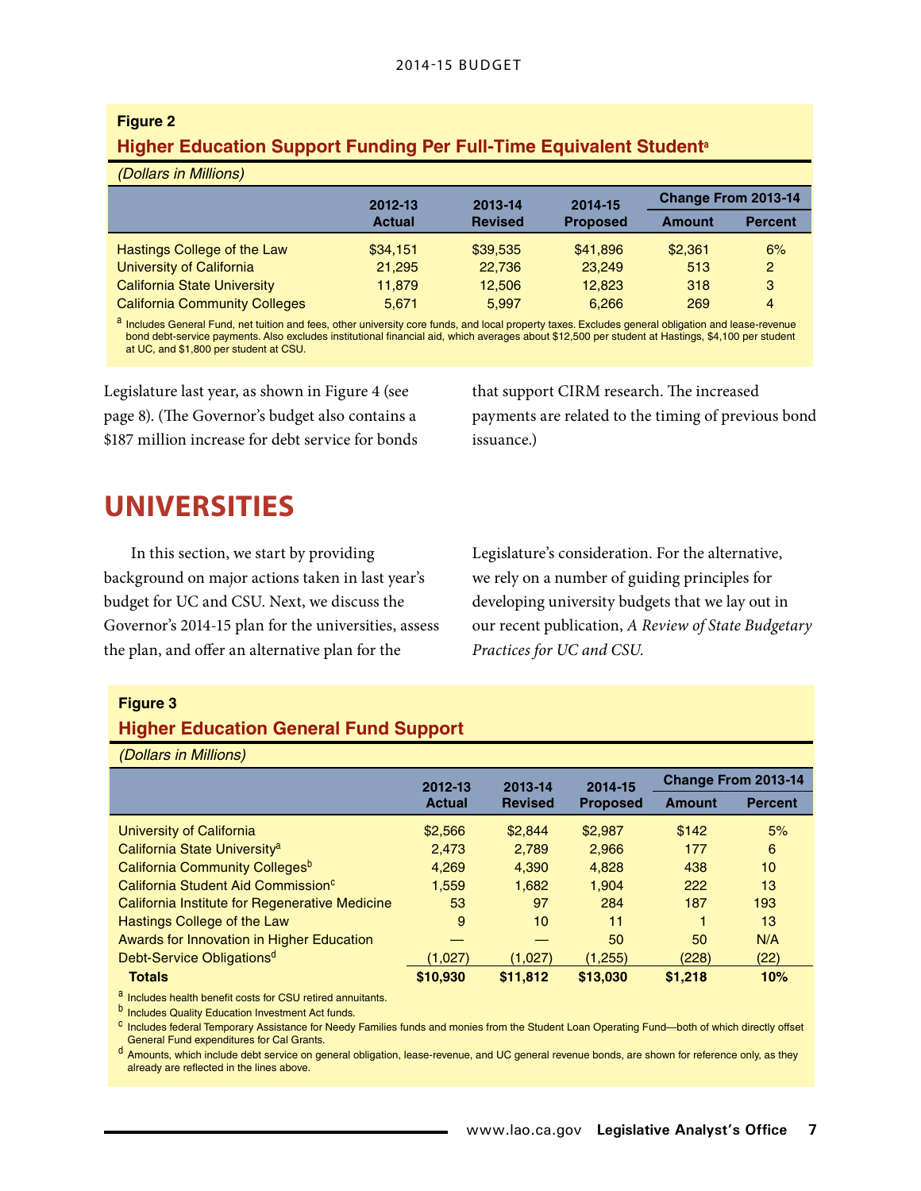**Figure 2**

**Higher Education Support Funding Per Full-Time Equivalent Student[a]**

*(Dollars in Millions)*

| | 2012-13 Actual | 2013-14 Revised | 2014-15 Proposed | Change From 2013-14 | |
|---|---|---|---|---|---|
| | | | | Amount | Percent |
| Hastings College of the Law | $34,151 | $39,535 | $41,896 | $2,361 | 6% |
| University of California | 21,295 | 22,736 | 23,249 | 513 | 2 |
| California State University | 11,879 | 12,506 | 12,823 | 318 | 3 |
| California Community Colleges | 5,671 | 5,997 | 6,266 | 269 | 4 |

[a] Includes General Fund, net tuition and fees, other university core funds, and local property taxes. Excludes general obligation and lease-revenue bond debt-service payments. Also excludes institutional financial aid, which averages about $12,500 per student at Hastings, $4,100 per student at UC, and $1,800 per student at CSU.

Legislature last year, as shown in Figure 4 (see page 8). (The Governor's budget also contains a $187 million increase for debt service for bonds that support CIRM research. The increased payments are related to the timing of previous bond issuance.)

# UNIVERSITIES

In this section, we start by providing background on major actions taken in last year's budget for UC and CSU. Next, we discuss the Governor's 2014-15 plan for the universities, assess the plan, and offer an alternative plan for the Legislature's consideration. For the alternative, we rely on a number of guiding principles for developing university budgets that we lay out in our recent publication, *A Review of State Budgetary Practices for UC and CSU.*

**Figure 3**

**Higher Education General Fund Support**

*(Dollars in Millions)*

| | 2012-13 Actual | 2013-14 Revised | 2014-15 Proposed | Change From 2013-14 | |
|---|---|---|---|---|---|
| | | | | Amount | Percent |
| University of California | $2,566 | $2,844 | $2,987 | $142 | 5% |
| California State University[a] | 2,473 | 2,789 | 2,966 | 177 | 6 |
| California Community Colleges[b] | 4,269 | 4,390 | 4,828 | 438 | 10 |
| California Student Aid Commission[c] | 1,559 | 1,682 | 1,904 | 222 | 13 |
| California Institute for Regenerative Medicine | 53 | 97 | 284 | 187 | 193 |
| Hastings College of the Law | 9 | 10 | 11 | 1 | 13 |
| Awards for Innovation in Higher Education | — | — | 50 | 50 | N/A |
| Debt-Service Obligations[d] | (1,027) | (1,027) | (1,255) | (228) | (22) |
| **Totals** | **$10,930** | **$11,812** | **$13,030** | **$1,218** | **10%** |

[a] Includes health benefit costs for CSU retired annuitants.
[b] Includes Quality Education Investment Act funds.
[c] Includes federal Temporary Assistance for Needy Families funds and monies from the Student Loan Operating Fund—both of which directly offset General Fund expenditures for Cal Grants.
[d] Amounts, which include debt service on general obligation, lease-revenue, and UC general revenue bonds, are shown for reference only, as they already are reflected in the lines above.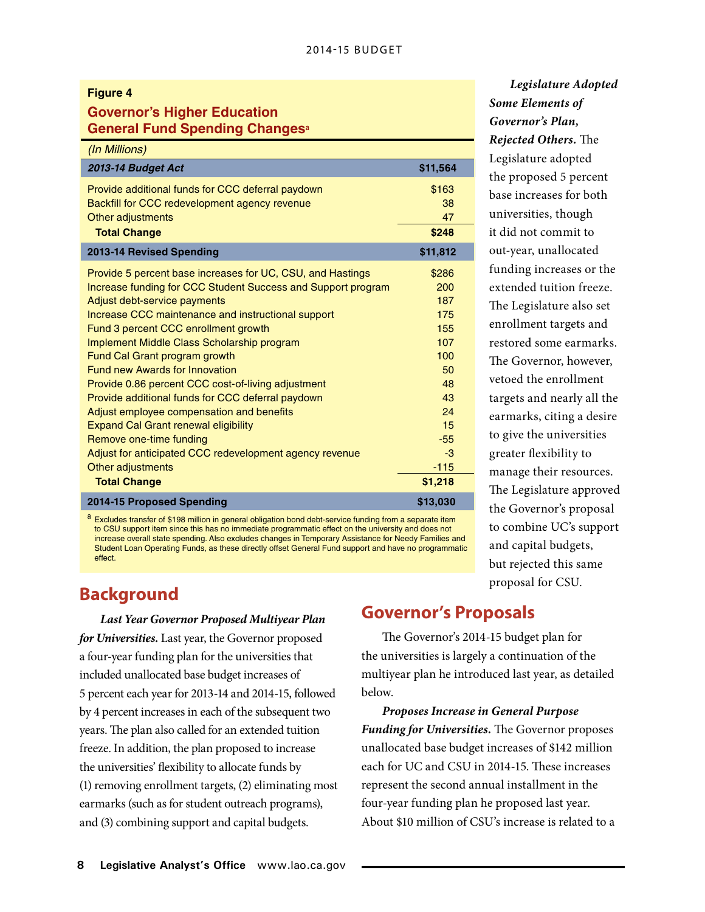**Figure 4**

**Governor's Higher Education General Fund Spending Changes**[a]

*(In Millions)*

| | |
|---|---|
| ***2013-14 Budget Act*** | **$11,564** |
| Provide additional funds for CCC deferral paydown | $163 |
| Backfill for CCC redevelopment agency revenue | 38 |
| Other adjustments | 47 |
| **Total Change** | **$248** |
| **2013-14 Revised Spending** | **$11,812** |
| Provide 5 percent base increases for UC, CSU, and Hastings | $286 |
| Increase funding for CCC Student Success and Support program | 200 |
| Adjust debt-service payments | 187 |
| Increase CCC maintenance and instructional support | 175 |
| Fund 3 percent CCC enrollment growth | 155 |
| Implement Middle Class Scholarship program | 107 |
| Fund Cal Grant program growth | 100 |
| Fund new Awards for Innovation | 50 |
| Provide 0.86 percent CCC cost-of-living adjustment | 48 |
| Provide additional funds for CCC deferral paydown | 43 |
| Adjust employee compensation and benefits | 24 |
| Expand Cal Grant renewal eligibility | 15 |
| Remove one-time funding | -55 |
| Adjust for anticipated CCC redevelopment agency revenue | -3 |
| Other adjustments | -115 |
| **Total Change** | **$1,218** |
| **2014-15 Proposed Spending** | **$13,030** |

[a] Excludes transfer of $198 million in general obligation bond debt-service funding from a separate item to CSU support item since this has no immediate programmatic effect on the university and does not increase overall state spending. Also excludes changes in Temporary Assistance for Needy Families and Student Loan Operating Funds, as these directly offset General Fund support and have no programmatic effect.

## Background

***Last Year Governor Proposed Multiyear Plan for Universities.*** Last year, the Governor proposed a four-year funding plan for the universities that included unallocated base budget increases of 5 percent each year for 2013-14 and 2014-15, followed by 4 percent increases in each of the subsequent two years. The plan also called for an extended tuition freeze. In addition, the plan proposed to increase the universities' flexibility to allocate funds by (1) removing enrollment targets, (2) eliminating most earmarks (such as for student outreach programs), and (3) combining support and capital budgets.

***Legislature Adopted Some Elements of Governor's Plan, Rejected Others.*** The Legislature adopted the proposed 5 percent base increases for both universities, though it did not commit to out-year, unallocated funding increases or the extended tuition freeze. The Legislature also set enrollment targets and restored some earmarks. The Governor, however, vetoed the enrollment targets and nearly all the earmarks, citing a desire to give the universities greater flexibility to manage their resources. The Legislature approved the Governor's proposal to combine UC's support and capital budgets, but rejected this same proposal for CSU.

## Governor's Proposals

The Governor's 2014-15 budget plan for the universities is largely a continuation of the multiyear plan he introduced last year, as detailed below.

***Proposes Increase in General Purpose Funding for Universities.*** The Governor proposes unallocated base budget increases of $142 million each for UC and CSU in 2014-15. These increases represent the second annual installment in the four-year funding plan he proposed last year. About $10 million of CSU's increase is related to a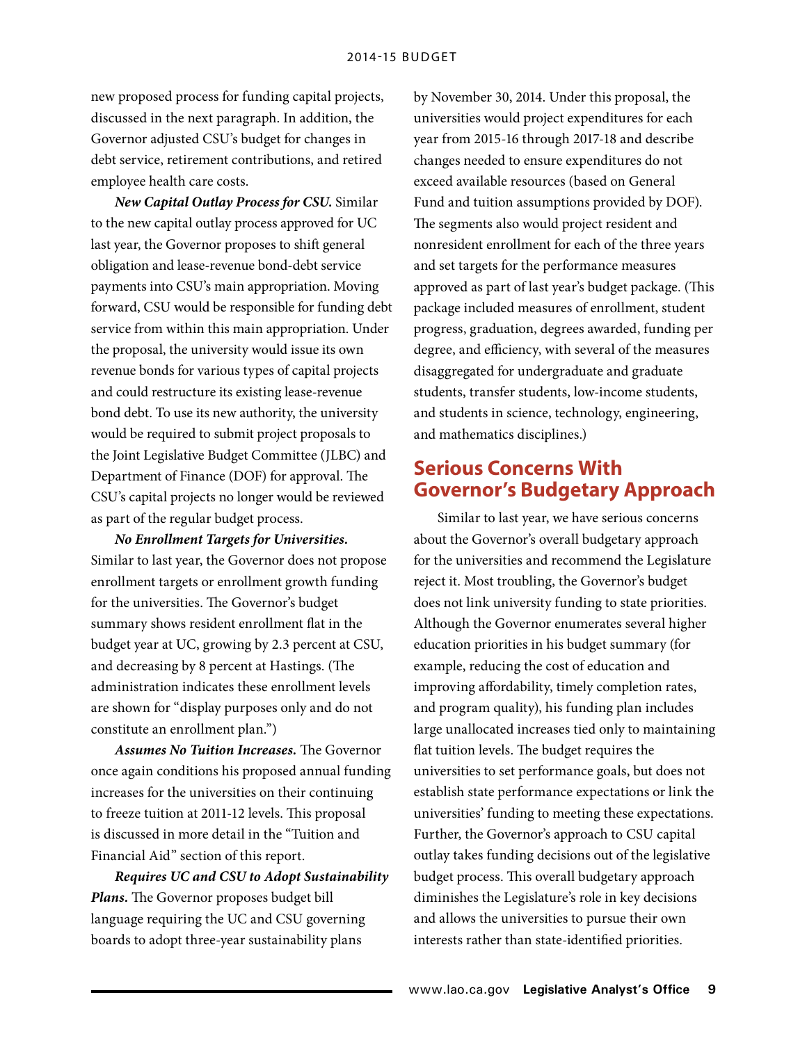new proposed process for funding capital projects, discussed in the next paragraph. In addition, the Governor adjusted CSU's budget for changes in debt service, retirement contributions, and retired employee health care costs.

***New Capital Outlay Process for CSU.*** Similar to the new capital outlay process approved for UC last year, the Governor proposes to shift general obligation and lease-revenue bond-debt service payments into CSU's main appropriation. Moving forward, CSU would be responsible for funding debt service from within this main appropriation. Under the proposal, the university would issue its own revenue bonds for various types of capital projects and could restructure its existing lease-revenue bond debt. To use its new authority, the university would be required to submit project proposals to the Joint Legislative Budget Committee (JLBC) and Department of Finance (DOF) for approval. The CSU's capital projects no longer would be reviewed as part of the regular budget process.

***No Enrollment Targets for Universities.*** Similar to last year, the Governor does not propose enrollment targets or enrollment growth funding for the universities. The Governor's budget summary shows resident enrollment flat in the budget year at UC, growing by 2.3 percent at CSU, and decreasing by 8 percent at Hastings. (The administration indicates these enrollment levels are shown for "display purposes only and do not constitute an enrollment plan.")

***Assumes No Tuition Increases.*** The Governor once again conditions his proposed annual funding increases for the universities on their continuing to freeze tuition at 2011-12 levels. This proposal is discussed in more detail in the "Tuition and Financial Aid" section of this report.

***Requires UC and CSU to Adopt Sustainability Plans.*** The Governor proposes budget bill language requiring the UC and CSU governing boards to adopt three-year sustainability plans by November 30, 2014. Under this proposal, the universities would project expenditures for each year from 2015-16 through 2017-18 and describe changes needed to ensure expenditures do not exceed available resources (based on General Fund and tuition assumptions provided by DOF). The segments also would project resident and nonresident enrollment for each of the three years and set targets for the performance measures approved as part of last year's budget package. (This package included measures of enrollment, student progress, graduation, degrees awarded, funding per degree, and efficiency, with several of the measures disaggregated for undergraduate and graduate students, transfer students, low-income students, and students in science, technology, engineering, and mathematics disciplines.)

## Serious Concerns With Governor's Budgetary Approach

Similar to last year, we have serious concerns about the Governor's overall budgetary approach for the universities and recommend the Legislature reject it. Most troubling, the Governor's budget does not link university funding to state priorities. Although the Governor enumerates several higher education priorities in his budget summary (for example, reducing the cost of education and improving affordability, timely completion rates, and program quality), his funding plan includes large unallocated increases tied only to maintaining flat tuition levels. The budget requires the universities to set performance goals, but does not establish state performance expectations or link the universities' funding to meeting these expectations. Further, the Governor's approach to CSU capital outlay takes funding decisions out of the legislative budget process. This overall budgetary approach diminishes the Legislature's role in key decisions and allows the universities to pursue their own interests rather than state-identified priorities.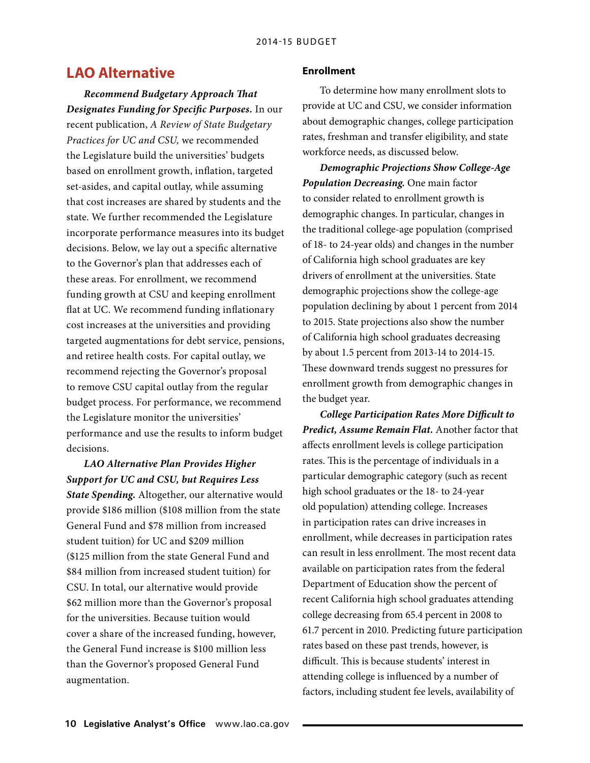## LAO Alternative

***Recommend Budgetary Approach That Designates Funding for Specific Purposes.*** In our recent publication, *A Review of State Budgetary Practices for UC and CSU,* we recommended the Legislature build the universities' budgets based on enrollment growth, inflation, targeted set-asides, and capital outlay, while assuming that cost increases are shared by students and the state. We further recommended the Legislature incorporate performance measures into its budget decisions. Below, we lay out a specific alternative to the Governor's plan that addresses each of these areas. For enrollment, we recommend funding growth at CSU and keeping enrollment flat at UC. We recommend funding inflationary cost increases at the universities and providing targeted augmentations for debt service, pensions, and retiree health costs. For capital outlay, we recommend rejecting the Governor's proposal to remove CSU capital outlay from the regular budget process. For performance, we recommend the Legislature monitor the universities' performance and use the results to inform budget decisions.

***LAO Alternative Plan Provides Higher Support for UC and CSU, but Requires Less State Spending.*** Altogether, our alternative would provide $186 million ($108 million from the state General Fund and $78 million from increased student tuition) for UC and $209 million ($125 million from the state General Fund and $84 million from increased student tuition) for CSU. In total, our alternative would provide $62 million more than the Governor's proposal for the universities. Because tuition would cover a share of the increased funding, however, the General Fund increase is $100 million less than the Governor's proposed General Fund augmentation.

### Enrollment

To determine how many enrollment slots to provide at UC and CSU, we consider information about demographic changes, college participation rates, freshman and transfer eligibility, and state workforce needs, as discussed below.

***Demographic Projections Show College-Age Population Decreasing.*** One main factor to consider related to enrollment growth is demographic changes. In particular, changes in the traditional college-age population (comprised of 18- to 24-year olds) and changes in the number of California high school graduates are key drivers of enrollment at the universities. State demographic projections show the college-age population declining by about 1 percent from 2014 to 2015. State projections also show the number of California high school graduates decreasing by about 1.5 percent from 2013-14 to 2014-15. These downward trends suggest no pressures for enrollment growth from demographic changes in the budget year.

***College Participation Rates More Difficult to Predict, Assume Remain Flat.*** Another factor that affects enrollment levels is college participation rates. This is the percentage of individuals in a particular demographic category (such as recent high school graduates or the 18- to 24-year old population) attending college. Increases in participation rates can drive increases in enrollment, while decreases in participation rates can result in less enrollment. The most recent data available on participation rates from the federal Department of Education show the percent of recent California high school graduates attending college decreasing from 65.4 percent in 2008 to 61.7 percent in 2010. Predicting future participation rates based on these past trends, however, is difficult. This is because students' interest in attending college is influenced by a number of factors, including student fee levels, availability of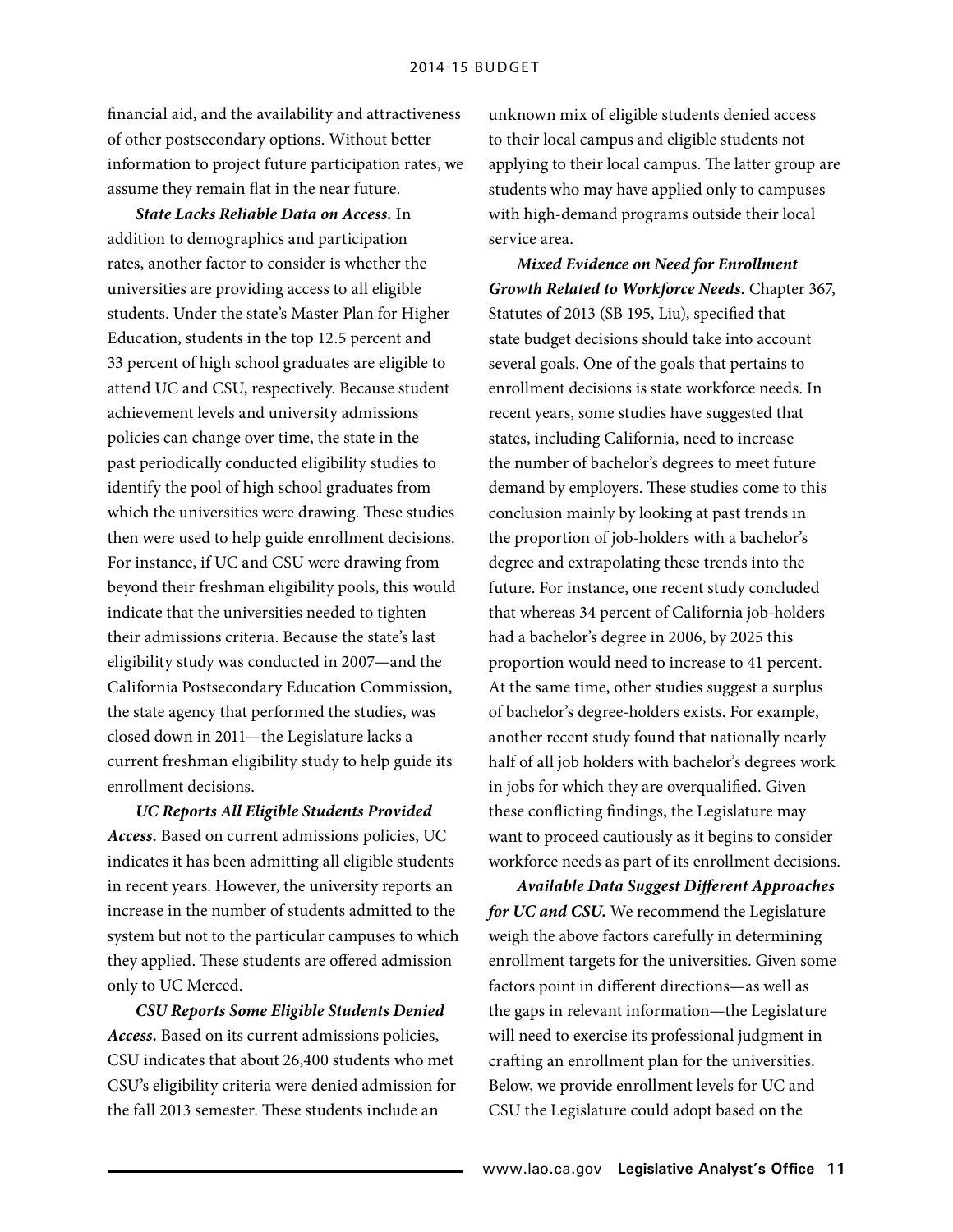financial aid, and the availability and attractiveness of other postsecondary options. Without better information to project future participation rates, we assume they remain flat in the near future.

***State Lacks Reliable Data on Access.*** In addition to demographics and participation rates, another factor to consider is whether the universities are providing access to all eligible students. Under the state's Master Plan for Higher Education, students in the top 12.5 percent and 33 percent of high school graduates are eligible to attend UC and CSU, respectively. Because student achievement levels and university admissions policies can change over time, the state in the past periodically conducted eligibility studies to identify the pool of high school graduates from which the universities were drawing. These studies then were used to help guide enrollment decisions. For instance, if UC and CSU were drawing from beyond their freshman eligibility pools, this would indicate that the universities needed to tighten their admissions criteria. Because the state's last eligibility study was conducted in 2007—and the California Postsecondary Education Commission, the state agency that performed the studies, was closed down in 2011—the Legislature lacks a current freshman eligibility study to help guide its enrollment decisions.

***UC Reports All Eligible Students Provided Access.*** Based on current admissions policies, UC indicates it has been admitting all eligible students in recent years. However, the university reports an increase in the number of students admitted to the system but not to the particular campuses to which they applied. These students are offered admission only to UC Merced.

***CSU Reports Some Eligible Students Denied Access.*** Based on its current admissions policies, CSU indicates that about 26,400 students who met CSU's eligibility criteria were denied admission for the fall 2013 semester. These students include an unknown mix of eligible students denied access to their local campus and eligible students not applying to their local campus. The latter group are students who may have applied only to campuses with high-demand programs outside their local service area.

***Mixed Evidence on Need for Enrollment Growth Related to Workforce Needs.*** Chapter 367, Statutes of 2013 (SB 195, Liu), specified that state budget decisions should take into account several goals. One of the goals that pertains to enrollment decisions is state workforce needs. In recent years, some studies have suggested that states, including California, need to increase the number of bachelor's degrees to meet future demand by employers. These studies come to this conclusion mainly by looking at past trends in the proportion of job-holders with a bachelor's degree and extrapolating these trends into the future. For instance, one recent study concluded that whereas 34 percent of California job-holders had a bachelor's degree in 2006, by 2025 this proportion would need to increase to 41 percent. At the same time, other studies suggest a surplus of bachelor's degree-holders exists. For example, another recent study found that nationally nearly half of all job holders with bachelor's degrees work in jobs for which they are overqualified. Given these conflicting findings, the Legislature may want to proceed cautiously as it begins to consider workforce needs as part of its enrollment decisions.

***Available Data Suggest Different Approaches for UC and CSU.*** We recommend the Legislature weigh the above factors carefully in determining enrollment targets for the universities. Given some factors point in different directions—as well as the gaps in relevant information—the Legislature will need to exercise its professional judgment in crafting an enrollment plan for the universities. Below, we provide enrollment levels for UC and CSU the Legislature could adopt based on the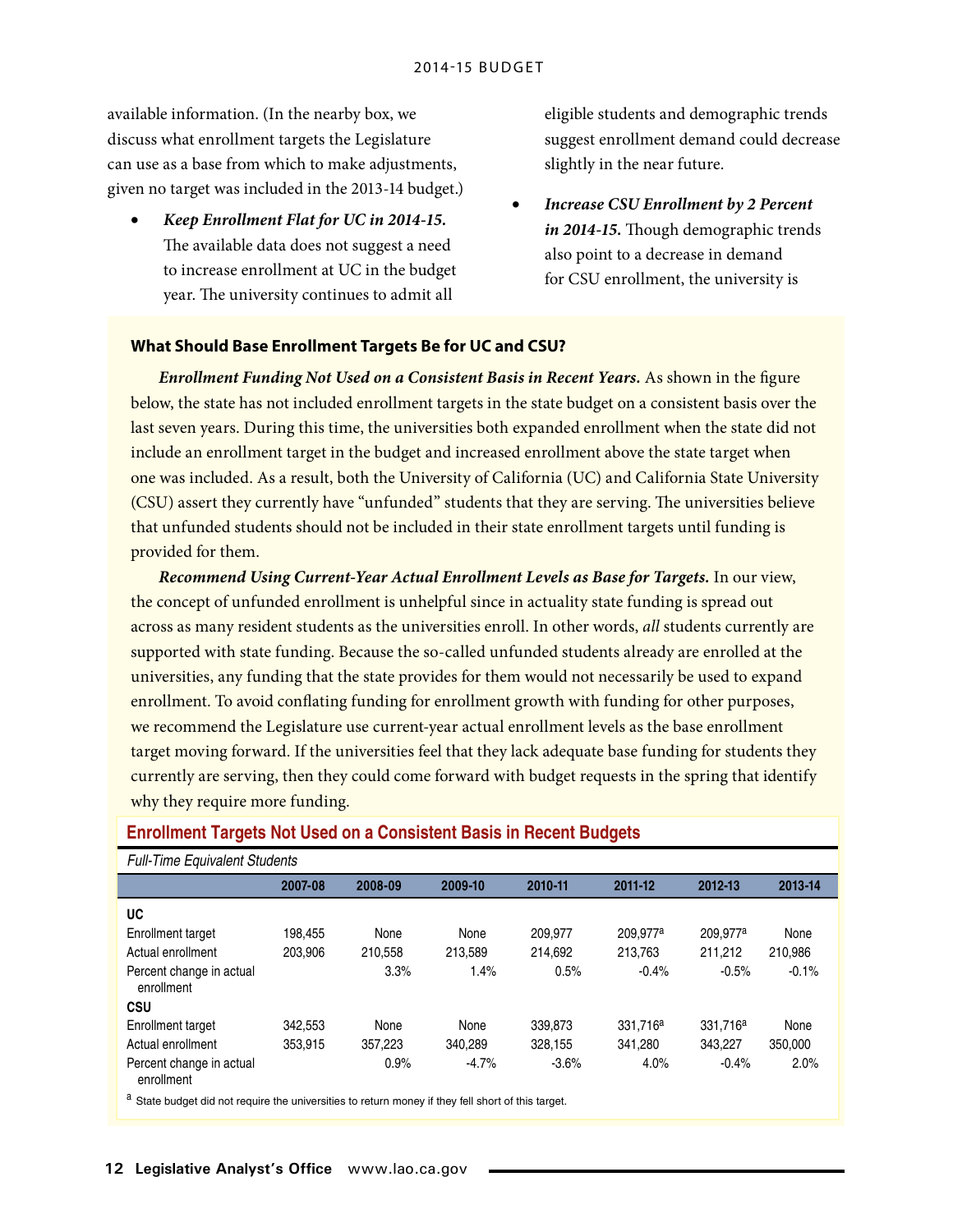available information. (In the nearby box, we discuss what enrollment targets the Legislature can use as a base from which to make adjustments, given no target was included in the 2013-14 budget.)

- ***Keep Enrollment Flat for UC in 2014-15.*** The available data does not suggest a need to increase enrollment at UC in the budget year. The university continues to admit all eligible students and demographic trends suggest enrollment demand could decrease slightly in the near future.
- ***Increase CSU Enrollment by 2 Percent in 2014-15.*** Though demographic trends also point to a decrease in demand for CSU enrollment, the university is

### What Should Base Enrollment Targets Be for UC and CSU?

***Enrollment Funding Not Used on a Consistent Basis in Recent Years.*** As shown in the figure below, the state has not included enrollment targets in the state budget on a consistent basis over the last seven years. During this time, the universities both expanded enrollment when the state did not include an enrollment target in the budget and increased enrollment above the state target when one was included. As a result, both the University of California (UC) and California State University (CSU) assert they currently have "unfunded" students that they are serving. The universities believe that unfunded students should not be included in their state enrollment targets until funding is provided for them.

***Recommend Using Current-Year Actual Enrollment Levels as Base for Targets.*** In our view, the concept of unfunded enrollment is unhelpful since in actuality state funding is spread out across as many resident students as the universities enroll. In other words, *all* students currently are supported with state funding. Because the so-called unfunded students already are enrolled at the universities, any funding that the state provides for them would not necessarily be used to expand enrollment. To avoid conflating funding for enrollment growth with funding for other purposes, we recommend the Legislature use current-year actual enrollment levels as the base enrollment target moving forward. If the universities feel that they lack adequate base funding for students they currently are serving, then they could come forward with budget requests in the spring that identify why they require more funding.

**Enrollment Targets Not Used on a Consistent Basis in Recent Budgets**

*Full-Time Equivalent Students*

| | 2007-08 | 2008-09 | 2009-10 | 2010-11 | 2011-12 | 2012-13 | 2013-14 |
|---|---|---|---|---|---|---|---|
| **UC** | | | | | | | |
| Enrollment target | 198,455 | None | None | 209,977 | 209,977[a] | 209,977[a] | None |
| Actual enrollment | 203,906 | 210,558 | 213,589 | 214,692 | 213,763 | 211,212 | 210,986 |
| Percent change in actual enrollment | | 3.3% | 1.4% | 0.5% | -0.4% | -0.5% | -0.1% |
| **CSU** | | | | | | | |
| Enrollment target | 342,553 | None | None | 339,873 | 331,716[a] | 331,716[a] | None |
| Actual enrollment | 353,915 | 357,223 | 340,289 | 328,155 | 341,280 | 343,227 | 350,000 |
| Percent change in actual enrollment | | 0.9% | -4.7% | -3.6% | 4.0% | -0.4% | 2.0% |

[a] State budget did not require the universities to return money if they fell short of this target.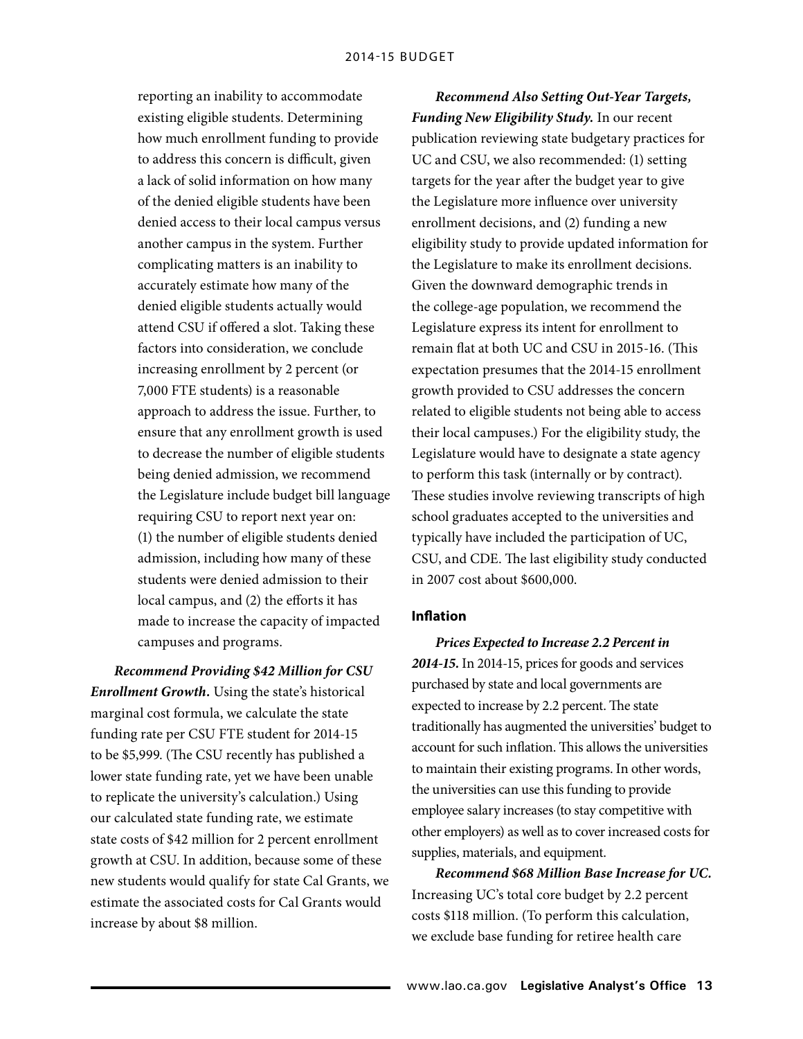reporting an inability to accommodate existing eligible students. Determining how much enrollment funding to provide to address this concern is difficult, given a lack of solid information on how many of the denied eligible students have been denied access to their local campus versus another campus in the system. Further complicating matters is an inability to accurately estimate how many of the denied eligible students actually would attend CSU if offered a slot. Taking these factors into consideration, we conclude increasing enrollment by 2 percent (or 7,000 FTE students) is a reasonable approach to address the issue. Further, to ensure that any enrollment growth is used to decrease the number of eligible students being denied admission, we recommend the Legislature include budget bill language requiring CSU to report next year on: (1) the number of eligible students denied admission, including how many of these students were denied admission to their local campus, and (2) the efforts it has made to increase the capacity of impacted campuses and programs.

***Recommend Providing $42 Million for CSU Enrollment Growth.*** Using the state's historical marginal cost formula, we calculate the state funding rate per CSU FTE student for 2014-15 to be $5,999. (The CSU recently has published a lower state funding rate, yet we have been unable to replicate the university's calculation.) Using our calculated state funding rate, we estimate state costs of $42 million for 2 percent enrollment growth at CSU. In addition, because some of these new students would qualify for state Cal Grants, we estimate the associated costs for Cal Grants would increase by about $8 million.

***Recommend Also Setting Out-Year Targets, Funding New Eligibility Study.*** In our recent publication reviewing state budgetary practices for UC and CSU, we also recommended: (1) setting targets for the year after the budget year to give the Legislature more influence over university enrollment decisions, and (2) funding a new eligibility study to provide updated information for the Legislature to make its enrollment decisions. Given the downward demographic trends in the college-age population, we recommend the Legislature express its intent for enrollment to remain flat at both UC and CSU in 2015-16. (This expectation presumes that the 2014-15 enrollment growth provided to CSU addresses the concern related to eligible students not being able to access their local campuses.) For the eligibility study, the Legislature would have to designate a state agency to perform this task (internally or by contract). These studies involve reviewing transcripts of high school graduates accepted to the universities and typically have included the participation of UC, CSU, and CDE. The last eligibility study conducted in 2007 cost about $600,000.

### Inflation

***Prices Expected to Increase 2.2 Percent in 2014-15.*** In 2014-15, prices for goods and services purchased by state and local governments are expected to increase by 2.2 percent. The state traditionally has augmented the universities' budget to account for such inflation. This allows the universities to maintain their existing programs. In other words, the universities can use this funding to provide employee salary increases (to stay competitive with other employers) as well as to cover increased costs for supplies, materials, and equipment.

***Recommend $68 Million Base Increase for UC.*** Increasing UC's total core budget by 2.2 percent costs $118 million. (To perform this calculation, we exclude base funding for retiree health care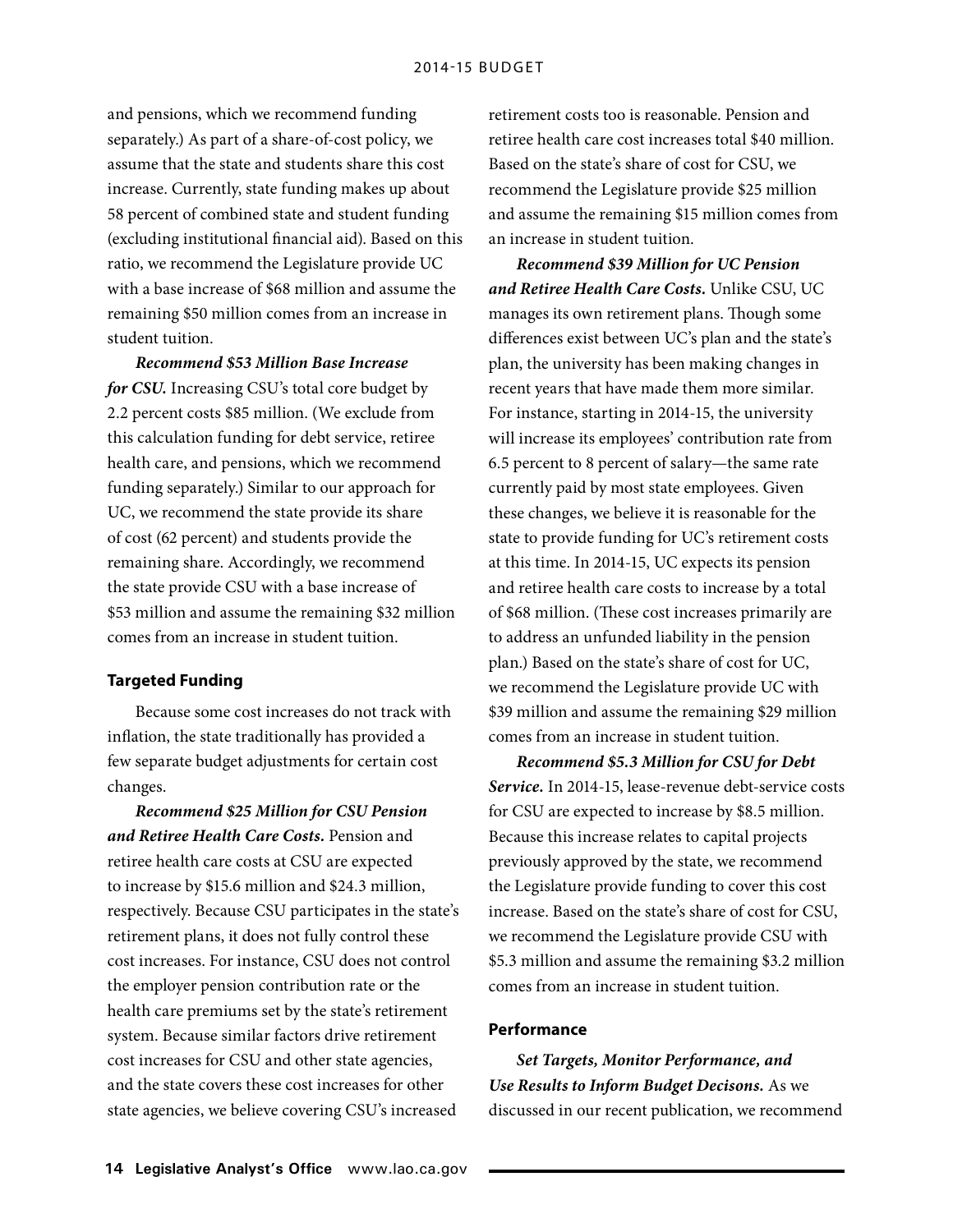and pensions, which we recommend funding separately.) As part of a share-of-cost policy, we assume that the state and students share this cost increase. Currently, state funding makes up about 58 percent of combined state and student funding (excluding institutional financial aid). Based on this ratio, we recommend the Legislature provide UC with a base increase of $68 million and assume the remaining $50 million comes from an increase in student tuition.

***Recommend $53 Million Base Increase for CSU.*** Increasing CSU's total core budget by 2.2 percent costs $85 million. (We exclude from this calculation funding for debt service, retiree health care, and pensions, which we recommend funding separately.) Similar to our approach for UC, we recommend the state provide its share of cost (62 percent) and students provide the remaining share. Accordingly, we recommend the state provide CSU with a base increase of $53 million and assume the remaining $32 million comes from an increase in student tuition.

### Targeted Funding

Because some cost increases do not track with inflation, the state traditionally has provided a few separate budget adjustments for certain cost changes.

***Recommend $25 Million for CSU Pension and Retiree Health Care Costs.*** Pension and retiree health care costs at CSU are expected to increase by $15.6 million and $24.3 million, respectively. Because CSU participates in the state's retirement plans, it does not fully control these cost increases. For instance, CSU does not control the employer pension contribution rate or the health care premiums set by the state's retirement system. Because similar factors drive retirement cost increases for CSU and other state agencies, and the state covers these cost increases for other state agencies, we believe covering CSU's increased retirement costs too is reasonable. Pension and retiree health care cost increases total $40 million. Based on the state's share of cost for CSU, we recommend the Legislature provide $25 million and assume the remaining $15 million comes from an increase in student tuition.

***Recommend $39 Million for UC Pension and Retiree Health Care Costs.*** Unlike CSU, UC manages its own retirement plans. Though some differences exist between UC's plan and the state's plan, the university has been making changes in recent years that have made them more similar. For instance, starting in 2014-15, the university will increase its employees' contribution rate from 6.5 percent to 8 percent of salary—the same rate currently paid by most state employees. Given these changes, we believe it is reasonable for the state to provide funding for UC's retirement costs at this time. In 2014-15, UC expects its pension and retiree health care costs to increase by a total of $68 million. (These cost increases primarily are to address an unfunded liability in the pension plan.) Based on the state's share of cost for UC, we recommend the Legislature provide UC with $39 million and assume the remaining $29 million comes from an increase in student tuition.

***Recommend $5.3 Million for CSU for Debt Service.*** In 2014-15, lease-revenue debt-service costs for CSU are expected to increase by $8.5 million. Because this increase relates to capital projects previously approved by the state, we recommend the Legislature provide funding to cover this cost increase. Based on the state's share of cost for CSU, we recommend the Legislature provide CSU with $5.3 million and assume the remaining $3.2 million comes from an increase in student tuition.

### Performance

***Set Targets, Monitor Performance, and Use Results to Inform Budget Decisons.*** As we discussed in our recent publication, we recommend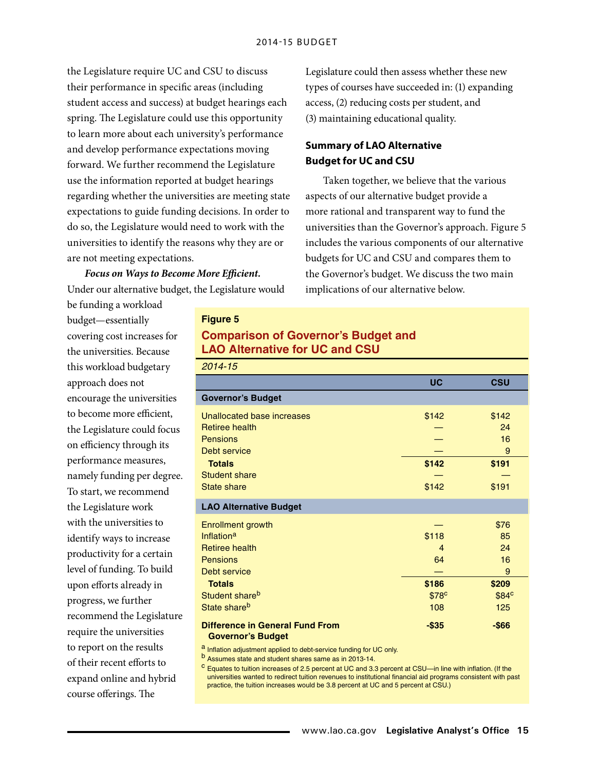the Legislature require UC and CSU to discuss their performance in specific areas (including student access and success) at budget hearings each spring. The Legislature could use this opportunity to learn more about each university's performance and develop performance expectations moving forward. We further recommend the Legislature use the information reported at budget hearings regarding whether the universities are meeting state expectations to guide funding decisions. In order to do so, the Legislature would need to work with the universities to identify the reasons why they are or are not meeting expectations.

***Focus on Ways to Become More Efficient.*** Under our alternative budget, the Legislature would be funding a workload budget—essentially covering cost increases for the universities. Because this workload budgetary approach does not encourage the universities to become more efficient, the Legislature could focus on efficiency through its performance measures, namely funding per degree. To start, we recommend the Legislature work with the universities to identify ways to increase productivity for a certain level of funding. To build upon efforts already in progress, we further recommend the Legislature require the universities to report on the results of their recent efforts to expand online and hybrid course offerings. The Legislature could then assess whether these new types of courses have succeeded in: (1) expanding access, (2) reducing costs per student, and (3) maintaining educational quality.

### Summary of LAO Alternative Budget for UC and CSU

Taken together, we believe that the various aspects of our alternative budget provide a more rational and transparent way to fund the universities than the Governor's approach. Figure 5 includes the various components of our alternative budgets for UC and CSU and compares them to the Governor's budget. We discuss the two main implications of our alternative below.

**Figure 5**

**Comparison of Governor's Budget and LAO Alternative for UC and CSU**

*2014-15*

| | UC | CSU |
|---|---|---|
| **Governor's Budget** | | |
| Unallocated base increases | $142 | $142 |
| Retiree health | — | 24 |
| Pensions | — | 16 |
| Debt service | — | 9 |
| **Totals** | **$142** | **$191** |
| Student share | — | — |
| State share | $142 | $191 |
| **LAO Alternative Budget** | | |
| Enrollment growth | — | $76 |
| Inflation[a] | $118 | 85 |
| Retiree health | 4 | 24 |
| Pensions | 64 | 16 |
| Debt service | — | 9 |
| **Totals** | **$186** | **$209** |
| Student share[b] | $78[c] | $84[c] |
| State share[b] | 108 | 125 |
| **Difference in General Fund From Governor's Budget** | **-$35** | **-$66** |

[a] Inflation adjustment applied to debt-service funding for UC only.

[b] Assumes state and student shares same as in 2013-14.

[c] Equates to tuition increases of 2.5 percent at UC and 3.3 percent at CSU—in line with inflation. (If the universities wanted to redirect tuition revenues to institutional financial aid programs consistent with past practice, the tuition increases would be 3.8 percent at UC and 5 percent at CSU.)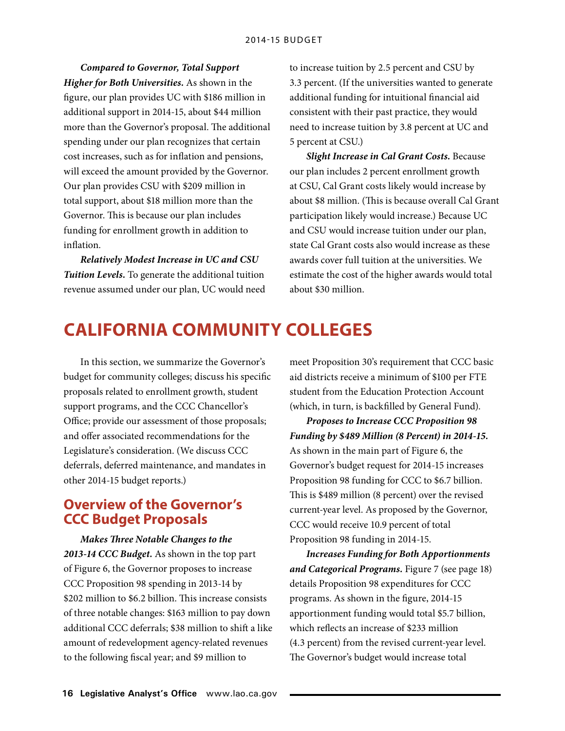***Compared to Governor, Total Support Higher for Both Universities.*** As shown in the figure, our plan provides UC with $186 million in additional support in 2014-15, about $44 million more than the Governor's proposal. The additional spending under our plan recognizes that certain cost increases, such as for inflation and pensions, will exceed the amount provided by the Governor. Our plan provides CSU with $209 million in total support, about $18 million more than the Governor. This is because our plan includes funding for enrollment growth in addition to inflation.

***Relatively Modest Increase in UC and CSU Tuition Levels.*** To generate the additional tuition revenue assumed under our plan, UC would need to increase tuition by 2.5 percent and CSU by 3.3 percent. (If the universities wanted to generate additional funding for intuitional financial aid consistent with their past practice, they would need to increase tuition by 3.8 percent at UC and 5 percent at CSU.)

***Slight Increase in Cal Grant Costs.*** Because our plan includes 2 percent enrollment growth at CSU, Cal Grant costs likely would increase by about $8 million. (This is because overall Cal Grant participation likely would increase.) Because UC and CSU would increase tuition under our plan, state Cal Grant costs also would increase as these awards cover full tuition at the universities. We estimate the cost of the higher awards would total about $30 million.

# CALIFORNIA COMMUNITY COLLEGES

In this section, we summarize the Governor's budget for community colleges; discuss his specific proposals related to enrollment growth, student support programs, and the CCC Chancellor's Office; provide our assessment of those proposals; and offer associated recommendations for the Legislature's consideration. (We discuss CCC deferrals, deferred maintenance, and mandates in other 2014-15 budget reports.)

## Overview of the Governor's CCC Budget Proposals

***Makes Three Notable Changes to the 2013-14 CCC Budget.*** As shown in the top part of Figure 6, the Governor proposes to increase CCC Proposition 98 spending in 2013-14 by $202 million to $6.2 billion. This increase consists of three notable changes: $163 million to pay down additional CCC deferrals; $38 million to shift a like amount of redevelopment agency-related revenues to the following fiscal year; and $9 million to meet Proposition 30's requirement that CCC basic aid districts receive a minimum of $100 per FTE student from the Education Protection Account (which, in turn, is backfilled by General Fund).

***Proposes to Increase CCC Proposition 98 Funding by $489 Million (8 Percent) in 2014-15.*** As shown in the main part of Figure 6, the Governor's budget request for 2014-15 increases Proposition 98 funding for CCC to $6.7 billion. This is $489 million (8 percent) over the revised current-year level. As proposed by the Governor, CCC would receive 10.9 percent of total Proposition 98 funding in 2014-15.

***Increases Funding for Both Apportionments and Categorical Programs.*** Figure 7 (see page 18) details Proposition 98 expenditures for CCC programs. As shown in the figure, 2014-15 apportionment funding would total $5.7 billion, which reflects an increase of $233 million (4.3 percent) from the revised current-year level. The Governor's budget would increase total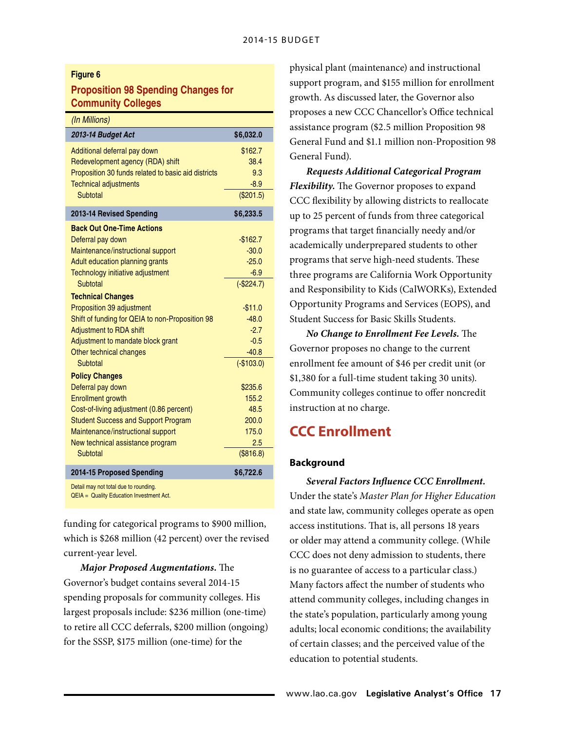**Figure 6**

**Proposition 98 Spending Changes for Community Colleges**

*(In Millions)*

| | |
|---|---|
| ***2013-14 Budget Act*** | **$6,032.0** |
| Additional deferral pay down | $162.7 |
| Redevelopment agency (RDA) shift | 38.4 |
| Proposition 30 funds related to basic aid districts | 9.3 |
| Technical adjustments | -8.9 |
| Subtotal | ($201.5) |
| **2013-14 Revised Spending** | **$6,233.5** |
| **Back Out One-Time Actions** | |
| Deferral pay down | -$162.7 |
| Maintenance/instructional support | -30.0 |
| Adult education planning grants | -25.0 |
| Technology initiative adjustment | -6.9 |
| Subtotal | (-$224.7) |
| **Technical Changes** | |
| Proposition 39 adjustment | -$11.0 |
| Shift of funding for QEIA to non-Proposition 98 | -48.0 |
| Adjustment to RDA shift | -2.7 |
| Adjustment to mandate block grant | -0.5 |
| Other technical changes | -40.8 |
| Subtotal | (-$103.0) |
| **Policy Changes** | |
| Deferral pay down | $235.6 |
| Enrollment growth | 155.2 |
| Cost-of-living adjustment (0.86 percent) | 48.5 |
| Student Success and Support Program | 200.0 |
| Maintenance/instructional support | 175.0 |
| New technical assistance program | 2.5 |
| Subtotal | ($816.8) |
| **2014-15 Proposed Spending** | **$6,722.6** |

Detail may not total due to rounding.
QEIA = Quality Education Investment Act.

funding for categorical programs to $900 million, which is $268 million (42 percent) over the revised current-year level.

***Major Proposed Augmentations.*** The Governor's budget contains several 2014-15 spending proposals for community colleges. His largest proposals include: $236 million (one-time) to retire all CCC deferrals, $200 million (ongoing) for the SSSP, $175 million (one-time) for the physical plant (maintenance) and instructional support program, and $155 million for enrollment growth. As discussed later, the Governor also proposes a new CCC Chancellor's Office technical assistance program ($2.5 million Proposition 98 General Fund and $1.1 million non-Proposition 98 General Fund).

***Requests Additional Categorical Program Flexibility.*** The Governor proposes to expand CCC flexibility by allowing districts to reallocate up to 25 percent of funds from three categorical programs that target financially needy and/or academically underprepared students to other programs that serve high-need students. These three programs are California Work Opportunity and Responsibility to Kids (CalWORKs), Extended Opportunity Programs and Services (EOPS), and Student Success for Basic Skills Students.

***No Change to Enrollment Fee Levels.*** The Governor proposes no change to the current enrollment fee amount of $46 per credit unit (or $1,380 for a full-time student taking 30 units). Community colleges continue to offer noncredit instruction at no charge.

## CCC Enrollment

### Background

***Several Factors Influence CCC Enrollment.*** Under the state's *Master Plan for Higher Education* and state law, community colleges operate as open access institutions. That is, all persons 18 years or older may attend a community college. (While CCC does not deny admission to students, there is no guarantee of access to a particular class.) Many factors affect the number of students who attend community colleges, including changes in the state's population, particularly among young adults; local economic conditions; the availability of certain classes; and the perceived value of the education to potential students.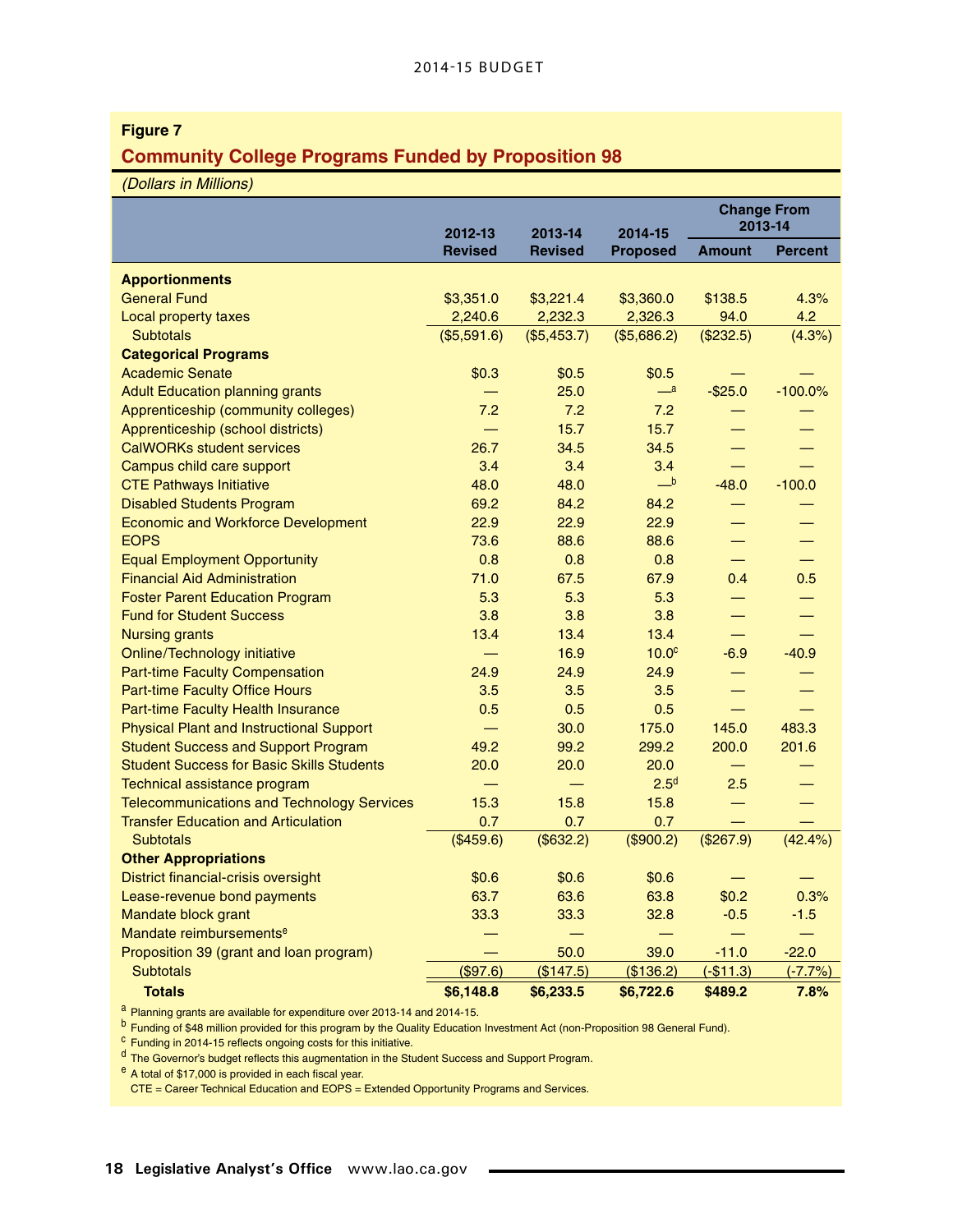**Figure 7**

## Community College Programs Funded by Proposition 98

*(Dollars in Millions)*

| | 2012-13 Revised | 2013-14 Revised | 2014-15 Proposed | Change From 2013-14 | |
|---|---|---|---|---|---|
| | | | | Amount | Percent |
| **Apportionments** | | | | | |
| General Fund | $3,351.0 | $3,221.4 | $3,360.0 | $138.5 | 4.3% |
| Local property taxes | 2,240.6 | 2,232.3 | 2,326.3 | 94.0 | 4.2 |
| Subtotals | ($5,591.6) | ($5,453.7) | ($5,686.2) | ($232.5) | (4.3%) |
| **Categorical Programs** | | | | | |
| Academic Senate | $0.3 | $0.5 | $0.5 | — | — |
| Adult Education planning grants | — | 25.0 | —[a] | -$25.0 | -100.0% |
| Apprenticeship (community colleges) | 7.2 | 7.2 | 7.2 | — | — |
| Apprenticeship (school districts) | — | 15.7 | 15.7 | — | — |
| CalWORKs student services | 26.7 | 34.5 | 34.5 | — | — |
| Campus child care support | 3.4 | 3.4 | 3.4 | — | — |
| CTE Pathways Initiative | 48.0 | 48.0 | —[b] | -48.0 | -100.0 |
| Disabled Students Program | 69.2 | 84.2 | 84.2 | — | — |
| Economic and Workforce Development | 22.9 | 22.9 | 22.9 | — | — |
| EOPS | 73.6 | 88.6 | 88.6 | — | — |
| Equal Employment Opportunity | 0.8 | 0.8 | 0.8 | — | — |
| Financial Aid Administration | 71.0 | 67.5 | 67.9 | 0.4 | 0.5 |
| Foster Parent Education Program | 5.3 | 5.3 | 5.3 | — | — |
| Fund for Student Success | 3.8 | 3.8 | 3.8 | — | — |
| Nursing grants | 13.4 | 13.4 | 13.4 | — | — |
| Online/Technology initiative | — | 16.9 | 10.0[c] | -6.9 | -40.9 |
| Part-time Faculty Compensation | 24.9 | 24.9 | 24.9 | — | — |
| Part-time Faculty Office Hours | 3.5 | 3.5 | 3.5 | — | — |
| Part-time Faculty Health Insurance | 0.5 | 0.5 | 0.5 | — | — |
| Physical Plant and Instructional Support | — | 30.0 | 175.0 | 145.0 | 483.3 |
| Student Success and Support Program | 49.2 | 99.2 | 299.2 | 200.0 | 201.6 |
| Student Success for Basic Skills Students | 20.0 | 20.0 | 20.0 | — | — |
| Technical assistance program | — | — | 2.5[d] | 2.5 | — |
| Telecommunications and Technology Services | 15.3 | 15.8 | 15.8 | — | — |
| Transfer Education and Articulation | 0.7 | 0.7 | 0.7 | — | — |
| Subtotals | ($459.6) | ($632.2) | ($900.2) | ($267.9) | (42.4%) |
| **Other Appropriations** | | | | | |
| District financial-crisis oversight | $0.6 | $0.6 | $0.6 | — | — |
| Lease-revenue bond payments | 63.7 | 63.6 | 63.8 | $0.2 | 0.3% |
| Mandate block grant | 33.3 | 33.3 | 32.8 | -0.5 | -1.5 |
| Mandate reimbursements[e] | — | — | — | — | — |
| Proposition 39 (grant and loan program) | — | 50.0 | 39.0 | -11.0 | -22.0 |
| Subtotals | ($97.6) | ($147.5) | ($136.2) | (-$11.3) | (-7.7%) |
| **Totals** | **$6,148.8** | **$6,233.5** | **$6,722.6** | **$489.2** | **7.8%** |

[a] Planning grants are available for expenditure over 2013-14 and 2014-15.

[b] Funding of $48 million provided for this program by the Quality Education Investment Act (non-Proposition 98 General Fund).

[c] Funding in 2014-15 reflects ongoing costs for this initiative.

[d] The Governor's budget reflects this augmentation in the Student Success and Support Program.

[e] A total of $17,000 is provided in each fiscal year.

CTE = Career Technical Education and EOPS = Extended Opportunity Programs and Services.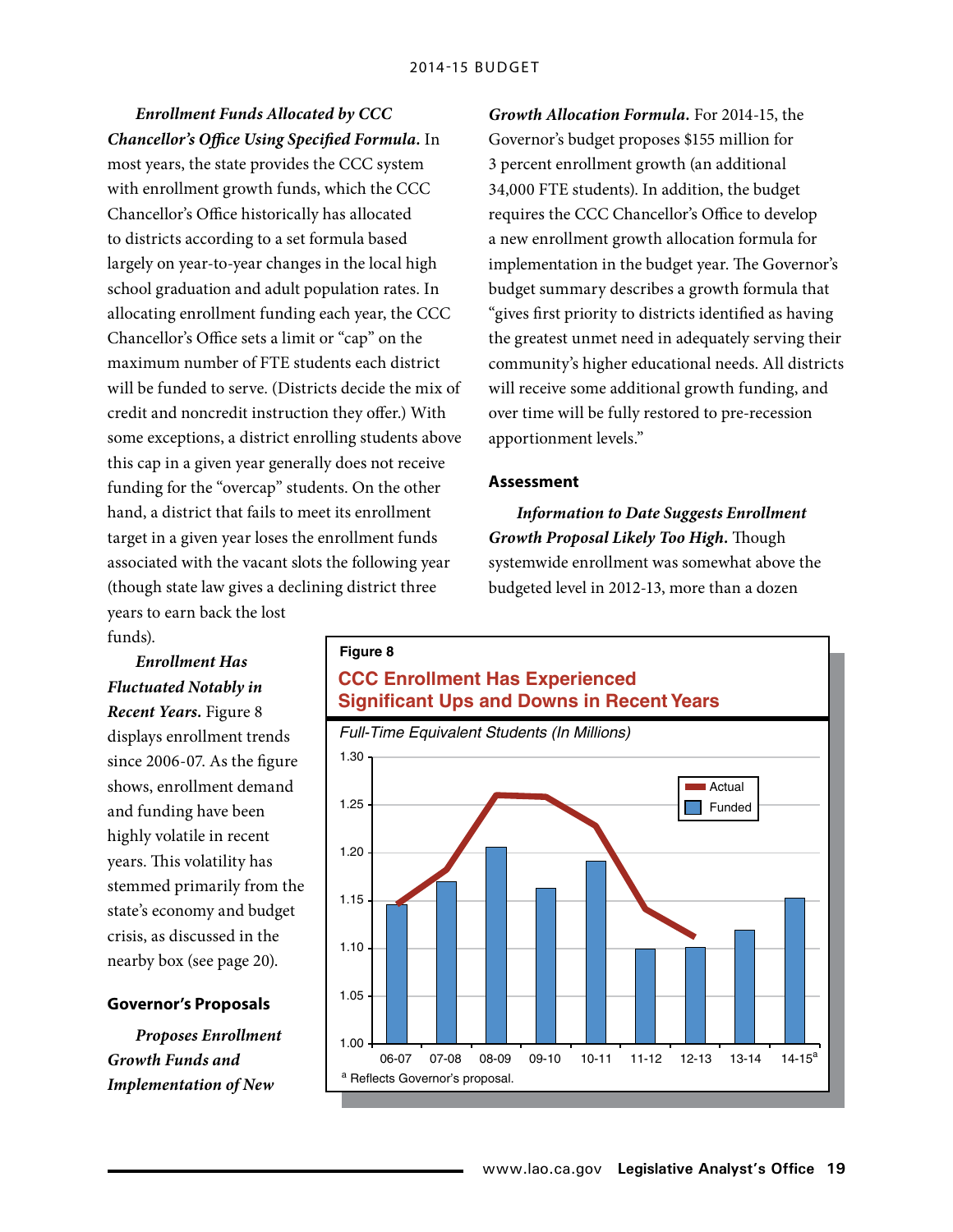***Enrollment Funds Allocated by CCC Chancellor's Office Using Specified Formula.*** In most years, the state provides the CCC system with enrollment growth funds, which the CCC Chancellor's Office historically has allocated to districts according to a set formula based largely on year-to-year changes in the local high school graduation and adult population rates. In allocating enrollment funding each year, the CCC Chancellor's Office sets a limit or "cap" on the maximum number of FTE students each district will be funded to serve. (Districts decide the mix of credit and noncredit instruction they offer.) With some exceptions, a district enrolling students above this cap in a given year generally does not receive funding for the "overcap" students. On the other hand, a district that fails to meet its enrollment target in a given year loses the enrollment funds associated with the vacant slots the following year (though state law gives a declining district three years to earn back the lost funds).

***Enrollment Has Fluctuated Notably in Recent Years.*** Figure 8 displays enrollment trends since 2006-07. As the figure shows, enrollment demand and funding have been highly volatile in recent years. This volatility has stemmed primarily from the state's economy and budget crisis, as discussed in the nearby box (see page 20).

**Figure 8**

**CCC Enrollment Has Experienced Significant Ups and Downs in Recent Years**

*Full-Time Equivalent Students (In Millions)*

| Year | Actual | Funded |
|---|---|---|
| 06-07 | 1.146 | 1.146 |
| 07-08 | 1.183 | 1.170 |
| 08-09 | 1.261 | 1.206 |
| 09-10 | 1.259 | 1.164 |
| 10-11 | 1.228 | 1.192 |
| 11-12 | 1.141 | 1.100 |
| 12-13 | 1.111 | 1.102 |
| 13-14 | | 1.120 |
| 14-15[a] | | 1.154 |

[a] Reflects Governor's proposal.

### Governor's Proposals

***Proposes Enrollment Growth Funds and Implementation of New Growth Allocation Formula.*** For 2014-15, the Governor's budget proposes $155 million for 3 percent enrollment growth (an additional 34,000 FTE students). In addition, the budget requires the CCC Chancellor's Office to develop a new enrollment growth allocation formula for implementation in the budget year. The Governor's budget summary describes a growth formula that "gives first priority to districts identified as having the greatest unmet need in adequately serving their community's higher educational needs. All districts will receive some additional growth funding, and over time will be fully restored to pre-recession apportionment levels."

### Assessment

***Information to Date Suggests Enrollment Growth Proposal Likely Too High.*** Though systemwide enrollment was somewhat above the budgeted level in 2012-13, more than a dozen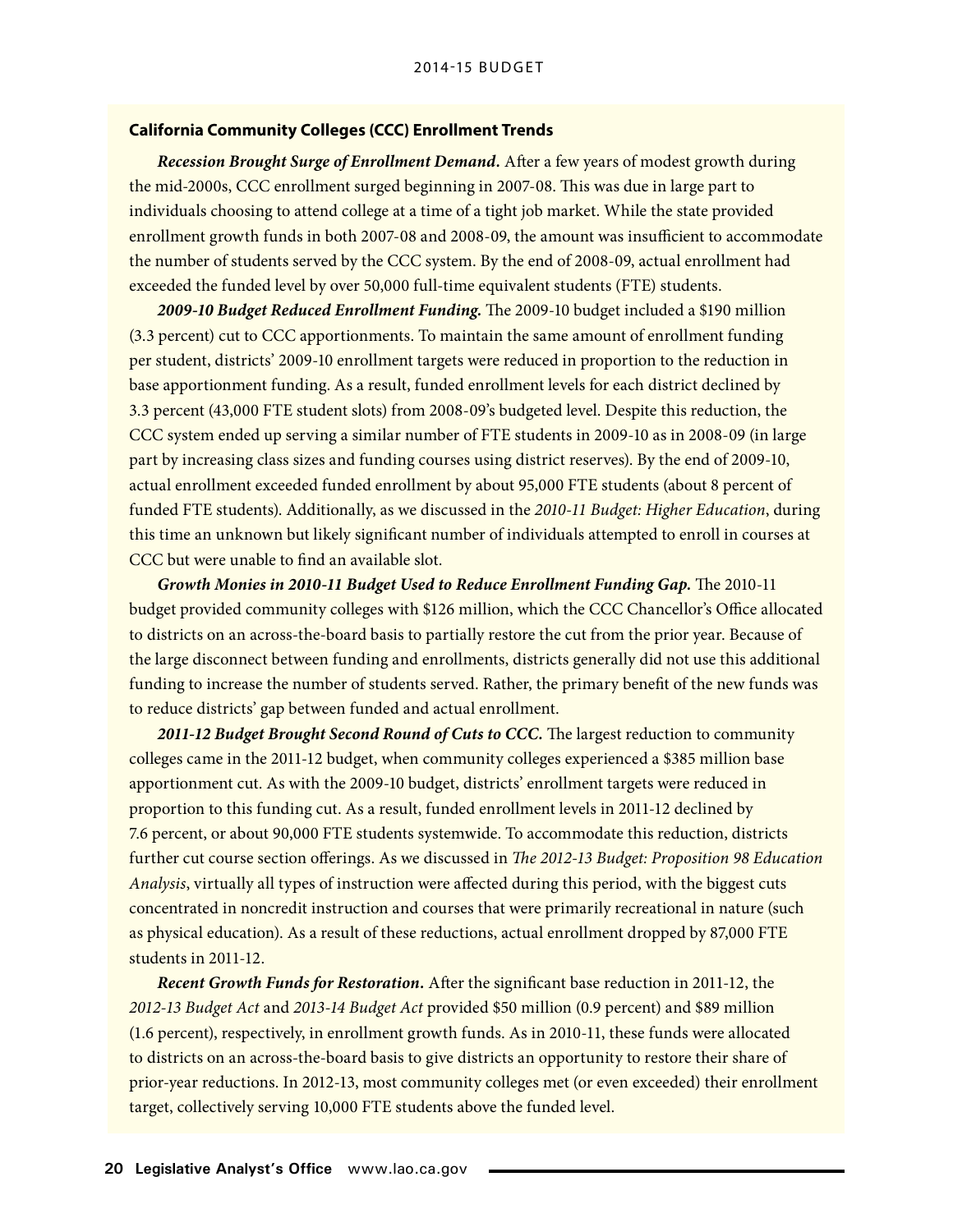### California Community Colleges (CCC) Enrollment Trends

***Recession Brought Surge of Enrollment Demand.*** After a few years of modest growth during the mid-2000s, CCC enrollment surged beginning in 2007-08. This was due in large part to individuals choosing to attend college at a time of a tight job market. While the state provided enrollment growth funds in both 2007-08 and 2008-09, the amount was insufficient to accommodate the number of students served by the CCC system. By the end of 2008-09, actual enrollment had exceeded the funded level by over 50,000 full-time equivalent students (FTE) students.

***2009-10 Budget Reduced Enrollment Funding.*** The 2009-10 budget included a $190 million (3.3 percent) cut to CCC apportionments. To maintain the same amount of enrollment funding per student, districts' 2009-10 enrollment targets were reduced in proportion to the reduction in base apportionment funding. As a result, funded enrollment levels for each district declined by 3.3 percent (43,000 FTE student slots) from 2008-09's budgeted level. Despite this reduction, the CCC system ended up serving a similar number of FTE students in 2009-10 as in 2008-09 (in large part by increasing class sizes and funding courses using district reserves). By the end of 2009-10, actual enrollment exceeded funded enrollment by about 95,000 FTE students (about 8 percent of funded FTE students). Additionally, as we discussed in the *2010-11 Budget: Higher Education*, during this time an unknown but likely significant number of individuals attempted to enroll in courses at CCC but were unable to find an available slot.

***Growth Monies in 2010-11 Budget Used to Reduce Enrollment Funding Gap.*** The 2010-11 budget provided community colleges with $126 million, which the CCC Chancellor's Office allocated to districts on an across-the-board basis to partially restore the cut from the prior year. Because of the large disconnect between funding and enrollments, districts generally did not use this additional funding to increase the number of students served. Rather, the primary benefit of the new funds was to reduce districts' gap between funded and actual enrollment.

***2011-12 Budget Brought Second Round of Cuts to CCC.*** The largest reduction to community colleges came in the 2011-12 budget, when community colleges experienced a $385 million base apportionment cut. As with the 2009-10 budget, districts' enrollment targets were reduced in proportion to this funding cut. As a result, funded enrollment levels in 2011-12 declined by 7.6 percent, or about 90,000 FTE students systemwide. To accommodate this reduction, districts further cut course section offerings. As we discussed in *The 2012-13 Budget: Proposition 98 Education Analysis*, virtually all types of instruction were affected during this period, with the biggest cuts concentrated in noncredit instruction and courses that were primarily recreational in nature (such as physical education). As a result of these reductions, actual enrollment dropped by 87,000 FTE students in 2011-12.

***Recent Growth Funds for Restoration.*** After the significant base reduction in 2011-12, the *2012-13 Budget Act* and *2013-14 Budget Act* provided $50 million (0.9 percent) and $89 million (1.6 percent), respectively, in enrollment growth funds. As in 2010-11, these funds were allocated to districts on an across-the-board basis to give districts an opportunity to restore their share of prior-year reductions. In 2012-13, most community colleges met (or even exceeded) their enrollment target, collectively serving 10,000 FTE students above the funded level.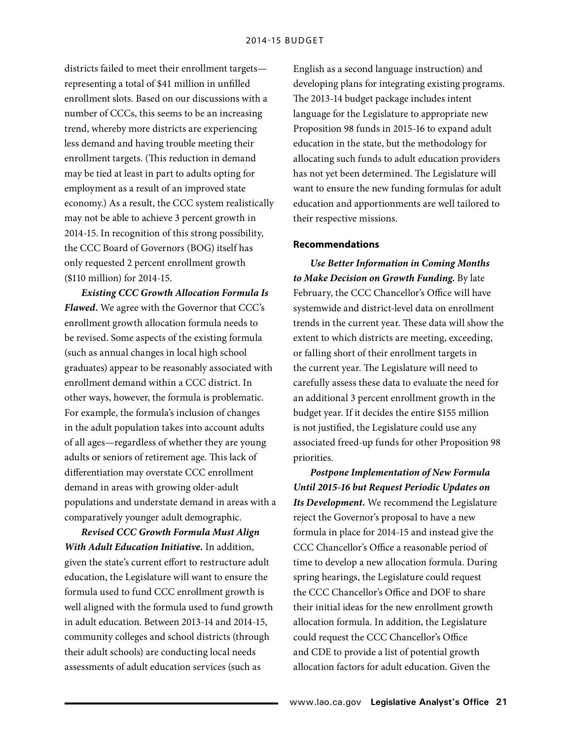districts failed to meet their enrollment targets—representing a total of $41 million in unfilled enrollment slots. Based on our discussions with a number of CCCs, this seems to be an increasing trend, whereby more districts are experiencing less demand and having trouble meeting their enrollment targets. (This reduction in demand may be tied at least in part to adults opting for employment as a result of an improved state economy.) As a result, the CCC system realistically may not be able to achieve 3 percent growth in 2014-15. In recognition of this strong possibility, the CCC Board of Governors (BOG) itself has only requested 2 percent enrollment growth ($110 million) for 2014-15.

***Existing CCC Growth Allocation Formula Is Flawed.*** We agree with the Governor that CCC's enrollment growth allocation formula needs to be revised. Some aspects of the existing formula (such as annual changes in local high school graduates) appear to be reasonably associated with enrollment demand within a CCC district. In other ways, however, the formula is problematic. For example, the formula's inclusion of changes in the adult population takes into account adults of all ages—regardless of whether they are young adults or seniors of retirement age. This lack of differentiation may overstate CCC enrollment demand in areas with growing older-adult populations and understate demand in areas with a comparatively younger adult demographic.

***Revised CCC Growth Formula Must Align With Adult Education Initiative.*** In addition, given the state's current effort to restructure adult education, the Legislature will want to ensure the formula used to fund CCC enrollment growth is well aligned with the formula used to fund growth in adult education. Between 2013-14 and 2014-15, community colleges and school districts (through their adult schools) are conducting local needs assessments of adult education services (such as English as a second language instruction) and developing plans for integrating existing programs. The 2013-14 budget package includes intent language for the Legislature to appropriate new Proposition 98 funds in 2015-16 to expand adult education in the state, but the methodology for allocating such funds to adult education providers has not yet been determined. The Legislature will want to ensure the new funding formulas for adult education and apportionments are well tailored to their respective missions.

#### Recommendations

***Use Better Information in Coming Months to Make Decision on Growth Funding.*** By late February, the CCC Chancellor's Office will have systemwide and district-level data on enrollment trends in the current year. These data will show the extent to which districts are meeting, exceeding, or falling short of their enrollment targets in the current year. The Legislature will need to carefully assess these data to evaluate the need for an additional 3 percent enrollment growth in the budget year. If it decides the entire $155 million is not justified, the Legislature could use any associated freed-up funds for other Proposition 98 priorities.

***Postpone Implementation of New Formula Until 2015-16 but Request Periodic Updates on Its Development.*** We recommend the Legislature reject the Governor's proposal to have a new formula in place for 2014-15 and instead give the CCC Chancellor's Office a reasonable period of time to develop a new allocation formula. During spring hearings, the Legislature could request the CCC Chancellor's Office and DOF to share their initial ideas for the new enrollment growth allocation formula. In addition, the Legislature could request the CCC Chancellor's Office and CDE to provide a list of potential growth allocation factors for adult education. Given the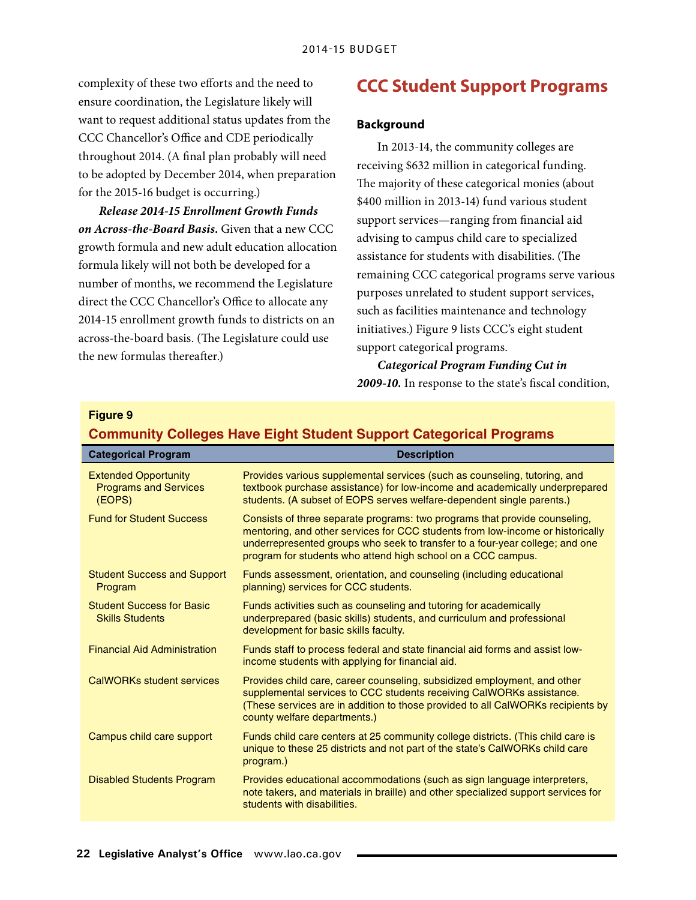complexity of these two efforts and the need to ensure coordination, the Legislature likely will want to request additional status updates from the CCC Chancellor's Office and CDE periodically throughout 2014. (A final plan probably will need to be adopted by December 2014, when preparation for the 2015-16 budget is occurring.)

***Release 2014-15 Enrollment Growth Funds on Across-the-Board Basis.*** Given that a new CCC growth formula and new adult education allocation formula likely will not both be developed for a number of months, we recommend the Legislature direct the CCC Chancellor's Office to allocate any 2014-15 enrollment growth funds to districts on an across-the-board basis. (The Legislature could use the new formulas thereafter.)

## CCC Student Support Programs

### Background

In 2013-14, the community colleges are receiving $632 million in categorical funding. The majority of these categorical monies (about $400 million in 2013-14) fund various student support services—ranging from financial aid advising to campus child care to specialized assistance for students with disabilities. (The remaining CCC categorical programs serve various purposes unrelated to student support services, such as facilities maintenance and technology initiatives.) Figure 9 lists CCC's eight student support categorical programs.

***Categorical Program Funding Cut in 2009-10.*** In response to the state's fiscal condition,

**Figure 9**

**Community Colleges Have Eight Student Support Categorical Programs**

| Categorical Program | Description |
|---|---|
| Extended Opportunity Programs and Services (EOPS) | Provides various supplemental services (such as counseling, tutoring, and textbook purchase assistance) for low-income and academically underprepared students. (A subset of EOPS serves welfare-dependent single parents.) |
| Fund for Student Success | Consists of three separate programs: two programs that provide counseling, mentoring, and other services for CCC students from low-income or historically underrepresented groups who seek to transfer to a four-year college; and one program for students who attend high school on a CCC campus. |
| Student Success and Support Program | Funds assessment, orientation, and counseling (including educational planning) services for CCC students. |
| Student Success for Basic Skills Students | Funds activities such as counseling and tutoring for academically underprepared (basic skills) students, and curriculum and professional development for basic skills faculty. |
| Financial Aid Administration | Funds staff to process federal and state financial aid forms and assist low-income students with applying for financial aid. |
| CalWORKs student services | Provides child care, career counseling, subsidized employment, and other supplemental services to CCC students receiving CalWORKs assistance. (These services are in addition to those provided to all CalWORKs recipients by county welfare departments.) |
| Campus child care support | Funds child care centers at 25 community college districts. (This child care is unique to these 25 districts and not part of the state's CalWORKs child care program.) |
| Disabled Students Program | Provides educational accommodations (such as sign language interpreters, note takers, and materials in braille) and other specialized support services for students with disabilities. |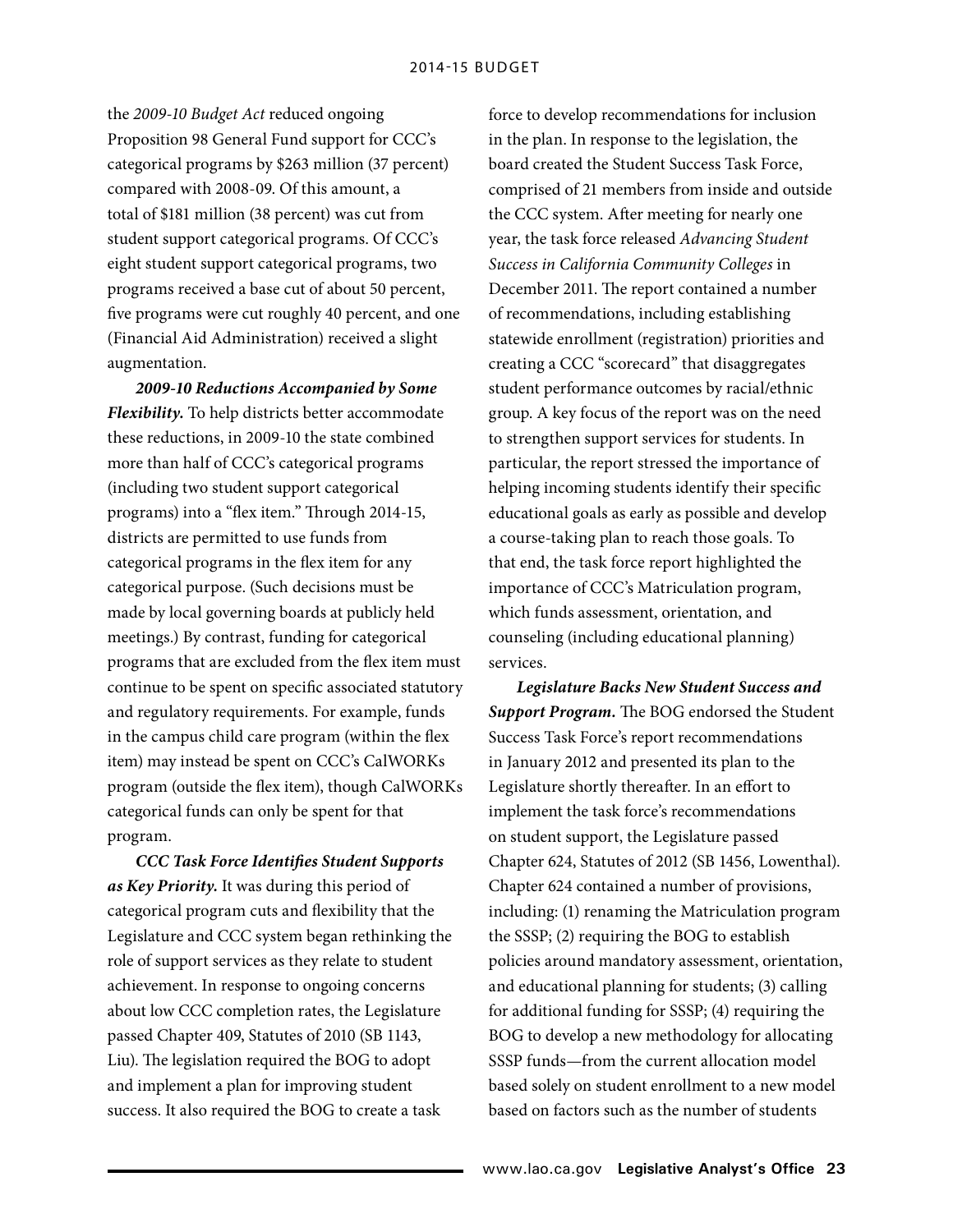the *2009-10 Budget Act* reduced ongoing Proposition 98 General Fund support for CCC's categorical programs by $263 million (37 percent) compared with 2008-09. Of this amount, a total of $181 million (38 percent) was cut from student support categorical programs. Of CCC's eight student support categorical programs, two programs received a base cut of about 50 percent, five programs were cut roughly 40 percent, and one (Financial Aid Administration) received a slight augmentation.

***2009-10 Reductions Accompanied by Some Flexibility.*** To help districts better accommodate these reductions, in 2009-10 the state combined more than half of CCC's categorical programs (including two student support categorical programs) into a "flex item." Through 2014-15, districts are permitted to use funds from categorical programs in the flex item for any categorical purpose. (Such decisions must be made by local governing boards at publicly held meetings.) By contrast, funding for categorical programs that are excluded from the flex item must continue to be spent on specific associated statutory and regulatory requirements. For example, funds in the campus child care program (within the flex item) may instead be spent on CCC's CalWORKs program (outside the flex item), though CalWORKs categorical funds can only be spent for that program.

***CCC Task Force Identifies Student Supports as Key Priority.*** It was during this period of categorical program cuts and flexibility that the Legislature and CCC system began rethinking the role of support services as they relate to student achievement. In response to ongoing concerns about low CCC completion rates, the Legislature passed Chapter 409, Statutes of 2010 (SB 1143, Liu). The legislation required the BOG to adopt and implement a plan for improving student success. It also required the BOG to create a task force to develop recommendations for inclusion in the plan. In response to the legislation, the board created the Student Success Task Force, comprised of 21 members from inside and outside the CCC system. After meeting for nearly one year, the task force released *Advancing Student Success in California Community Colleges* in December 2011. The report contained a number of recommendations, including establishing statewide enrollment (registration) priorities and creating a CCC "scorecard" that disaggregates student performance outcomes by racial/ethnic group. A key focus of the report was on the need to strengthen support services for students. In particular, the report stressed the importance of helping incoming students identify their specific educational goals as early as possible and develop a course-taking plan to reach those goals. To that end, the task force report highlighted the importance of CCC's Matriculation program, which funds assessment, orientation, and counseling (including educational planning) services.

***Legislature Backs New Student Success and Support Program.*** The BOG endorsed the Student Success Task Force's report recommendations in January 2012 and presented its plan to the Legislature shortly thereafter. In an effort to implement the task force's recommendations on student support, the Legislature passed Chapter 624, Statutes of 2012 (SB 1456, Lowenthal). Chapter 624 contained a number of provisions, including: (1) renaming the Matriculation program the SSSP; (2) requiring the BOG to establish policies around mandatory assessment, orientation, and educational planning for students; (3) calling for additional funding for SSSP; (4) requiring the BOG to develop a new methodology for allocating SSSP funds—from the current allocation model based solely on student enrollment to a new model based on factors such as the number of students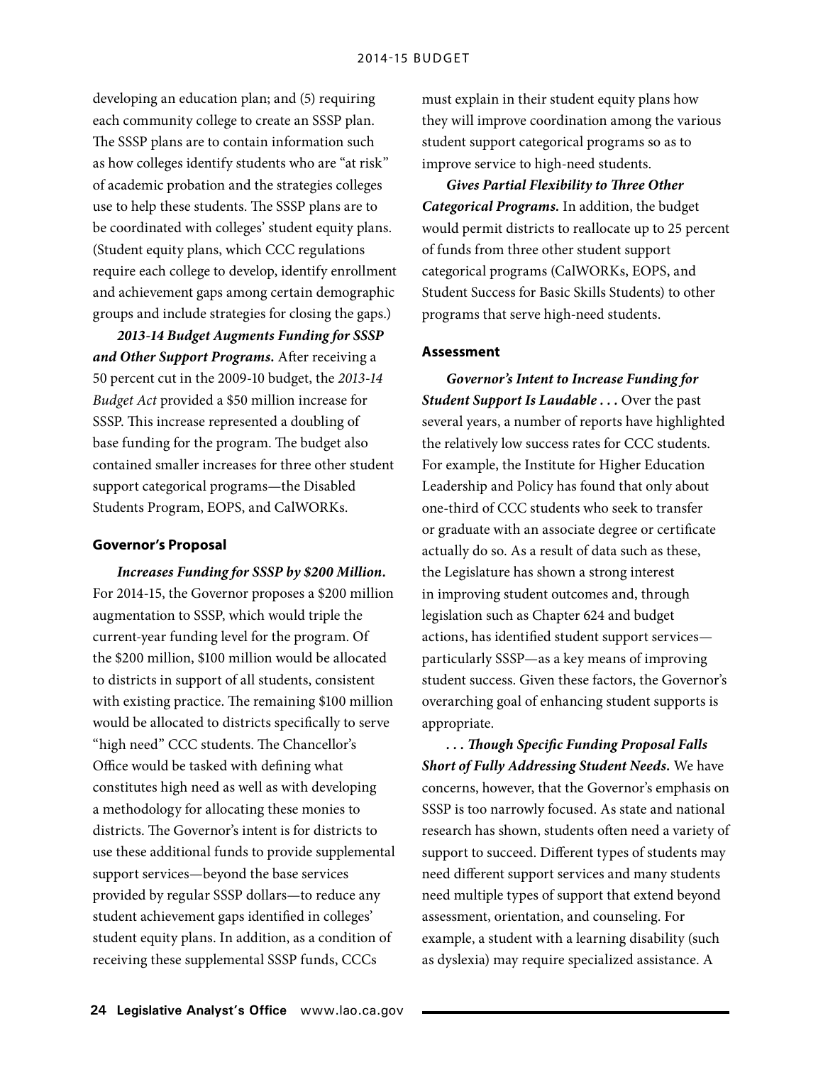developing an education plan; and (5) requiring each community college to create an SSSP plan. The SSSP plans are to contain information such as how colleges identify students who are "at risk" of academic probation and the strategies colleges use to help these students. The SSSP plans are to be coordinated with colleges' student equity plans. (Student equity plans, which CCC regulations require each college to develop, identify enrollment and achievement gaps among certain demographic groups and include strategies for closing the gaps.)

***2013-14 Budget Augments Funding for SSSP and Other Support Programs.*** After receiving a 50 percent cut in the 2009-10 budget, the *2013-14 Budget Act* provided a $50 million increase for SSSP. This increase represented a doubling of base funding for the program. The budget also contained smaller increases for three other student support categorical programs—the Disabled Students Program, EOPS, and CalWORKs.

#### Governor's Proposal

***Increases Funding for SSSP by $200 Million.*** For 2014-15, the Governor proposes a $200 million augmentation to SSSP, which would triple the current-year funding level for the program. Of the $200 million, $100 million would be allocated to districts in support of all students, consistent with existing practice. The remaining $100 million would be allocated to districts specifically to serve "high need" CCC students. The Chancellor's Office would be tasked with defining what constitutes high need as well as with developing a methodology for allocating these monies to districts. The Governor's intent is for districts to use these additional funds to provide supplemental support services—beyond the base services provided by regular SSSP dollars—to reduce any student achievement gaps identified in colleges' student equity plans. In addition, as a condition of receiving these supplemental SSSP funds, CCCs must explain in their student equity plans how they will improve coordination among the various student support categorical programs so as to improve service to high-need students.

***Gives Partial Flexibility to Three Other Categorical Programs.*** In addition, the budget would permit districts to reallocate up to 25 percent of funds from three other student support categorical programs (CalWORKs, EOPS, and Student Success for Basic Skills Students) to other programs that serve high-need students.

#### Assessment

***Governor's Intent to Increase Funding for Student Support Is Laudable . . .*** Over the past several years, a number of reports have highlighted the relatively low success rates for CCC students. For example, the Institute for Higher Education Leadership and Policy has found that only about one-third of CCC students who seek to transfer or graduate with an associate degree or certificate actually do so. As a result of data such as these, the Legislature has shown a strong interest in improving student outcomes and, through legislation such as Chapter 624 and budget actions, has identified student support services—particularly SSSP—as a key means of improving student success. Given these factors, the Governor's overarching goal of enhancing student supports is appropriate.

***. . . Though Specific Funding Proposal Falls Short of Fully Addressing Student Needs.*** We have concerns, however, that the Governor's emphasis on SSSP is too narrowly focused. As state and national research has shown, students often need a variety of support to succeed. Different types of students may need different support services and many students need multiple types of support that extend beyond assessment, orientation, and counseling. For example, a student with a learning disability (such as dyslexia) may require specialized assistance. A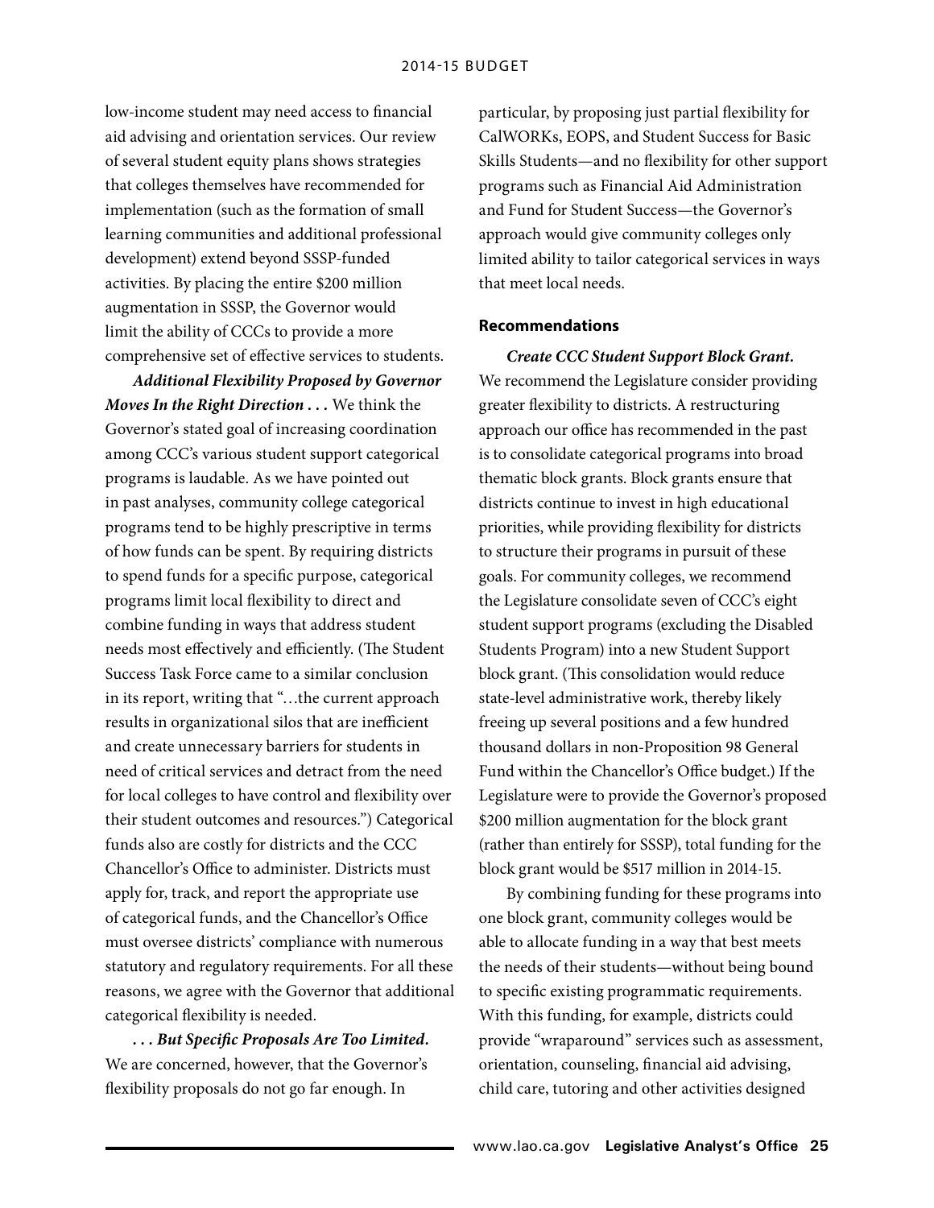low-income student may need access to financial aid advising and orientation services. Our review of several student equity plans shows strategies that colleges themselves have recommended for implementation (such as the formation of small learning communities and additional professional development) extend beyond SSSP-funded activities. By placing the entire $200 million augmentation in SSSP, the Governor would limit the ability of CCCs to provide a more comprehensive set of effective services to students.

***Additional Flexibility Proposed by Governor Moves In the Right Direction . . .*** We think the Governor's stated goal of increasing coordination among CCC's various student support categorical programs is laudable. As we have pointed out in past analyses, community college categorical programs tend to be highly prescriptive in terms of how funds can be spent. By requiring districts to spend funds for a specific purpose, categorical programs limit local flexibility to direct and combine funding in ways that address student needs most effectively and efficiently. (The Student Success Task Force came to a similar conclusion in its report, writing that "…the current approach results in organizational silos that are inefficient and create unnecessary barriers for students in need of critical services and detract from the need for local colleges to have control and flexibility over their student outcomes and resources.") Categorical funds also are costly for districts and the CCC Chancellor's Office to administer. Districts must apply for, track, and report the appropriate use of categorical funds, and the Chancellor's Office must oversee districts' compliance with numerous statutory and regulatory requirements. For all these reasons, we agree with the Governor that additional categorical flexibility is needed.

***. . . But Specific Proposals Are Too Limited.*** We are concerned, however, that the Governor's flexibility proposals do not go far enough. In particular, by proposing just partial flexibility for CalWORKs, EOPS, and Student Success for Basic Skills Students—and no flexibility for other support programs such as Financial Aid Administration and Fund for Student Success—the Governor's approach would give community colleges only limited ability to tailor categorical services in ways that meet local needs.

### Recommendations

***Create CCC Student Support Block Grant.*** We recommend the Legislature consider providing greater flexibility to districts. A restructuring approach our office has recommended in the past is to consolidate categorical programs into broad thematic block grants. Block grants ensure that districts continue to invest in high educational priorities, while providing flexibility for districts to structure their programs in pursuit of these goals. For community colleges, we recommend the Legislature consolidate seven of CCC's eight student support programs (excluding the Disabled Students Program) into a new Student Support block grant. (This consolidation would reduce state-level administrative work, thereby likely freeing up several positions and a few hundred thousand dollars in non-Proposition 98 General Fund within the Chancellor's Office budget.) If the Legislature were to provide the Governor's proposed $200 million augmentation for the block grant (rather than entirely for SSSP), total funding for the block grant would be $517 million in 2014-15.

By combining funding for these programs into one block grant, community colleges would be able to allocate funding in a way that best meets the needs of their students—without being bound to specific existing programmatic requirements. With this funding, for example, districts could provide "wraparound" services such as assessment, orientation, counseling, financial aid advising, child care, tutoring and other activities designed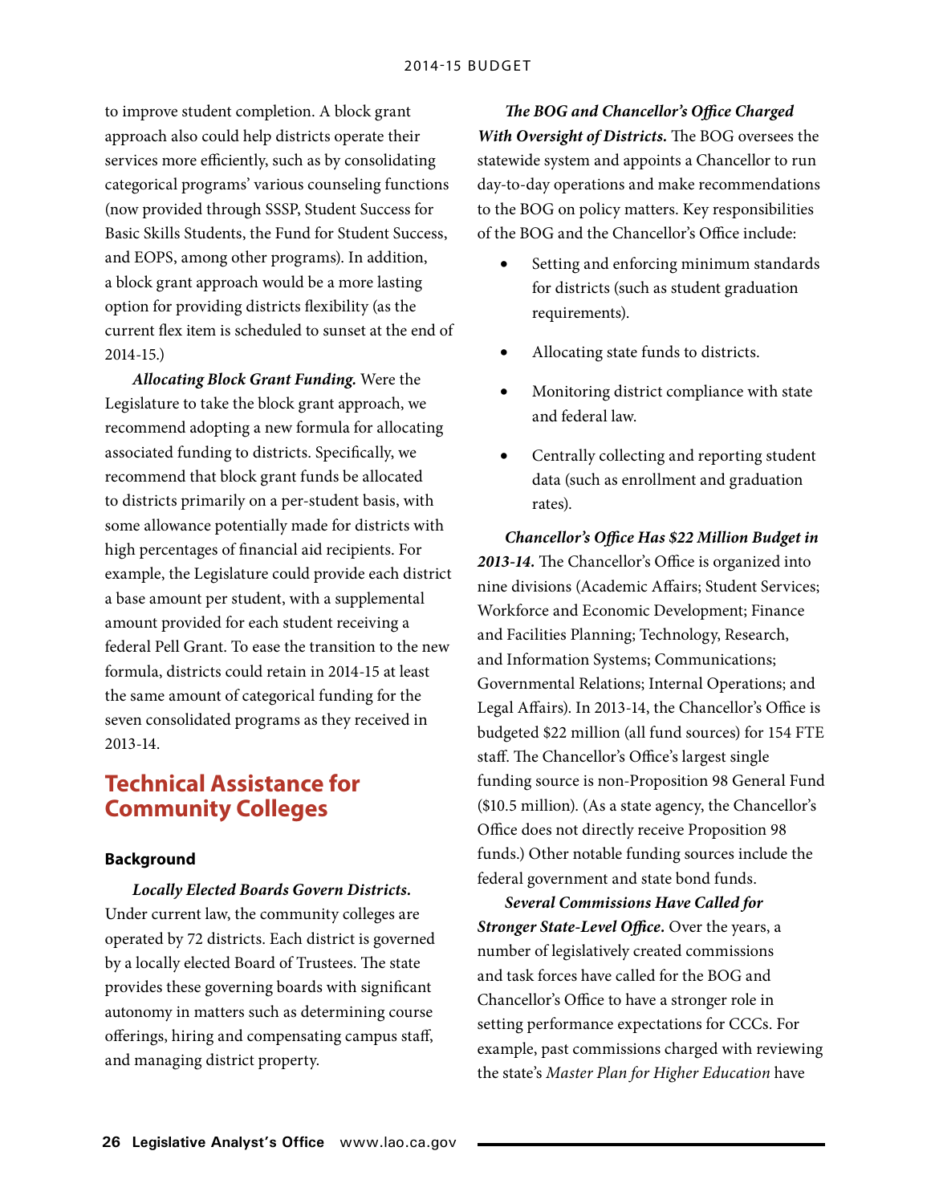to improve student completion. A block grant approach also could help districts operate their services more efficiently, such as by consolidating categorical programs' various counseling functions (now provided through SSSP, Student Success for Basic Skills Students, the Fund for Student Success, and EOPS, among other programs). In addition, a block grant approach would be a more lasting option for providing districts flexibility (as the current flex item is scheduled to sunset at the end of 2014-15.)

***Allocating Block Grant Funding.*** Were the Legislature to take the block grant approach, we recommend adopting a new formula for allocating associated funding to districts. Specifically, we recommend that block grant funds be allocated to districts primarily on a per-student basis, with some allowance potentially made for districts with high percentages of financial aid recipients. For example, the Legislature could provide each district a base amount per student, with a supplemental amount provided for each student receiving a federal Pell Grant. To ease the transition to the new formula, districts could retain in 2014-15 at least the same amount of categorical funding for the seven consolidated programs as they received in 2013-14.

## Technical Assistance for Community Colleges

### Background

***Locally Elected Boards Govern Districts.*** Under current law, the community colleges are operated by 72 districts. Each district is governed by a locally elected Board of Trustees. The state provides these governing boards with significant autonomy in matters such as determining course offerings, hiring and compensating campus staff, and managing district property.

***The BOG and Chancellor's Office Charged With Oversight of Districts.*** The BOG oversees the statewide system and appoints a Chancellor to run day-to-day operations and make recommendations to the BOG on policy matters. Key responsibilities of the BOG and the Chancellor's Office include:

- Setting and enforcing minimum standards for districts (such as student graduation requirements).
- Allocating state funds to districts.
- Monitoring district compliance with state and federal law.
- Centrally collecting and reporting student data (such as enrollment and graduation rates).

***Chancellor's Office Has $22 Million Budget in 2013-14.*** The Chancellor's Office is organized into nine divisions (Academic Affairs; Student Services; Workforce and Economic Development; Finance and Facilities Planning; Technology, Research, and Information Systems; Communications; Governmental Relations; Internal Operations; and Legal Affairs). In 2013-14, the Chancellor's Office is budgeted $22 million (all fund sources) for 154 FTE staff. The Chancellor's Office's largest single funding source is non-Proposition 98 General Fund ($10.5 million). (As a state agency, the Chancellor's Office does not directly receive Proposition 98 funds.) Other notable funding sources include the federal government and state bond funds.

***Several Commissions Have Called for Stronger State-Level Office.*** Over the years, a number of legislatively created commissions and task forces have called for the BOG and Chancellor's Office to have a stronger role in setting performance expectations for CCCs. For example, past commissions charged with reviewing the state's *Master Plan for Higher Education* have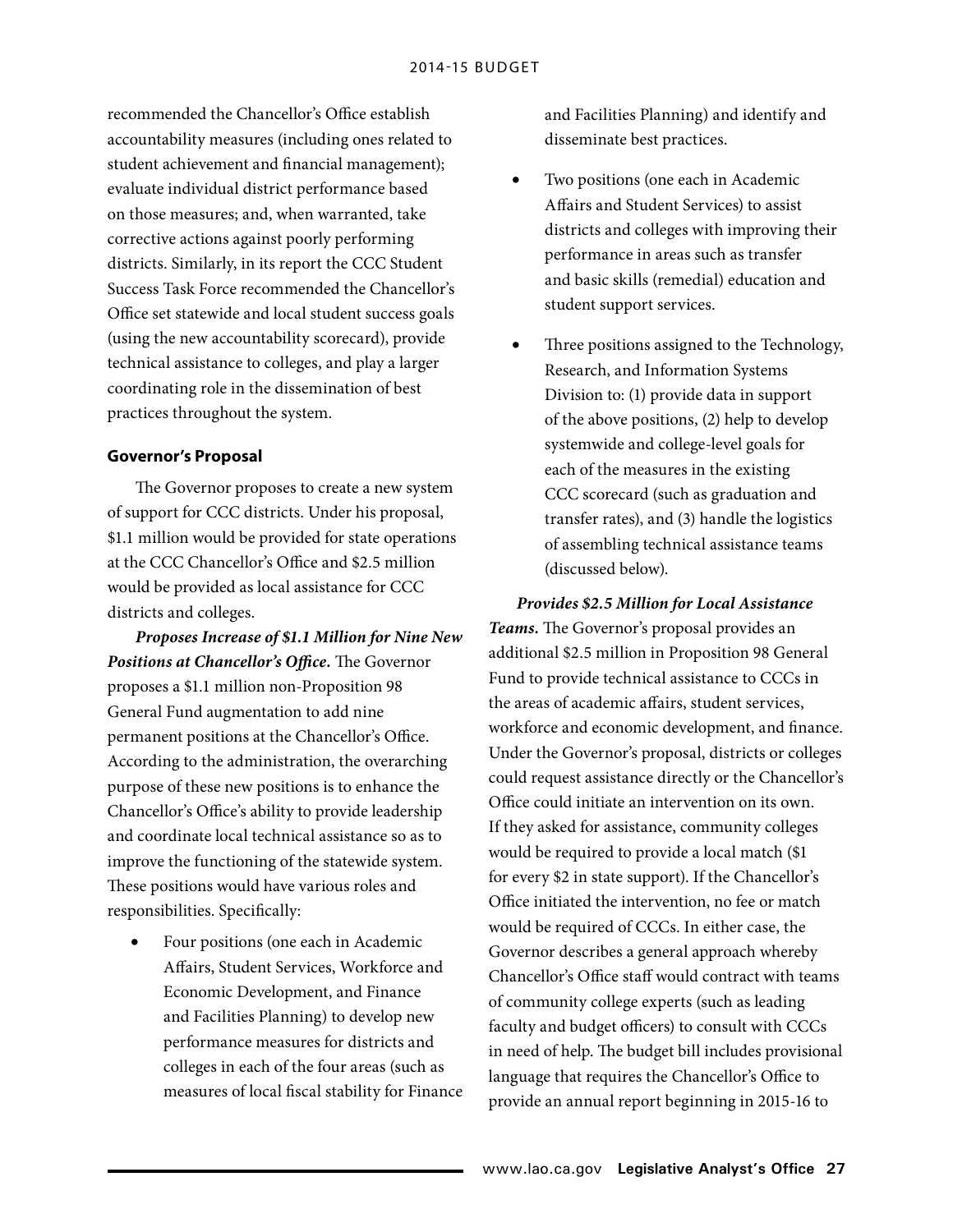recommended the Chancellor's Office establish accountability measures (including ones related to student achievement and financial management); evaluate individual district performance based on those measures; and, when warranted, take corrective actions against poorly performing districts. Similarly, in its report the CCC Student Success Task Force recommended the Chancellor's Office set statewide and local student success goals (using the new accountability scorecard), provide technical assistance to colleges, and play a larger coordinating role in the dissemination of best practices throughout the system.

### Governor's Proposal

The Governor proposes to create a new system of support for CCC districts. Under his proposal, $1.1 million would be provided for state operations at the CCC Chancellor's Office and $2.5 million would be provided as local assistance for CCC districts and colleges.

***Proposes Increase of $1.1 Million for Nine New Positions at Chancellor's Office.*** The Governor proposes a $1.1 million non-Proposition 98 General Fund augmentation to add nine permanent positions at the Chancellor's Office. According to the administration, the overarching purpose of these new positions is to enhance the Chancellor's Office's ability to provide leadership and coordinate local technical assistance so as to improve the functioning of the statewide system. These positions would have various roles and responsibilities. Specifically:

- Four positions (one each in Academic Affairs, Student Services, Workforce and Economic Development, and Finance and Facilities Planning) to develop new performance measures for districts and colleges in each of the four areas (such as measures of local fiscal stability for Finance and Facilities Planning) and identify and disseminate best practices.
- Two positions (one each in Academic Affairs and Student Services) to assist districts and colleges with improving their performance in areas such as transfer and basic skills (remedial) education and student support services.
- Three positions assigned to the Technology, Research, and Information Systems Division to: (1) provide data in support of the above positions, (2) help to develop systemwide and college-level goals for each of the measures in the existing CCC scorecard (such as graduation and transfer rates), and (3) handle the logistics of assembling technical assistance teams (discussed below).

***Provides $2.5 Million for Local Assistance Teams.*** The Governor's proposal provides an additional $2.5 million in Proposition 98 General Fund to provide technical assistance to CCCs in the areas of academic affairs, student services, workforce and economic development, and finance. Under the Governor's proposal, districts or colleges could request assistance directly or the Chancellor's Office could initiate an intervention on its own. If they asked for assistance, community colleges would be required to provide a local match ($1 for every $2 in state support). If the Chancellor's Office initiated the intervention, no fee or match would be required of CCCs. In either case, the Governor describes a general approach whereby Chancellor's Office staff would contract with teams of community college experts (such as leading faculty and budget officers) to consult with CCCs in need of help. The budget bill includes provisional language that requires the Chancellor's Office to provide an annual report beginning in 2015-16 to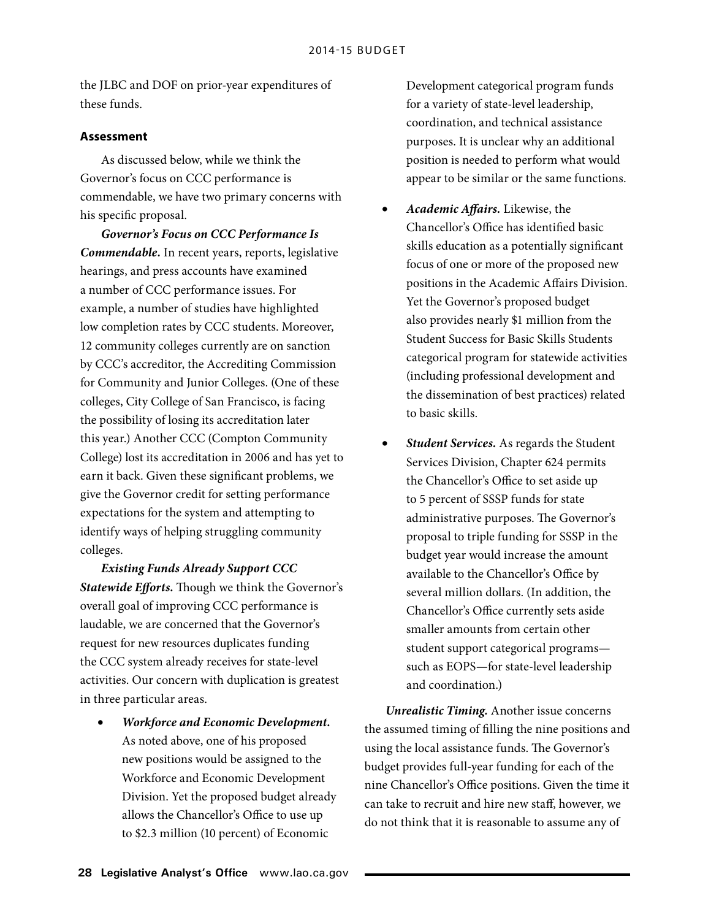the JLBC and DOF on prior-year expenditures of these funds.

### Assessment

As discussed below, while we think the Governor's focus on CCC performance is commendable, we have two primary concerns with his specific proposal.

***Governor's Focus on CCC Performance Is Commendable.*** In recent years, reports, legislative hearings, and press accounts have examined a number of CCC performance issues. For example, a number of studies have highlighted low completion rates by CCC students. Moreover, 12 community colleges currently are on sanction by CCC's accreditor, the Accrediting Commission for Community and Junior Colleges. (One of these colleges, City College of San Francisco, is facing the possibility of losing its accreditation later this year.) Another CCC (Compton Community College) lost its accreditation in 2006 and has yet to earn it back. Given these significant problems, we give the Governor credit for setting performance expectations for the system and attempting to identify ways of helping struggling community colleges.

***Existing Funds Already Support CCC Statewide Efforts.*** Though we think the Governor's overall goal of improving CCC performance is laudable, we are concerned that the Governor's request for new resources duplicates funding the CCC system already receives for state-level activities. Our concern with duplication is greatest in three particular areas.

- ***Workforce and Economic Development.*** As noted above, one of his proposed new positions would be assigned to the Workforce and Economic Development Division. Yet the proposed budget already allows the Chancellor's Office to use up to $2.3 million (10 percent) of Economic Development categorical program funds for a variety of state-level leadership, coordination, and technical assistance purposes. It is unclear why an additional position is needed to perform what would appear to be similar or the same functions.
- ***Academic Affairs.*** Likewise, the Chancellor's Office has identified basic skills education as a potentially significant focus of one or more of the proposed new positions in the Academic Affairs Division. Yet the Governor's proposed budget also provides nearly $1 million from the Student Success for Basic Skills Students categorical program for statewide activities (including professional development and the dissemination of best practices) related to basic skills.
- ***Student Services.*** As regards the Student Services Division, Chapter 624 permits the Chancellor's Office to set aside up to 5 percent of SSSP funds for state administrative purposes. The Governor's proposal to triple funding for SSSP in the budget year would increase the amount available to the Chancellor's Office by several million dollars. (In addition, the Chancellor's Office currently sets aside smaller amounts from certain other student support categorical programs—such as EOPS—for state-level leadership and coordination.)

***Unrealistic Timing.*** Another issue concerns the assumed timing of filling the nine positions and using the local assistance funds. The Governor's budget provides full-year funding for each of the nine Chancellor's Office positions. Given the time it can take to recruit and hire new staff, however, we do not think that it is reasonable to assume any of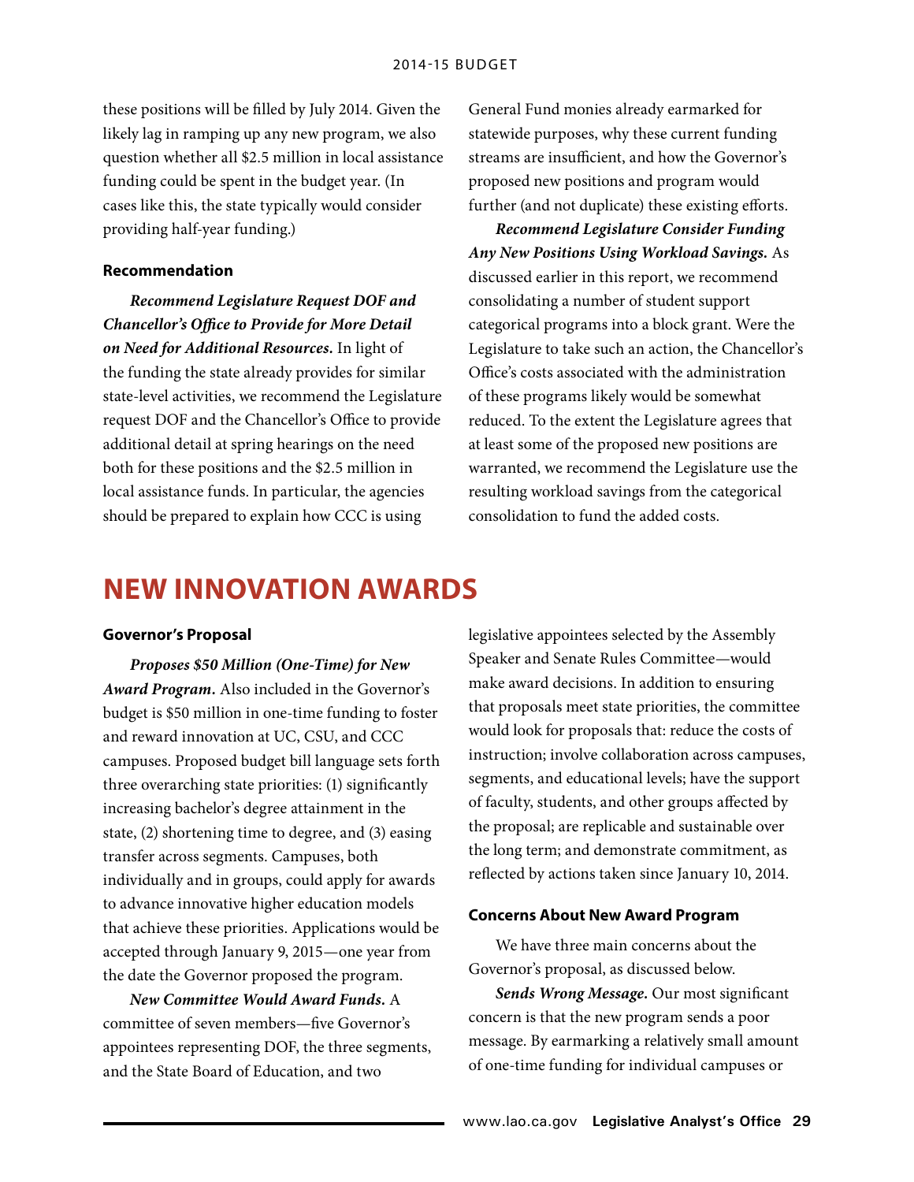these positions will be filled by July 2014. Given the likely lag in ramping up any new program, we also question whether all $2.5 million in local assistance funding could be spent in the budget year. (In cases like this, the state typically would consider providing half-year funding.)

### Recommendation

***Recommend Legislature Request DOF and Chancellor's Office to Provide for More Detail on Need for Additional Resources.*** In light of the funding the state already provides for similar state-level activities, we recommend the Legislature request DOF and the Chancellor's Office to provide additional detail at spring hearings on the need both for these positions and the $2.5 million in local assistance funds. In particular, the agencies should be prepared to explain how CCC is using General Fund monies already earmarked for statewide purposes, why these current funding streams are insufficient, and how the Governor's proposed new positions and program would further (and not duplicate) these existing efforts.

***Recommend Legislature Consider Funding Any New Positions Using Workload Savings.*** As discussed earlier in this report, we recommend consolidating a number of student support categorical programs into a block grant. Were the Legislature to take such an action, the Chancellor's Office's costs associated with the administration of these programs likely would be somewhat reduced. To the extent the Legislature agrees that at least some of the proposed new positions are warranted, we recommend the Legislature use the resulting workload savings from the categorical consolidation to fund the added costs.

## NEW INNOVATION AWARDS

### Governor's Proposal

***Proposes $50 Million (One-Time) for New Award Program.*** Also included in the Governor's budget is $50 million in one-time funding to foster and reward innovation at UC, CSU, and CCC campuses. Proposed budget bill language sets forth three overarching state priorities: (1) significantly increasing bachelor's degree attainment in the state, (2) shortening time to degree, and (3) easing transfer across segments. Campuses, both individually and in groups, could apply for awards to advance innovative higher education models that achieve these priorities. Applications would be accepted through January 9, 2015—one year from the date the Governor proposed the program.

***New Committee Would Award Funds.*** A committee of seven members—five Governor's appointees representing DOF, the three segments, and the State Board of Education, and two legislative appointees selected by the Assembly Speaker and Senate Rules Committee—would make award decisions. In addition to ensuring that proposals meet state priorities, the committee would look for proposals that: reduce the costs of instruction; involve collaboration across campuses, segments, and educational levels; have the support of faculty, students, and other groups affected by the proposal; are replicable and sustainable over the long term; and demonstrate commitment, as reflected by actions taken since January 10, 2014.

### Concerns About New Award Program

We have three main concerns about the Governor's proposal, as discussed below.

***Sends Wrong Message.*** Our most significant concern is that the new program sends a poor message. By earmarking a relatively small amount of one-time funding for individual campuses or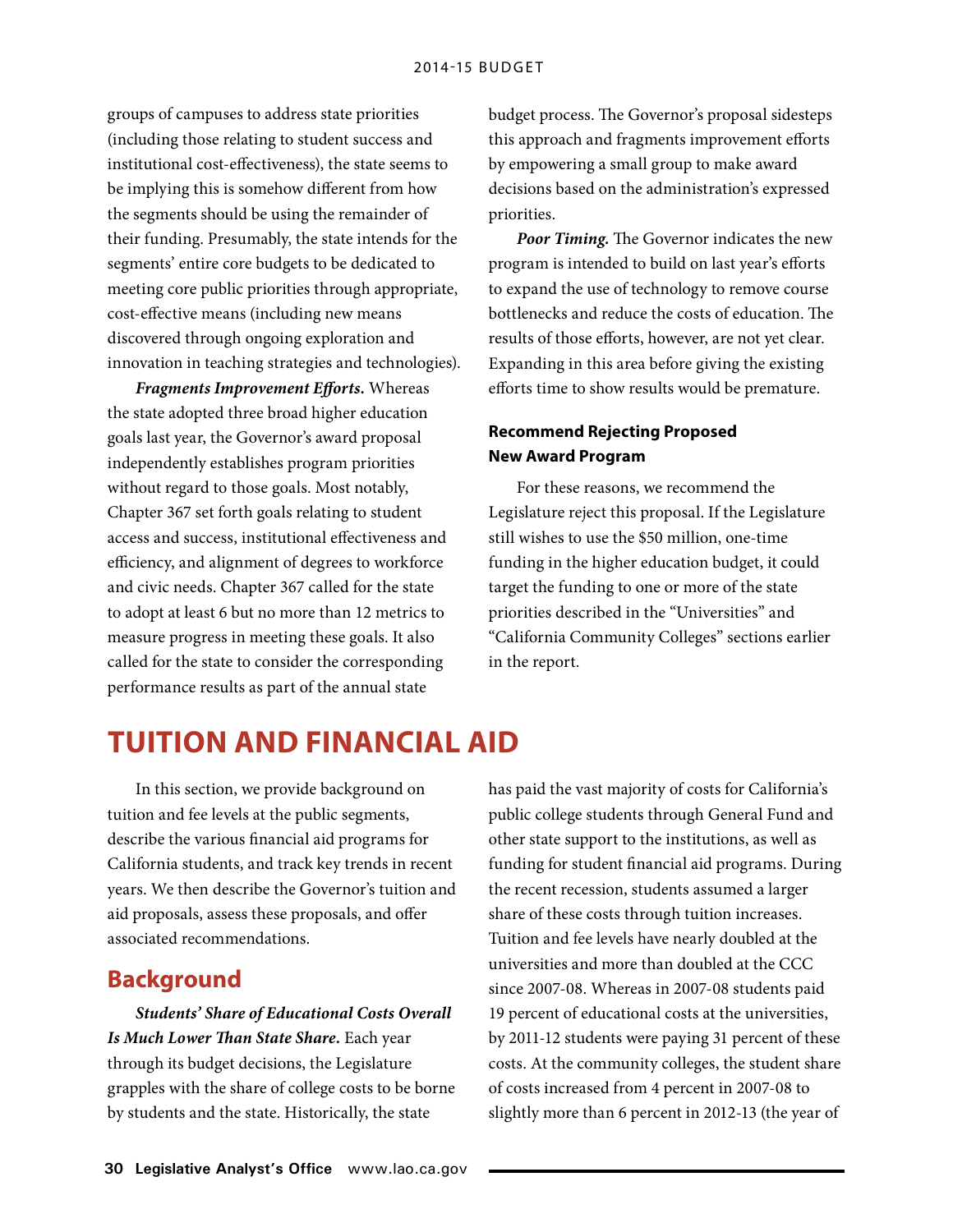groups of campuses to address state priorities (including those relating to student success and institutional cost-effectiveness), the state seems to be implying this is somehow different from how the segments should be using the remainder of their funding. Presumably, the state intends for the segments' entire core budgets to be dedicated to meeting core public priorities through appropriate, cost-effective means (including new means discovered through ongoing exploration and innovation in teaching strategies and technologies).

***Fragments Improvement Efforts.*** Whereas the state adopted three broad higher education goals last year, the Governor's award proposal independently establishes program priorities without regard to those goals. Most notably, Chapter 367 set forth goals relating to student access and success, institutional effectiveness and efficiency, and alignment of degrees to workforce and civic needs. Chapter 367 called for the state to adopt at least 6 but no more than 12 metrics to measure progress in meeting these goals. It also called for the state to consider the corresponding performance results as part of the annual state budget process. The Governor's proposal sidesteps this approach and fragments improvement efforts by empowering a small group to make award decisions based on the administration's expressed priorities.

***Poor Timing.*** The Governor indicates the new program is intended to build on last year's efforts to expand the use of technology to remove course bottlenecks and reduce the costs of education. The results of those efforts, however, are not yet clear. Expanding in this area before giving the existing efforts time to show results would be premature.

### Recommend Rejecting Proposed New Award Program

For these reasons, we recommend the Legislature reject this proposal. If the Legislature still wishes to use the $50 million, one-time funding in the higher education budget, it could target the funding to one or more of the state priorities described in the "Universities" and "California Community Colleges" sections earlier in the report.

# TUITION AND FINANCIAL AID

In this section, we provide background on tuition and fee levels at the public segments, describe the various financial aid programs for California students, and track key trends in recent years. We then describe the Governor's tuition and aid proposals, assess these proposals, and offer associated recommendations.

## Background

***Students' Share of Educational Costs Overall Is Much Lower Than State Share.*** Each year through its budget decisions, the Legislature grapples with the share of college costs to be borne by students and the state. Historically, the state has paid the vast majority of costs for California's public college students through General Fund and other state support to the institutions, as well as funding for student financial aid programs. During the recent recession, students assumed a larger share of these costs through tuition increases. Tuition and fee levels have nearly doubled at the universities and more than doubled at the CCC since 2007-08. Whereas in 2007-08 students paid 19 percent of educational costs at the universities, by 2011-12 students were paying 31 percent of these costs. At the community colleges, the student share of costs increased from 4 percent in 2007-08 to slightly more than 6 percent in 2012-13 (the year of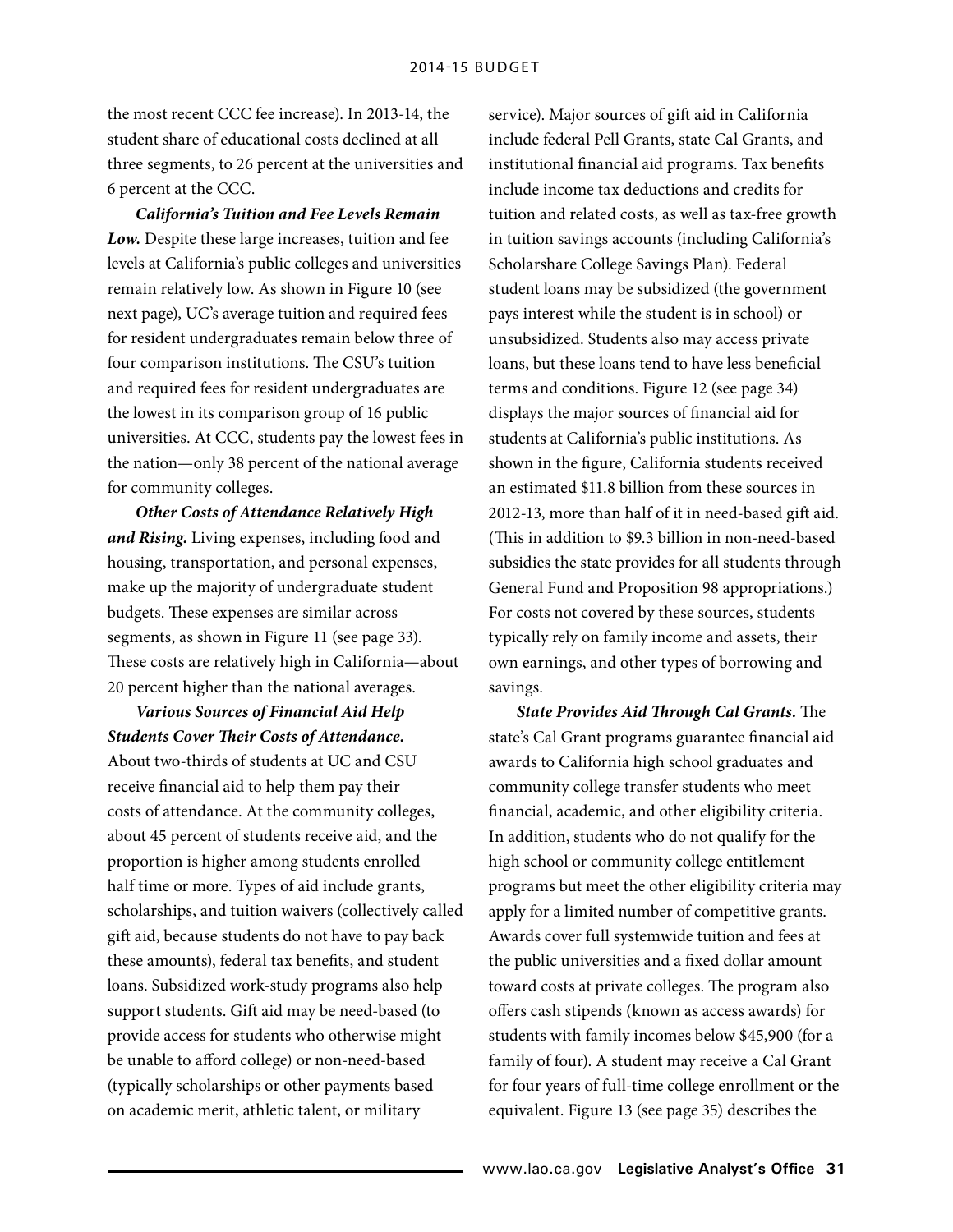the most recent CCC fee increase). In 2013-14, the student share of educational costs declined at all three segments, to 26 percent at the universities and 6 percent at the CCC.

***California's Tuition and Fee Levels Remain Low.*** Despite these large increases, tuition and fee levels at California's public colleges and universities remain relatively low. As shown in Figure 10 (see next page), UC's average tuition and required fees for resident undergraduates remain below three of four comparison institutions. The CSU's tuition and required fees for resident undergraduates are the lowest in its comparison group of 16 public universities. At CCC, students pay the lowest fees in the nation—only 38 percent of the national average for community colleges.

***Other Costs of Attendance Relatively High and Rising.*** Living expenses, including food and housing, transportation, and personal expenses, make up the majority of undergraduate student budgets. These expenses are similar across segments, as shown in Figure 11 (see page 33). These costs are relatively high in California—about 20 percent higher than the national averages.

***Various Sources of Financial Aid Help Students Cover Their Costs of Attendance.*** About two-thirds of students at UC and CSU receive financial aid to help them pay their costs of attendance. At the community colleges, about 45 percent of students receive aid, and the proportion is higher among students enrolled half time or more. Types of aid include grants, scholarships, and tuition waivers (collectively called gift aid, because students do not have to pay back these amounts), federal tax benefits, and student loans. Subsidized work-study programs also help support students. Gift aid may be need-based (to provide access for students who otherwise might be unable to afford college) or non-need-based (typically scholarships or other payments based on academic merit, athletic talent, or military service). Major sources of gift aid in California include federal Pell Grants, state Cal Grants, and institutional financial aid programs. Tax benefits include income tax deductions and credits for tuition and related costs, as well as tax-free growth in tuition savings accounts (including California's Scholarshare College Savings Plan). Federal student loans may be subsidized (the government pays interest while the student is in school) or unsubsidized. Students also may access private loans, but these loans tend to have less beneficial terms and conditions. Figure 12 (see page 34) displays the major sources of financial aid for students at California's public institutions. As shown in the figure, California students received an estimated $11.8 billion from these sources in 2012-13, more than half of it in need-based gift aid. (This in addition to $9.3 billion in non-need-based subsidies the state provides for all students through General Fund and Proposition 98 appropriations.) For costs not covered by these sources, students typically rely on family income and assets, their own earnings, and other types of borrowing and savings.

***State Provides Aid Through Cal Grants.*** The state's Cal Grant programs guarantee financial aid awards to California high school graduates and community college transfer students who meet financial, academic, and other eligibility criteria. In addition, students who do not qualify for the high school or community college entitlement programs but meet the other eligibility criteria may apply for a limited number of competitive grants. Awards cover full systemwide tuition and fees at the public universities and a fixed dollar amount toward costs at private colleges. The program also offers cash stipends (known as access awards) for students with family incomes below $45,900 (for a family of four). A student may receive a Cal Grant for four years of full-time college enrollment or the equivalent. Figure 13 (see page 35) describes the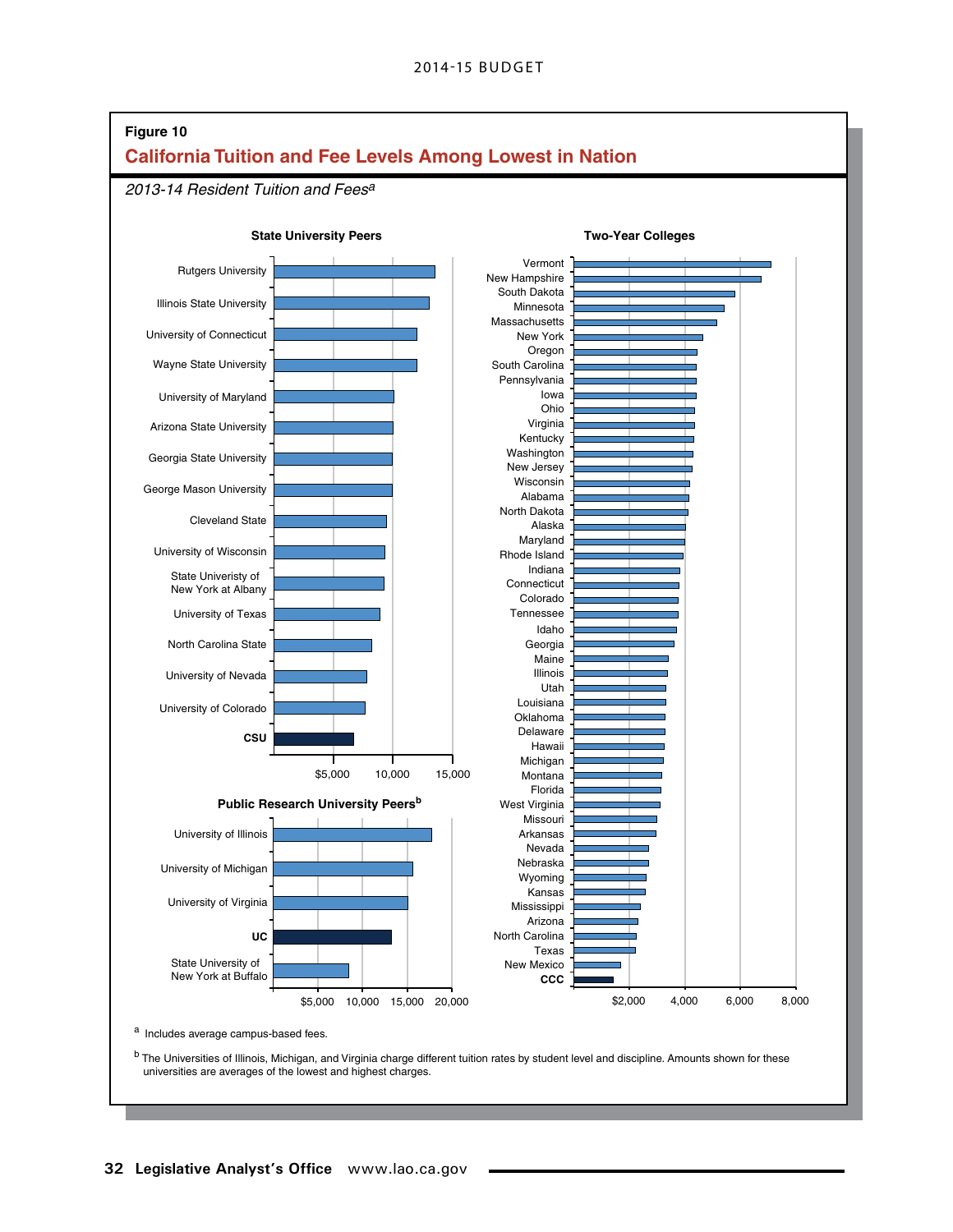**Figure 10**

## California Tuition and Fee Levels Among Lowest in Nation

*2013-14 Resident Tuition and Fees[a]*

**State University Peers**

Rutgers University
Illinois State University
University of Connecticut
Wayne State University
University of Maryland
Arizona State University
Georgia State University
George Mason University
Cleveland State
University of Wisconsin
State Univeristy of New York at Albany
University of Texas
North Carolina State
University of Nevada
University of Colorado
**CSU**

$5,000 10,000 15,000

**Public Research University Peers[b]**

University of Illinois
University of Michigan
University of Virginia
**UC**
State University of New York at Buffalo

$5,000 10,000 15,000 20,000

**Two-Year Colleges**

Vermont
New Hampshire
South Dakota
Minnesota
Massachusetts
New York
Oregon
South Carolina
Pennsylvania
Iowa
Ohio
Virginia
Kentucky
Washington
New Jersey
Wisconsin
Alabama
North Dakota
Alaska
Maryland
Rhode Island
Indiana
Connecticut
Colorado
Tennessee
Idaho
Georgia
Maine
Illinois
Utah
Louisiana
Oklahoma
Delaware
Hawaii
Michigan
Montana
Florida
West Virginia
Missouri
Arkansas
Nevada
Nebraska
Wyoming
Kansas
Mississippi
Arizona
North Carolina
Texas
New Mexico
**CCC**

$2,000 4,000 6,000 8,000

[a] Includes average campus-based fees.

[b] The Universities of Illinois, Michigan, and Virginia charge different tuition rates by student level and discipline. Amounts shown for these universities are averages of the lowest and highest charges.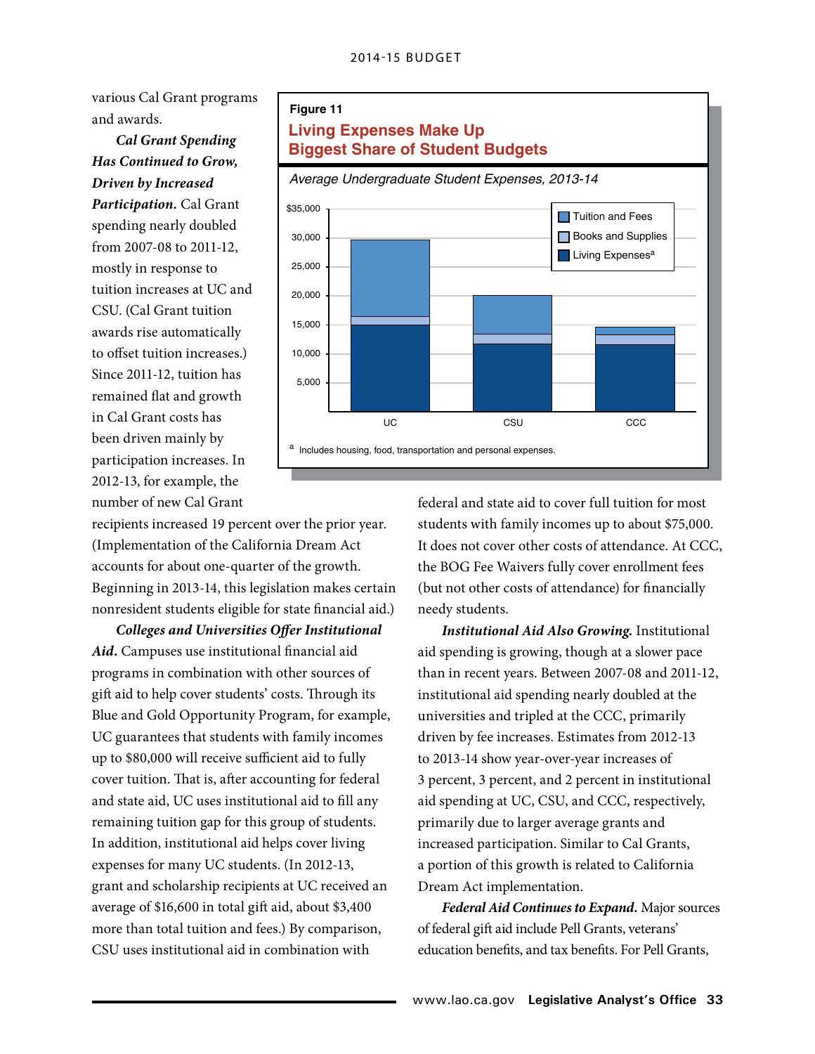various Cal Grant programs and awards.

***Cal Grant Spending Has Continued to Grow, Driven by Increased Participation.*** Cal Grant spending nearly doubled from 2007-08 to 2011-12, mostly in response to tuition increases at UC and CSU. (Cal Grant tuition awards rise automatically to offset tuition increases.) Since 2011-12, tuition has remained flat and growth in Cal Grant costs has been driven mainly by participation increases. In 2012-13, for example, the number of new Cal Grant recipients increased 19 percent over the prior year. (Implementation of the California Dream Act accounts for about one-quarter of the growth. Beginning in 2013-14, this legislation makes certain nonresident students eligible for state financial aid.)

**Figure 11**

**Living Expenses Make Up Biggest Share of Student Budgets**

*Average Undergraduate Student Expenses, 2013-14*

| | UC | CSU | CCC |
|---|---|---|---|
| Tuition and Fees | ~13,200 | ~6,700 | ~1,300 |
| Books and Supplies | ~1,400 | ~1,700 | ~1,700 |
| Living Expenses[a] | ~15,000 | ~11,700 | ~11,600 |
| Total | ~29,600 | ~20,100 | ~14,600 |

(Values are approximate, estimated from the bar chart.)

[a] Includes housing, food, transportation and personal expenses.

***Colleges and Universities Offer Institutional Aid.*** Campuses use institutional financial aid programs in combination with other sources of gift aid to help cover students' costs. Through its Blue and Gold Opportunity Program, for example, UC guarantees that students with family incomes up to $80,000 will receive sufficient aid to fully cover tuition. That is, after accounting for federal and state aid, UC uses institutional aid to fill any remaining tuition gap for this group of students. In addition, institutional aid helps cover living expenses for many UC students. (In 2012-13, grant and scholarship recipients at UC received an average of $16,600 in total gift aid, about $3,400 more than total tuition and fees.) By comparison, CSU uses institutional aid in combination with federal and state aid to cover full tuition for most students with family incomes up to about $75,000. It does not cover other costs of attendance. At CCC, the BOG Fee Waivers fully cover enrollment fees (but not other costs of attendance) for financially needy students.

***Institutional Aid Also Growing.*** Institutional aid spending is growing, though at a slower pace than in recent years. Between 2007-08 and 2011-12, institutional aid spending nearly doubled at the universities and tripled at the CCC, primarily driven by fee increases. Estimates from 2012-13 to 2013-14 show year-over-year increases of 3 percent, 3 percent, and 2 percent in institutional aid spending at UC, CSU, and CCC, respectively, primarily due to larger average grants and increased participation. Similar to Cal Grants, a portion of this growth is related to California Dream Act implementation.

***Federal Aid Continues to Expand.*** Major sources of federal gift aid include Pell Grants, veterans' education benefits, and tax benefits. For Pell Grants,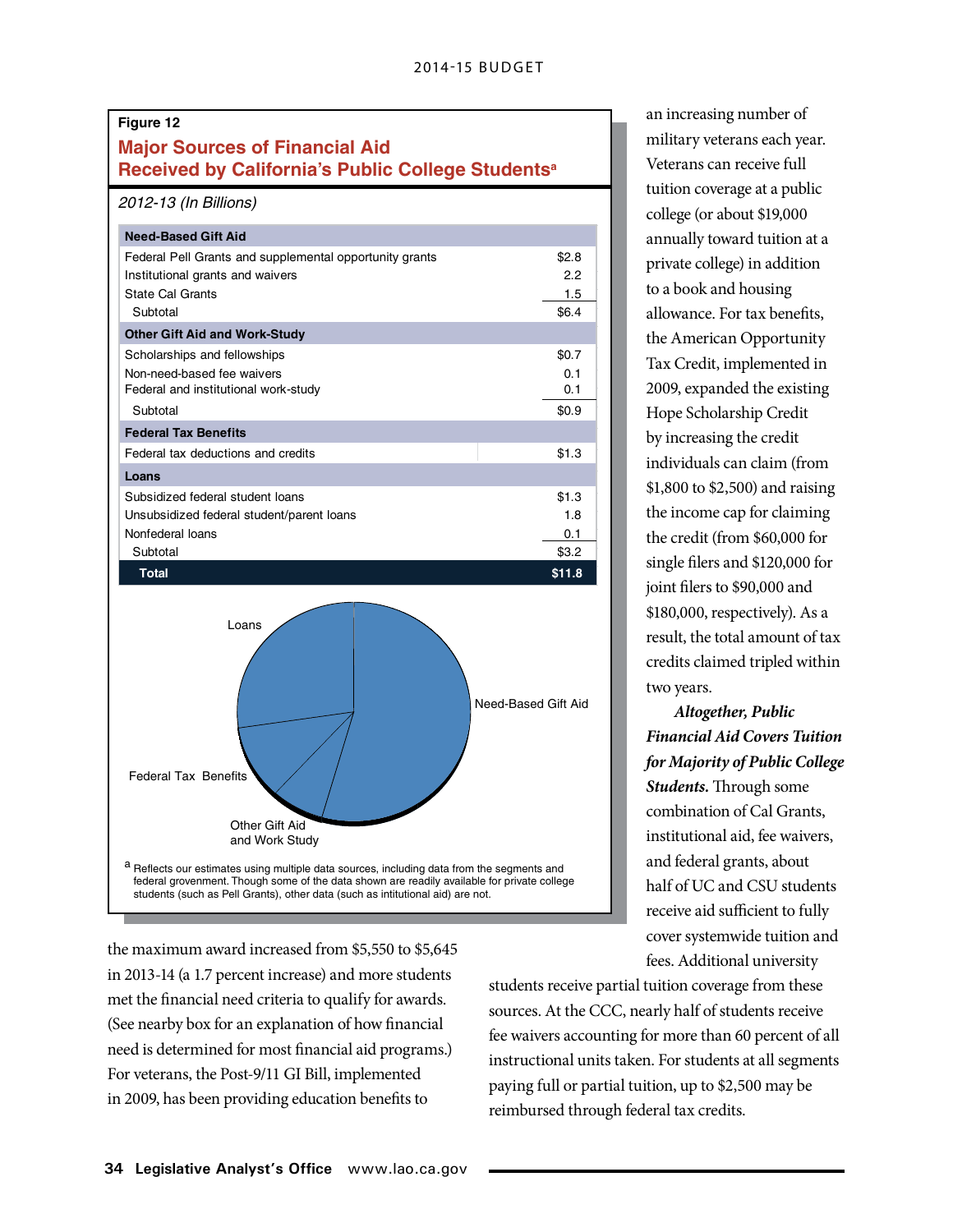**Figure 12**

**Major Sources of Financial Aid Received by California's Public College Students**[a]

*2012-13 (In Billions)*

| | |
|---|---|
| **Need-Based Gift Aid** | |
| Federal Pell Grants and supplemental opportunity grants | $2.8 |
| Institutional grants and waivers | 2.2 |
| State Cal Grants | 1.5 |
| Subtotal | $6.4 |
| **Other Gift Aid and Work-Study** | |
| Scholarships and fellowships | $0.7 |
| Non-need-based fee waivers | 0.1 |
| Federal and institutional work-study | 0.1 |
| Subtotal | $0.9 |
| **Federal Tax Benefits** | |
| Federal tax deductions and credits | $1.3 |
| **Loans** | |
| Subsidized federal student loans | $1.3 |
| Unsubsidized federal student/parent loans | 1.8 |
| Nonfederal loans | 0.1 |
| Subtotal | $3.2 |
| **Total** | **$11.8** |

Loans

Need-Based Gift Aid

Federal Tax Benefits

Other Gift Aid and Work Study

[a] Reflects our estimates using multiple data sources, including data from the segments and federal grovenment. Though some of the data shown are readily available for private college students (such as Pell Grants), other data (such as intitutional aid) are not.

the maximum award increased from $5,550 to $5,645 in 2013-14 (a 1.7 percent increase) and more students met the financial need criteria to qualify for awards. (See nearby box for an explanation of how financial need is determined for most financial aid programs.) For veterans, the Post-9/11 GI Bill, implemented in 2009, has been providing education benefits to an increasing number of military veterans each year. Veterans can receive full tuition coverage at a public college (or about $19,000 annually toward tuition at a private college) in addition to a book and housing allowance. For tax benefits, the American Opportunity Tax Credit, implemented in 2009, expanded the existing Hope Scholarship Credit by increasing the credit individuals can claim (from $1,800 to $2,500) and raising the income cap for claiming the credit (from $60,000 for single filers and $120,000 for joint filers to $90,000 and $180,000, respectively). As a result, the total amount of tax credits claimed tripled within two years.

***Altogether, Public Financial Aid Covers Tuition for Majority of Public College Students.*** Through some combination of Cal Grants, institutional aid, fee waivers, and federal grants, about half of UC and CSU students receive aid sufficient to fully cover systemwide tuition and fees. Additional university students receive partial tuition coverage from these sources. At the CCC, nearly half of students receive fee waivers accounting for more than 60 percent of all instructional units taken. For students at all segments paying full or partial tuition, up to $2,500 may be reimbursed through federal tax credits.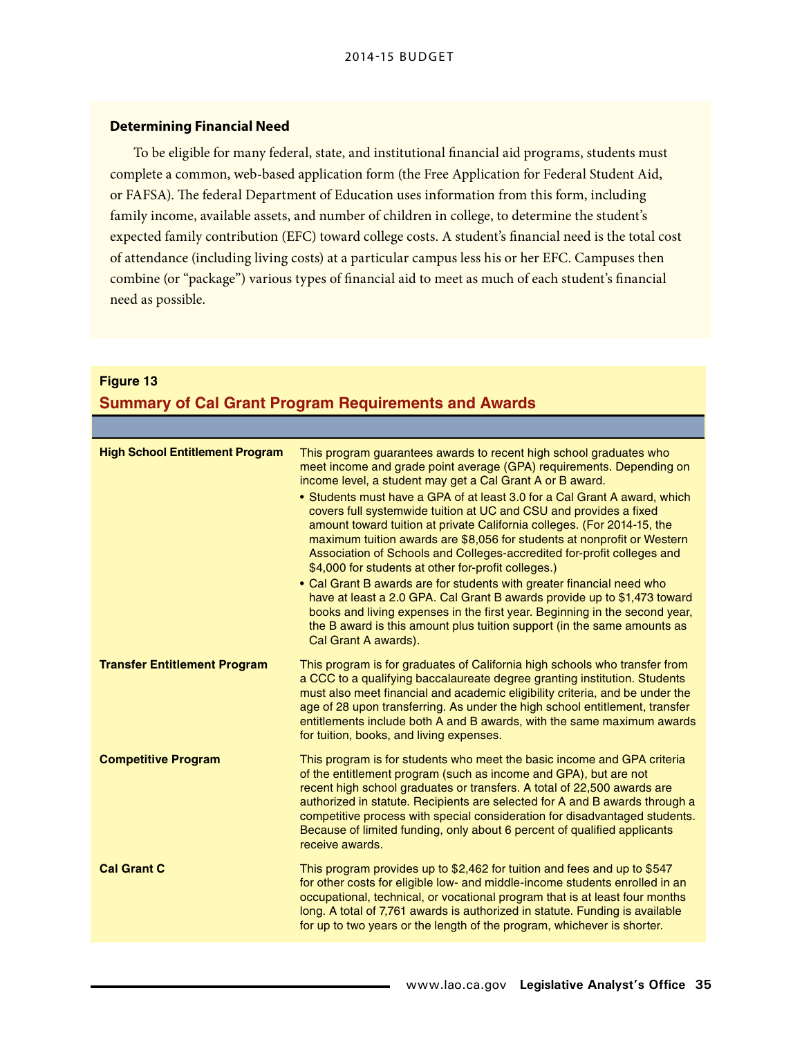### Determining Financial Need

To be eligible for many federal, state, and institutional financial aid programs, students must complete a common, web-based application form (the Free Application for Federal Student Aid, or FAFSA). The federal Department of Education uses information from this form, including family income, available assets, and number of children in college, to determine the student's expected family contribution (EFC) toward college costs. A student's financial need is the total cost of attendance (including living costs) at a particular campus less his or her EFC. Campuses then combine (or "package") various types of financial aid to meet as much of each student's financial need as possible.

**Figure 13**

**Summary of Cal Grant Program Requirements and Awards**

| | |
|---|---|
| **High School Entitlement Program** | This program guarantees awards to recent high school graduates who meet income and grade point average (GPA) requirements. Depending on income level, a student may get a Cal Grant A or B award.<br>• Students must have a GPA of at least 3.0 for a Cal Grant A award, which covers full systemwide tuition at UC and CSU and provides a fixed amount toward tuition at private California colleges. (For 2014-15, the maximum tuition awards are $8,056 for students at nonprofit or Western Association of Schools and Colleges-accredited for-profit colleges and $4,000 for students at other for-profit colleges.)<br>• Cal Grant B awards are for students with greater financial need who have at least a 2.0 GPA. Cal Grant B awards provide up to $1,473 toward books and living expenses in the first year. Beginning in the second year, the B award is this amount plus tuition support (in the same amounts as Cal Grant A awards). |
| **Transfer Entitlement Program** | This program is for graduates of California high schools who transfer from a CCC to a qualifying baccalaureate degree granting institution. Students must also meet financial and academic eligibility criteria, and be under the age of 28 upon transferring. As under the high school entitlement, transfer entitlements include both A and B awards, with the same maximum awards for tuition, books, and living expenses. |
| **Competitive Program** | This program is for students who meet the basic income and GPA criteria of the entitlement program (such as income and GPA), but are not recent high school graduates or transfers. A total of 22,500 awards are authorized in statute. Recipients are selected for A and B awards through a competitive process with special consideration for disadvantaged students. Because of limited funding, only about 6 percent of qualified applicants receive awards. |
| **Cal Grant C** | This program provides up to $2,462 for tuition and fees and up to $547 for other costs for eligible low- and middle-income students enrolled in an occupational, technical, or vocational program that is at least four months long. A total of 7,761 awards is authorized in statute. Funding is available for up to two years or the length of the program, whichever is shorter. |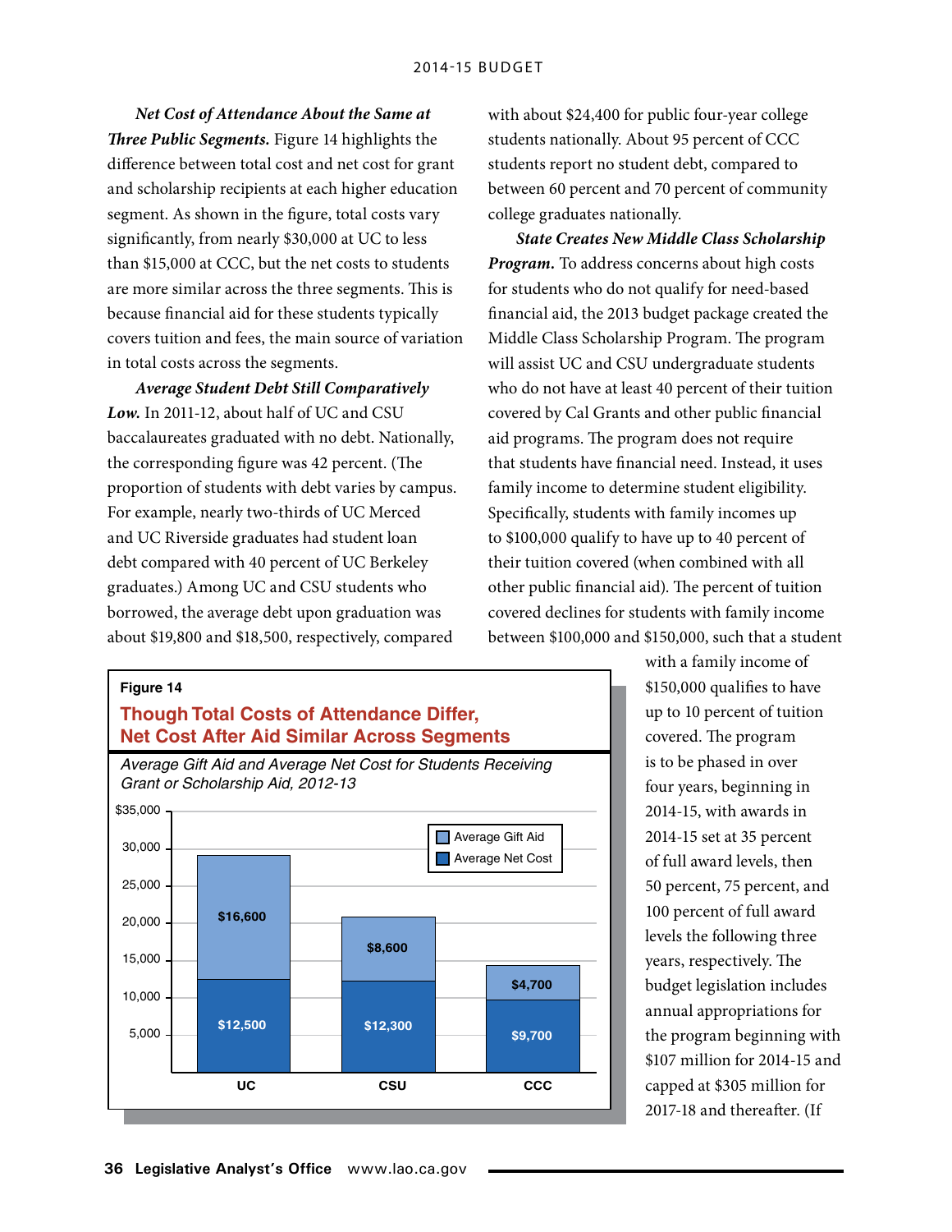***Net Cost of Attendance About the Same at Three Public Segments.*** Figure 14 highlights the difference between total cost and net cost for grant and scholarship recipients at each higher education segment. As shown in the figure, total costs vary significantly, from nearly $30,000 at UC to less than $15,000 at CCC, but the net costs to students are more similar across the three segments. This is because financial aid for these students typically covers tuition and fees, the main source of variation in total costs across the segments.

***Average Student Debt Still Comparatively Low.*** In 2011-12, about half of UC and CSU baccalaureates graduated with no debt. Nationally, the corresponding figure was 42 percent. (The proportion of students with debt varies by campus. For example, nearly two-thirds of UC Merced and UC Riverside graduates had student loan debt compared with 40 percent of UC Berkeley graduates.) Among UC and CSU students who borrowed, the average debt upon graduation was about $19,800 and $18,500, respectively, compared with about $24,400 for public four-year college students nationally. About 95 percent of CCC students report no student debt, compared to between 60 percent and 70 percent of community college graduates nationally.

***State Creates New Middle Class Scholarship Program.*** To address concerns about high costs for students who do not qualify for need-based financial aid, the 2013 budget package created the Middle Class Scholarship Program. The program will assist UC and CSU undergraduate students who do not have at least 40 percent of their tuition covered by Cal Grants and other public financial aid programs. The program does not require that students have financial need. Instead, it uses family income to determine student eligibility. Specifically, students with family incomes up to $100,000 qualify to have up to 40 percent of their tuition covered (when combined with all other public financial aid). The percent of tuition covered declines for students with family income between $100,000 and $150,000, such that a student with a family income of $150,000 qualifies to have up to 10 percent of tuition covered. The program is to be phased in over four years, beginning in 2014-15, with awards in 2014-15 set at 35 percent of full award levels, then 50 percent, 75 percent, and 100 percent of full award levels the following three years, respectively. The budget legislation includes annual appropriations for the program beginning with $107 million for 2014-15 and capped at $305 million for 2017-18 and thereafter. (If

**Figure 14**

**Though Total Costs of Attendance Differ, Net Cost After Aid Similar Across Segments**

*Average Gift Aid and Average Net Cost for Students Receiving Grant or Scholarship Aid, 2012-13*

| | UC | CSU | CCC |
|---|---|---|---|
| Average Gift Aid | $16,600 | $8,600 | $4,700 |
| Average Net Cost | $12,500 | $12,300 | $9,700 |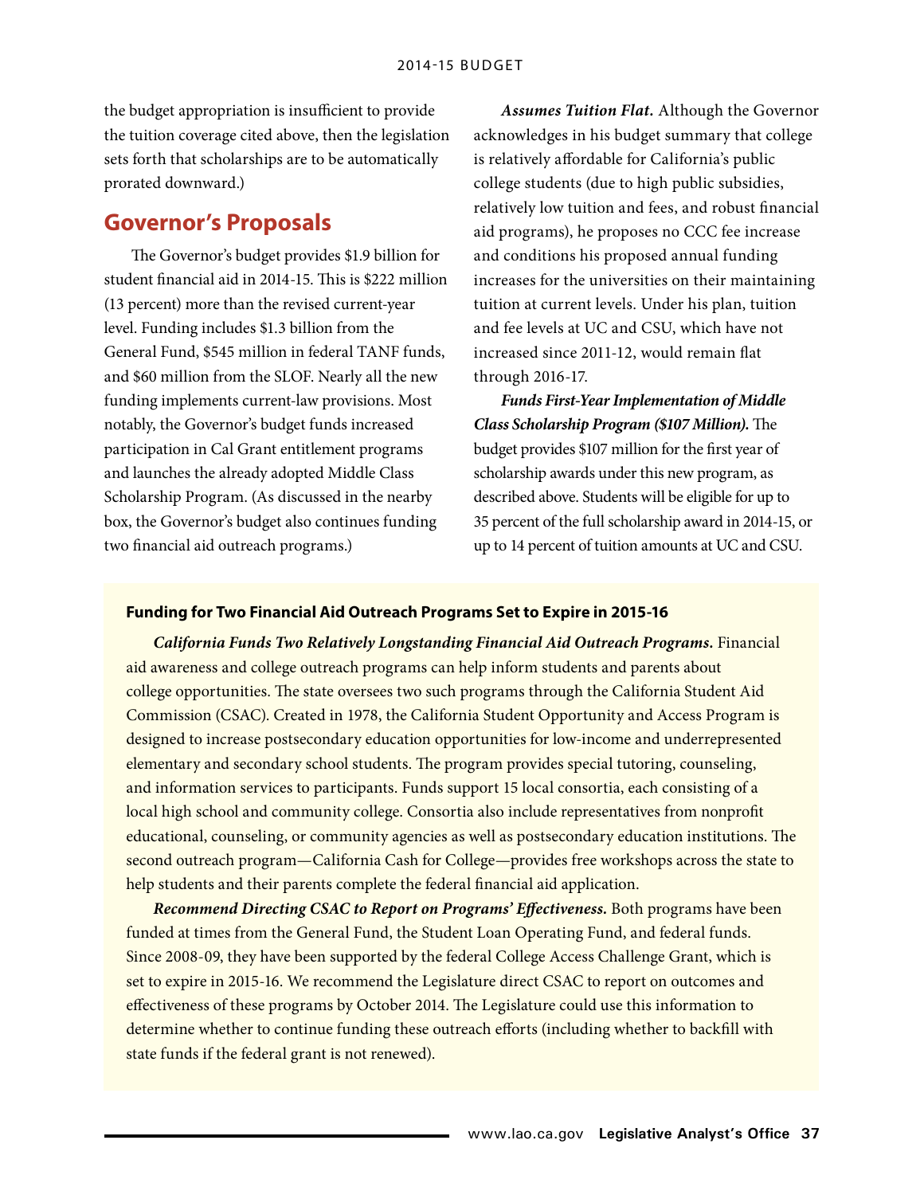the budget appropriation is insufficient to provide the tuition coverage cited above, then the legislation sets forth that scholarships are to be automatically prorated downward.)

## Governor's Proposals

The Governor's budget provides $1.9 billion for student financial aid in 2014-15. This is $222 million (13 percent) more than the revised current-year level. Funding includes $1.3 billion from the General Fund, $545 million in federal TANF funds, and $60 million from the SLOF. Nearly all the new funding implements current-law provisions. Most notably, the Governor's budget funds increased participation in Cal Grant entitlement programs and launches the already adopted Middle Class Scholarship Program. (As discussed in the nearby box, the Governor's budget also continues funding two financial aid outreach programs.)

***Assumes Tuition Flat.*** Although the Governor acknowledges in his budget summary that college is relatively affordable for California's public college students (due to high public subsidies, relatively low tuition and fees, and robust financial aid programs), he proposes no CCC fee increase and conditions his proposed annual funding increases for the universities on their maintaining tuition at current levels. Under his plan, tuition and fee levels at UC and CSU, which have not increased since 2011-12, would remain flat through 2016-17.

***Funds First-Year Implementation of Middle Class Scholarship Program ($107 Million).*** The budget provides $107 million for the first year of scholarship awards under this new program, as described above. Students will be eligible for up to 35 percent of the full scholarship award in 2014-15, or up to 14 percent of tuition amounts at UC and CSU.

**Funding for Two Financial Aid Outreach Programs Set to Expire in 2015-16**

***California Funds Two Relatively Longstanding Financial Aid Outreach Programs.*** Financial aid awareness and college outreach programs can help inform students and parents about college opportunities. The state oversees two such programs through the California Student Aid Commission (CSAC). Created in 1978, the California Student Opportunity and Access Program is designed to increase postsecondary education opportunities for low-income and underrepresented elementary and secondary school students. The program provides special tutoring, counseling, and information services to participants. Funds support 15 local consortia, each consisting of a local high school and community college. Consortia also include representatives from nonprofit educational, counseling, or community agencies as well as postsecondary education institutions. The second outreach program—California Cash for College—provides free workshops across the state to help students and their parents complete the federal financial aid application.

***Recommend Directing CSAC to Report on Programs' Effectiveness.*** Both programs have been funded at times from the General Fund, the Student Loan Operating Fund, and federal funds. Since 2008-09, they have been supported by the federal College Access Challenge Grant, which is set to expire in 2015-16. We recommend the Legislature direct CSAC to report on outcomes and effectiveness of these programs by October 2014. The Legislature could use this information to determine whether to continue funding these outreach efforts (including whether to backfill with state funds if the federal grant is not renewed).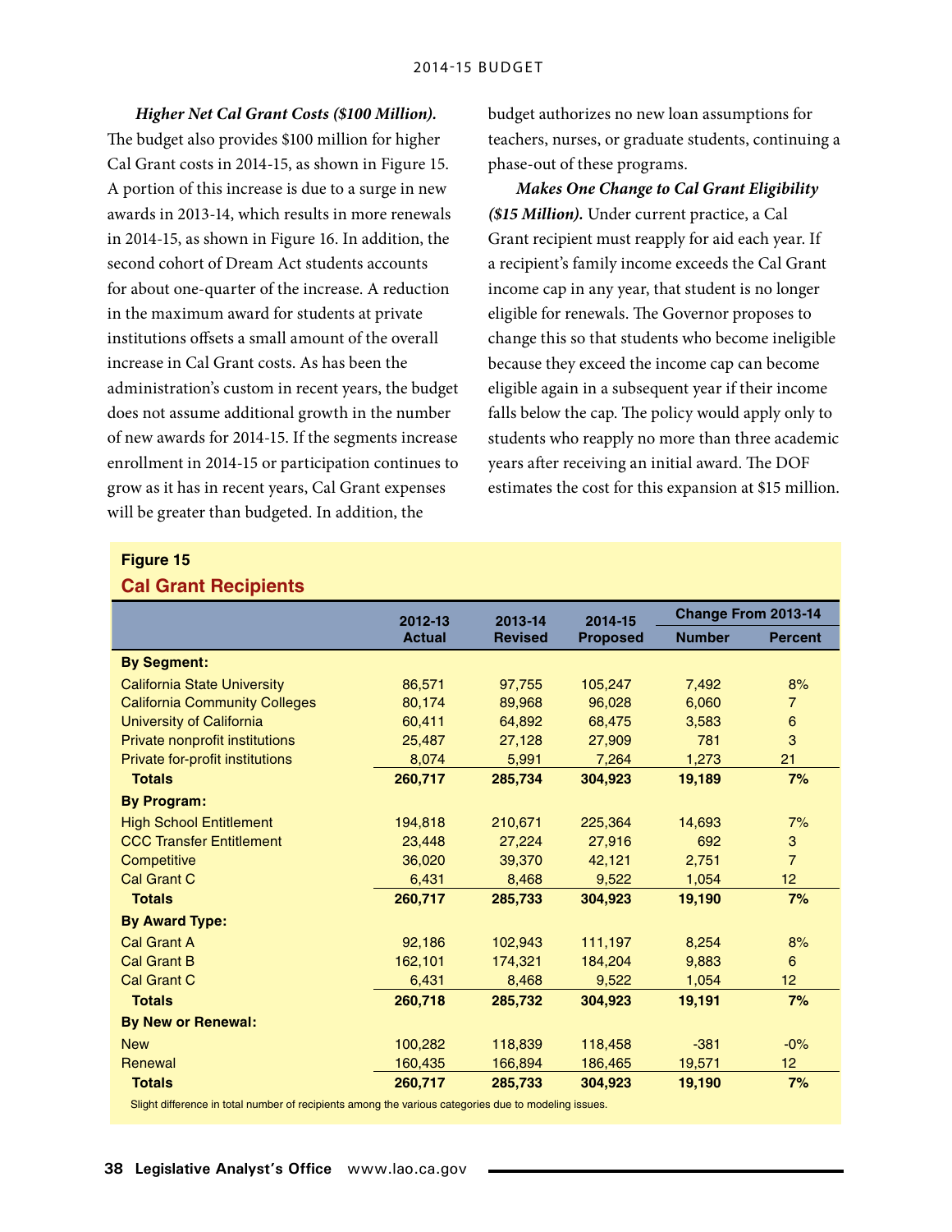***Higher Net Cal Grant Costs ($100 Million).*** The budget also provides $100 million for higher Cal Grant costs in 2014-15, as shown in Figure 15. A portion of this increase is due to a surge in new awards in 2013-14, which results in more renewals in 2014-15, as shown in Figure 16. In addition, the second cohort of Dream Act students accounts for about one-quarter of the increase. A reduction in the maximum award for students at private institutions offsets a small amount of the overall increase in Cal Grant costs. As has been the administration's custom in recent years, the budget does not assume additional growth in the number of new awards for 2014-15. If the segments increase enrollment in 2014-15 or participation continues to grow as it has in recent years, Cal Grant expenses will be greater than budgeted. In addition, the budget authorizes no new loan assumptions for teachers, nurses, or graduate students, continuing a phase-out of these programs.

***Makes One Change to Cal Grant Eligibility ($15 Million).*** Under current practice, a Cal Grant recipient must reapply for aid each year. If a recipient's family income exceeds the Cal Grant income cap in any year, that student is no longer eligible for renewals. The Governor proposes to change this so that students who become ineligible because they exceed the income cap can become eligible again in a subsequent year if their income falls below the cap. The policy would apply only to students who reapply no more than three academic years after receiving an initial award. The DOF estimates the cost for this expansion at $15 million.

**Figure 15**

**Cal Grant Recipients**

| | 2012-13 Actual | 2013-14 Revised | 2014-15 Proposed | Change From 2013-14 | |
|---|---|---|---|---|---|
| | | | | Number | Percent |
| **By Segment:** | | | | | |
| California State University | 86,571 | 97,755 | 105,247 | 7,492 | 8% |
| California Community Colleges | 80,174 | 89,968 | 96,028 | 6,060 | 7 |
| University of California | 60,411 | 64,892 | 68,475 | 3,583 | 6 |
| Private nonprofit institutions | 25,487 | 27,128 | 27,909 | 781 | 3 |
| Private for-profit institutions | 8,074 | 5,991 | 7,264 | 1,273 | 21 |
| **Totals** | **260,717** | **285,734** | **304,923** | **19,189** | **7%** |
| **By Program:** | | | | | |
| High School Entitlement | 194,818 | 210,671 | 225,364 | 14,693 | 7% |
| CCC Transfer Entitlement | 23,448 | 27,224 | 27,916 | 692 | 3 |
| Competitive | 36,020 | 39,370 | 42,121 | 2,751 | 7 |
| Cal Grant C | 6,431 | 8,468 | 9,522 | 1,054 | 12 |
| **Totals** | **260,717** | **285,733** | **304,923** | **19,190** | **7%** |
| **By Award Type:** | | | | | |
| Cal Grant A | 92,186 | 102,943 | 111,197 | 8,254 | 8% |
| Cal Grant B | 162,101 | 174,321 | 184,204 | 9,883 | 6 |
| Cal Grant C | 6,431 | 8,468 | 9,522 | 1,054 | 12 |
| **Totals** | **260,718** | **285,732** | **304,923** | **19,191** | **7%** |
| **By New or Renewal:** | | | | | |
| New | 100,282 | 118,839 | 118,458 | -381 | -0% |
| Renewal | 160,435 | 166,894 | 186,465 | 19,571 | 12 |
| **Totals** | **260,717** | **285,733** | **304,923** | **19,190** | **7%** |

Slight difference in total number of recipients among the various categories due to modeling issues.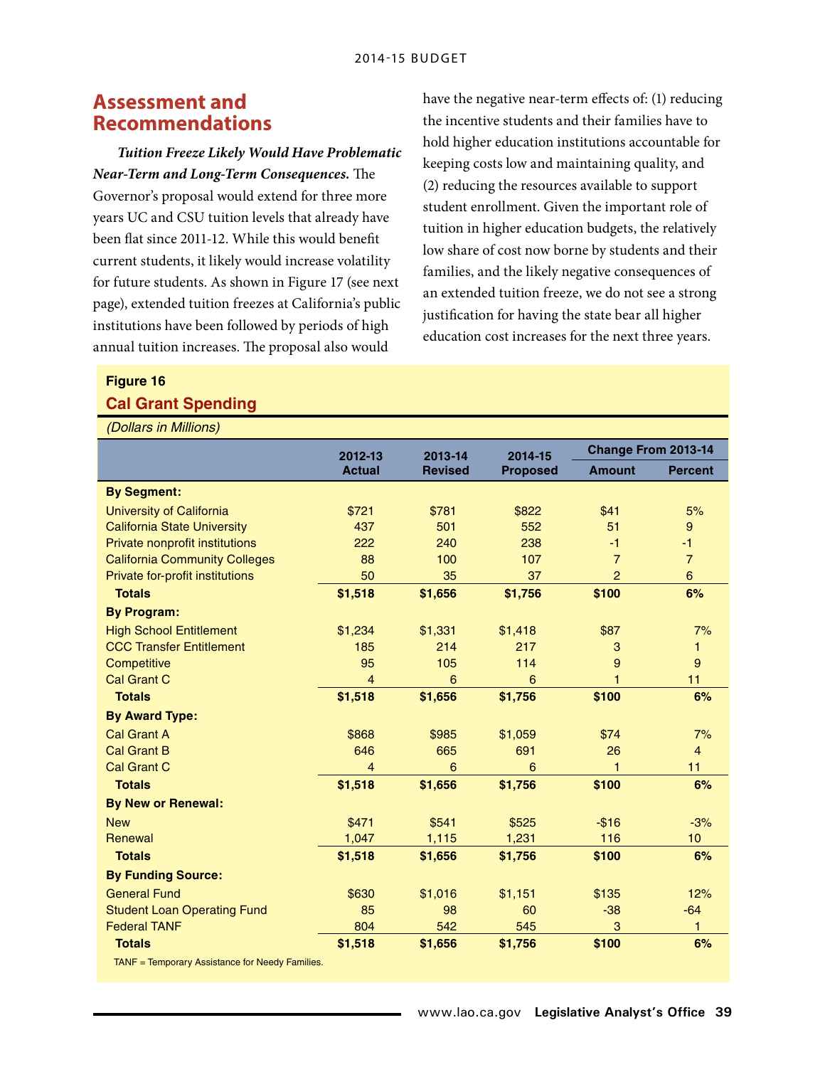## Assessment and Recommendations

***Tuition Freeze Likely Would Have Problematic Near-Term and Long-Term Consequences.*** The Governor's proposal would extend for three more years UC and CSU tuition levels that already have been flat since 2011-12. While this would benefit current students, it likely would increase volatility for future students. As shown in Figure 17 (see next page), extended tuition freezes at California's public institutions have been followed by periods of high annual tuition increases. The proposal also would have the negative near-term effects of: (1) reducing the incentive students and their families have to hold higher education institutions accountable for keeping costs low and maintaining quality, and (2) reducing the resources available to support student enrollment. Given the important role of tuition in higher education budgets, the relatively low share of cost now borne by students and their families, and the likely negative consequences of an extended tuition freeze, we do not see a strong justification for having the state bear all higher education cost increases for the next three years.

**Figure 16**

**Cal Grant Spending**

*(Dollars in Millions)*

| | 2012-13 Actual | 2013-14 Revised | 2014-15 Proposed | Change From 2013-14 | |
|---|---|---|---|---|---|
| | | | | Amount | Percent |
| **By Segment:** | | | | | |
| University of California | $721 | $781 | $822 | $41 | 5% |
| California State University | 437 | 501 | 552 | 51 | 9 |
| Private nonprofit institutions | 222 | 240 | 238 | -1 | -1 |
| California Community Colleges | 88 | 100 | 107 | 7 | 7 |
| Private for-profit institutions | 50 | 35 | 37 | 2 | 6 |
| **Totals** | **$1,518** | **$1,656** | **$1,756** | **$100** | **6%** |
| **By Program:** | | | | | |
| High School Entitlement | $1,234 | $1,331 | $1,418 | $87 | 7% |
| CCC Transfer Entitlement | 185 | 214 | 217 | 3 | 1 |
| Competitive | 95 | 105 | 114 | 9 | 9 |
| Cal Grant C | 4 | 6 | 6 | 1 | 11 |
| **Totals** | **$1,518** | **$1,656** | **$1,756** | **$100** | **6%** |
| **By Award Type:** | | | | | |
| Cal Grant A | $868 | $985 | $1,059 | $74 | 7% |
| Cal Grant B | 646 | 665 | 691 | 26 | 4 |
| Cal Grant C | 4 | 6 | 6 | 1 | 11 |
| **Totals** | **$1,518** | **$1,656** | **$1,756** | **$100** | **6%** |
| **By New or Renewal:** | | | | | |
| New | $471 | $541 | $525 | -$16 | -3% |
| Renewal | 1,047 | 1,115 | 1,231 | 116 | 10 |
| **Totals** | **$1,518** | **$1,656** | **$1,756** | **$100** | **6%** |
| **By Funding Source:** | | | | | |
| General Fund | $630 | $1,016 | $1,151 | $135 | 12% |
| Student Loan Operating Fund | 85 | 98 | 60 | -38 | -64 |
| Federal TANF | 804 | 542 | 545 | 3 | 1 |
| **Totals** | **$1,518** | **$1,656** | **$1,756** | **$100** | **6%** |

TANF = Temporary Assistance for Needy Families.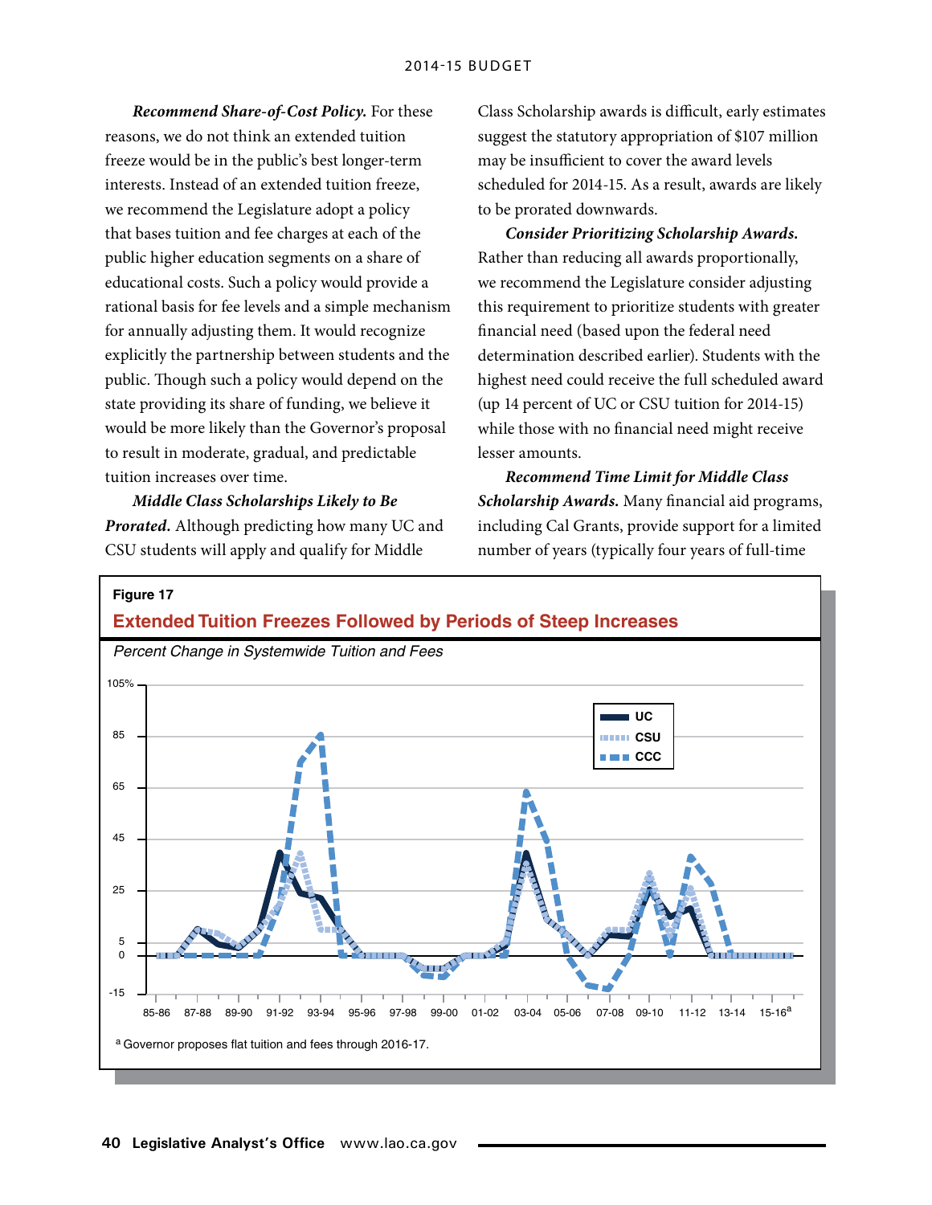***Recommend Share-of-Cost Policy.*** For these reasons, we do not think an extended tuition freeze would be in the public's best longer-term interests. Instead of an extended tuition freeze, we recommend the Legislature adopt a policy that bases tuition and fee charges at each of the public higher education segments on a share of educational costs. Such a policy would provide a rational basis for fee levels and a simple mechanism for annually adjusting them. It would recognize explicitly the partnership between students and the public. Though such a policy would depend on the state providing its share of funding, we believe it would be more likely than the Governor's proposal to result in moderate, gradual, and predictable tuition increases over time.

***Middle Class Scholarships Likely to Be Prorated.*** Although predicting how many UC and CSU students will apply and qualify for Middle Class Scholarship awards is difficult, early estimates suggest the statutory appropriation of $107 million may be insufficient to cover the award levels scheduled for 2014-15. As a result, awards are likely to be prorated downwards.

***Consider Prioritizing Scholarship Awards.*** Rather than reducing all awards proportionally, we recommend the Legislature consider adjusting this requirement to prioritize students with greater financial need (based upon the federal need determination described earlier). Students with the highest need could receive the full scheduled award (up 14 percent of UC or CSU tuition for 2014-15) while those with no financial need might receive lesser amounts.

***Recommend Time Limit for Middle Class Scholarship Awards.*** Many financial aid programs, including Cal Grants, provide support for a limited number of years (typically four years of full-time

**Figure 17**

**Extended Tuition Freezes Followed by Periods of Steep Increases**

*Percent Change in Systemwide Tuition and Fees*

[a] Governor proposes flat tuition and fees through 2016-17.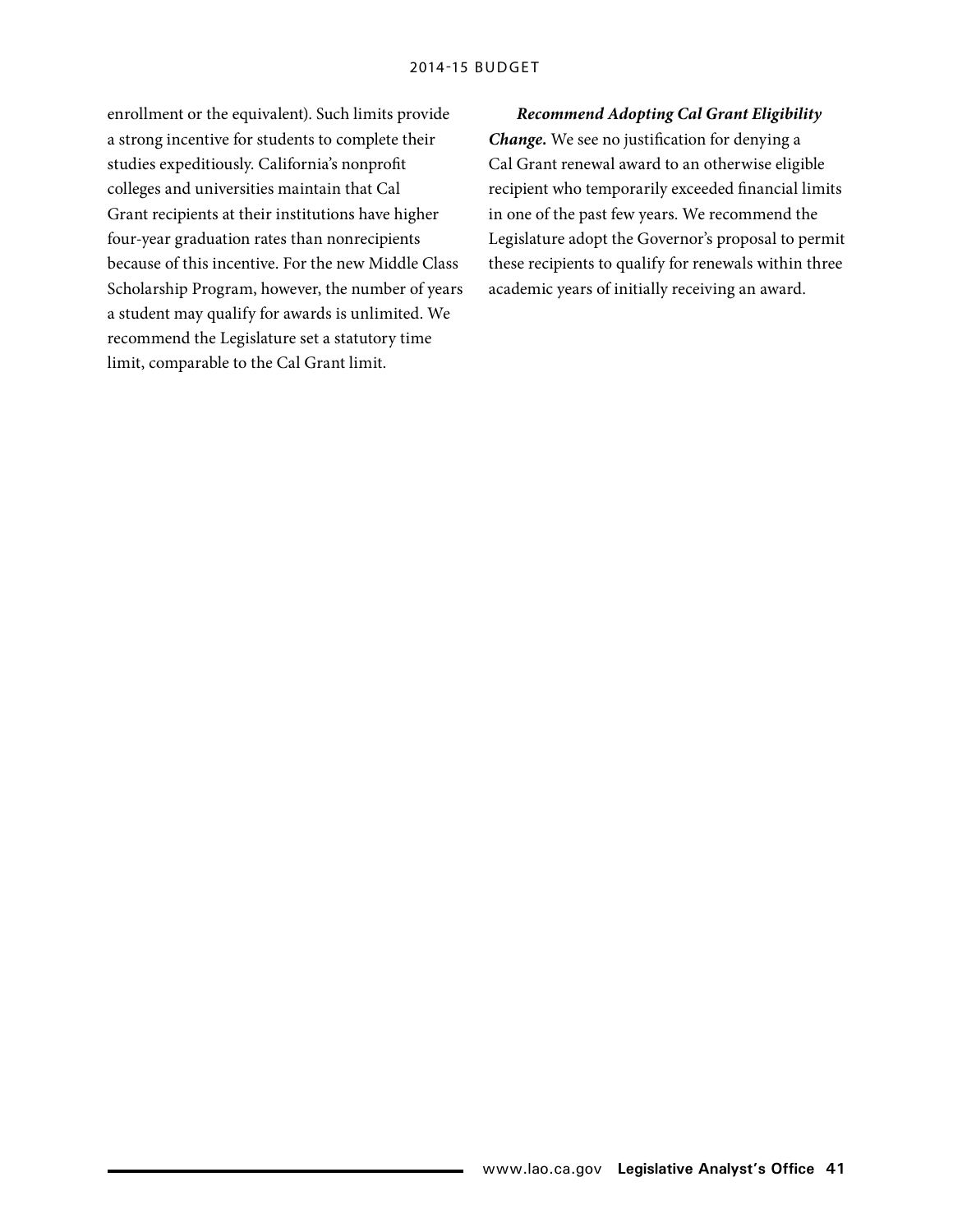enrollment or the equivalent). Such limits provide a strong incentive for students to complete their studies expeditiously. California's nonprofit colleges and universities maintain that Cal Grant recipients at their institutions have higher four-year graduation rates than nonrecipients because of this incentive. For the new Middle Class Scholarship Program, however, the number of years a student may qualify for awards is unlimited. We recommend the Legislature set a statutory time limit, comparable to the Cal Grant limit.

***Recommend Adopting Cal Grant Eligibility Change.*** We see no justification for denying a Cal Grant renewal award to an otherwise eligible recipient who temporarily exceeded financial limits in one of the past few years. We recommend the Legislature adopt the Governor's proposal to permit these recipients to qualify for renewals within three academic years of initially receiving an award.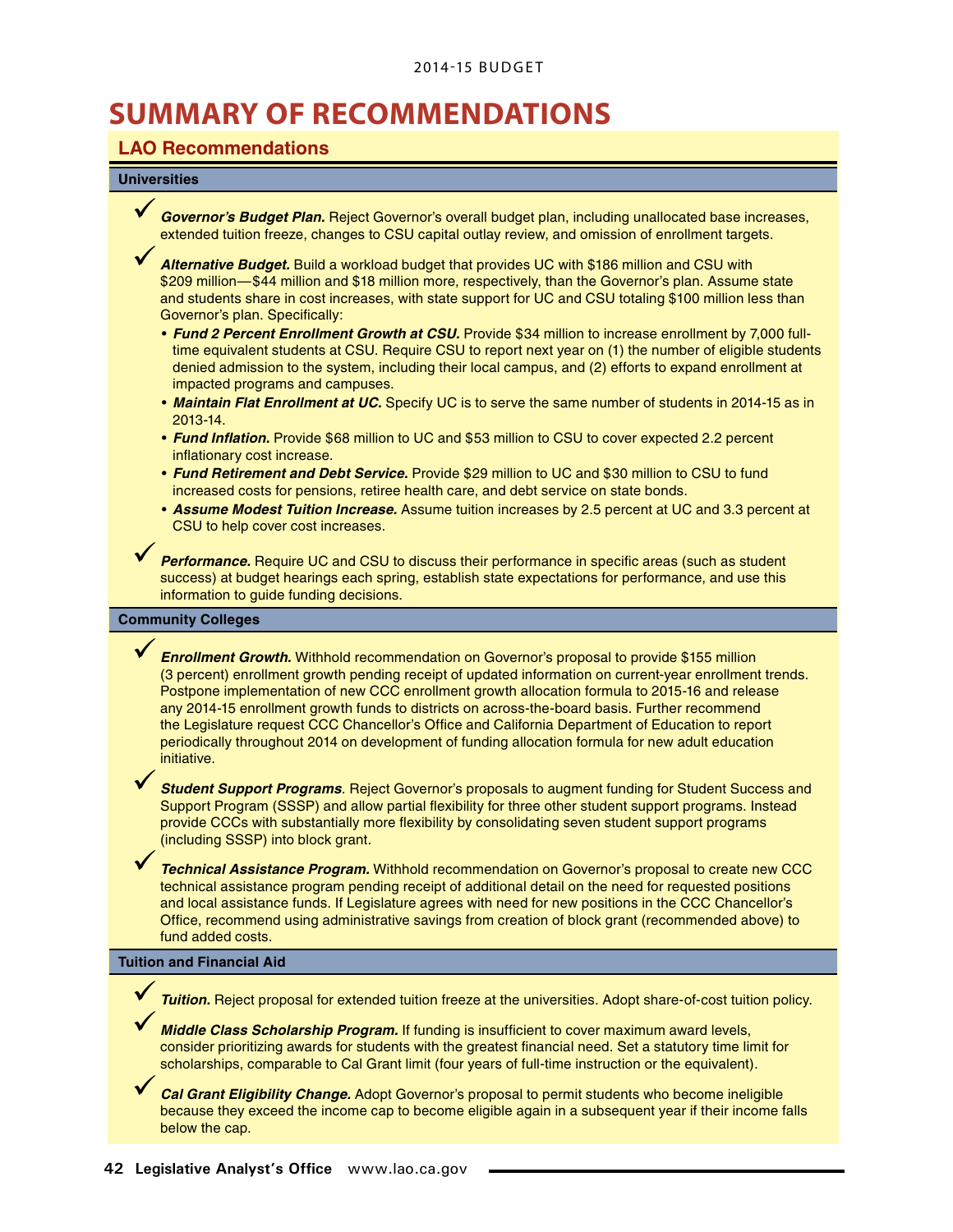# SUMMARY OF RECOMMENDATIONS

## LAO Recommendations

### Universities

- ✓ ***Governor's Budget Plan.*** Reject Governor's overall budget plan, including unallocated base increases, extended tuition freeze, changes to CSU capital outlay review, and omission of enrollment targets.

- ✓ ***Alternative Budget.*** Build a workload budget that provides UC with $186 million and CSU with $209 million—$44 million and $18 million more, respectively, than the Governor's plan. Assume state and students share in cost increases, with state support for UC and CSU totaling $100 million less than Governor's plan. Specifically:
  - ***Fund 2 Percent Enrollment Growth at CSU.*** Provide $34 million to increase enrollment by 7,000 full-time equivalent students at CSU. Require CSU to report next year on (1) the number of eligible students denied admission to the system, including their local campus, and (2) efforts to expand enrollment at impacted programs and campuses.
  - ***Maintain Flat Enrollment at UC.*** Specify UC is to serve the same number of students in 2014-15 as in 2013-14.
  - ***Fund Inflation.*** Provide $68 million to UC and $53 million to CSU to cover expected 2.2 percent inflationary cost increase.
  - ***Fund Retirement and Debt Service.*** Provide $29 million to UC and $30 million to CSU to fund increased costs for pensions, retiree health care, and debt service on state bonds.
  - ***Assume Modest Tuition Increase.*** Assume tuition increases by 2.5 percent at UC and 3.3 percent at CSU to help cover cost increases.

- ✓ ***Performance.*** Require UC and CSU to discuss their performance in specific areas (such as student success) at budget hearings each spring, establish state expectations for performance, and use this information to guide funding decisions.

### Community Colleges

- ✓ ***Enrollment Growth.*** Withhold recommendation on Governor's proposal to provide $155 million (3 percent) enrollment growth pending receipt of updated information on current-year enrollment trends. Postpone implementation of new CCC enrollment growth allocation formula to 2015-16 and release any 2014-15 enrollment growth funds to districts on across-the-board basis. Further recommend the Legislature request CCC Chancellor's Office and California Department of Education to report periodically throughout 2014 on development of funding allocation formula for new adult education initiative.

- ✓ ***Student Support Programs.*** Reject Governor's proposals to augment funding for Student Success and Support Program (SSSP) and allow partial flexibility for three other student support programs. Instead provide CCCs with substantially more flexibility by consolidating seven student support programs (including SSSP) into block grant.

- ✓ ***Technical Assistance Program.*** Withhold recommendation on Governor's proposal to create new CCC technical assistance program pending receipt of additional detail on the need for requested positions and local assistance funds. If Legislature agrees with need for new positions in the CCC Chancellor's Office, recommend using administrative savings from creation of block grant (recommended above) to fund added costs.

### Tuition and Financial Aid

- ✓ ***Tuition.*** Reject proposal for extended tuition freeze at the universities. Adopt share-of-cost tuition policy.

- ✓ ***Middle Class Scholarship Program.*** If funding is insufficient to cover maximum award levels, consider prioritizing awards for students with the greatest financial need. Set a statutory time limit for scholarships, comparable to Cal Grant limit (four years of full-time instruction or the equivalent).

- ✓ ***Cal Grant Eligibility Change.*** Adopt Governor's proposal to permit students who become ineligible because they exceed the income cap to become eligible again in a subsequent year if their income falls below the cap.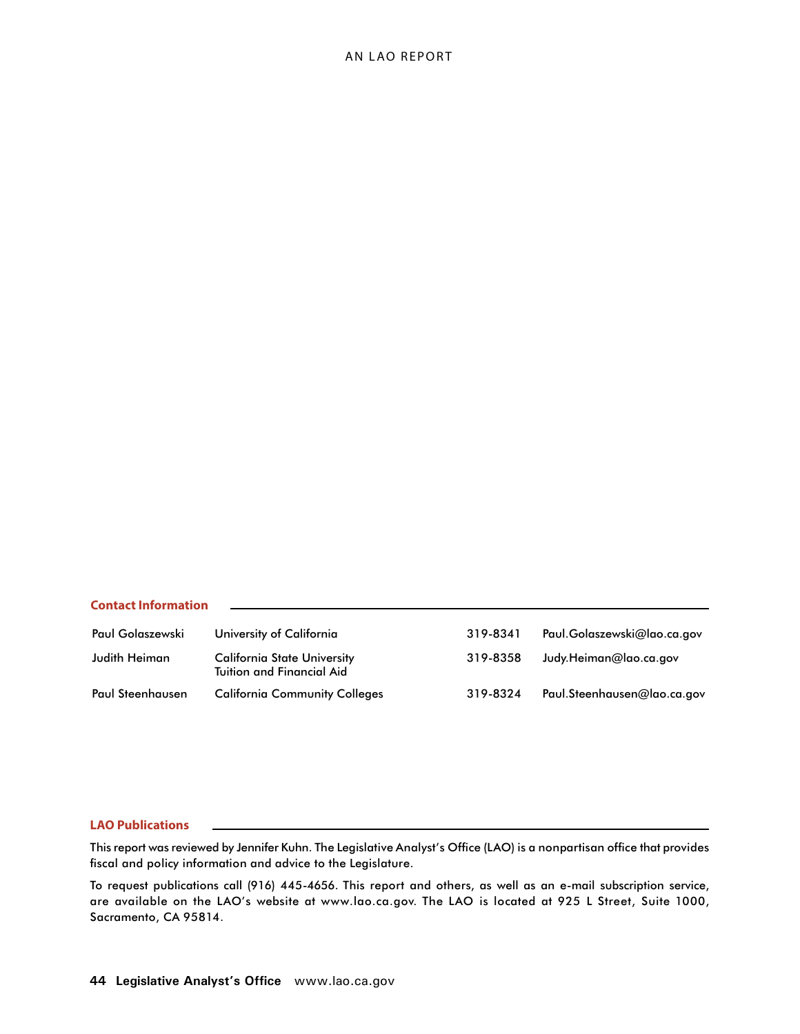## Contact Information

| | | | |
|---|---|---|---|
| Paul Golaszewski | University of California | 319-8341 | Paul.Golaszewski@lao.ca.gov |
| Judith Heiman | California State University Tuition and Financial Aid | 319-8358 | Judy.Heiman@lao.ca.gov |
| Paul Steenhausen | California Community Colleges | 319-8324 | Paul.Steenhausen@lao.ca.gov |

## LAO Publications

This report was reviewed by Jennifer Kuhn. The Legislative Analyst's Office (LAO) is a nonpartisan office that provides fiscal and policy information and advice to the Legislature.

To request publications call (916) 445-4656. This report and others, as well as an e-mail subscription service, are available on the LAO's website at www.lao.ca.gov. The LAO is located at 925 L Street, Suite 1000, Sacramento, CA 95814.